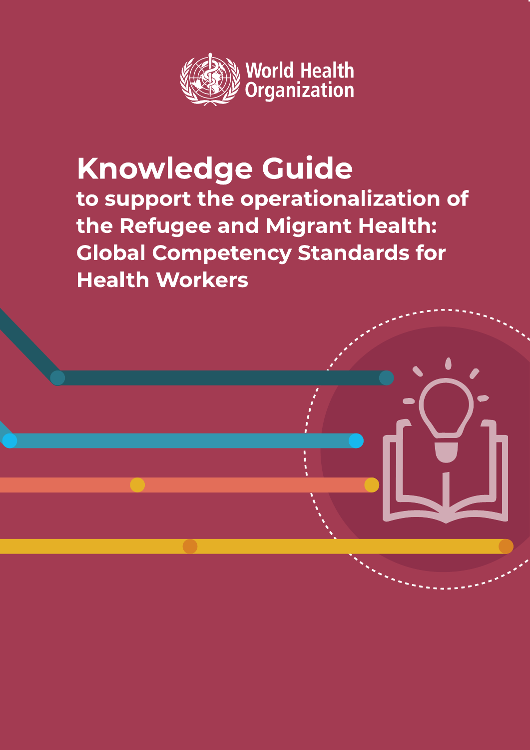World Health Organization

# Knowledge Guide

## to support the operationalization of the Refugee and Migrant Health: Global Competency Standards for Health Workers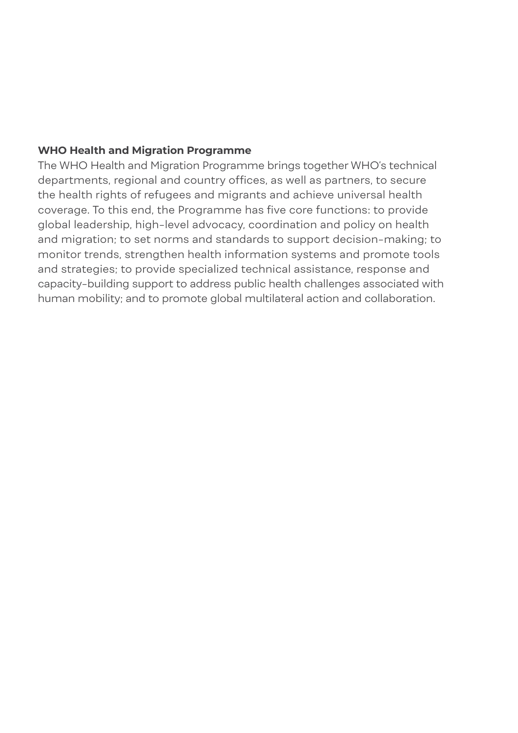**WHO Health and Migration Programme**

The WHO Health and Migration Programme brings together WHO's technical departments, regional and country offices, as well as partners, to secure the health rights of refugees and migrants and achieve universal health coverage. To this end, the Programme has five core functions: to provide global leadership, high-level advocacy, coordination and policy on health and migration; to set norms and standards to support decision-making; to monitor trends, strengthen health information systems and promote tools and strategies; to provide specialized technical assistance, response and capacity-building support to address public health challenges associated with human mobility; and to promote global multilateral action and collaboration.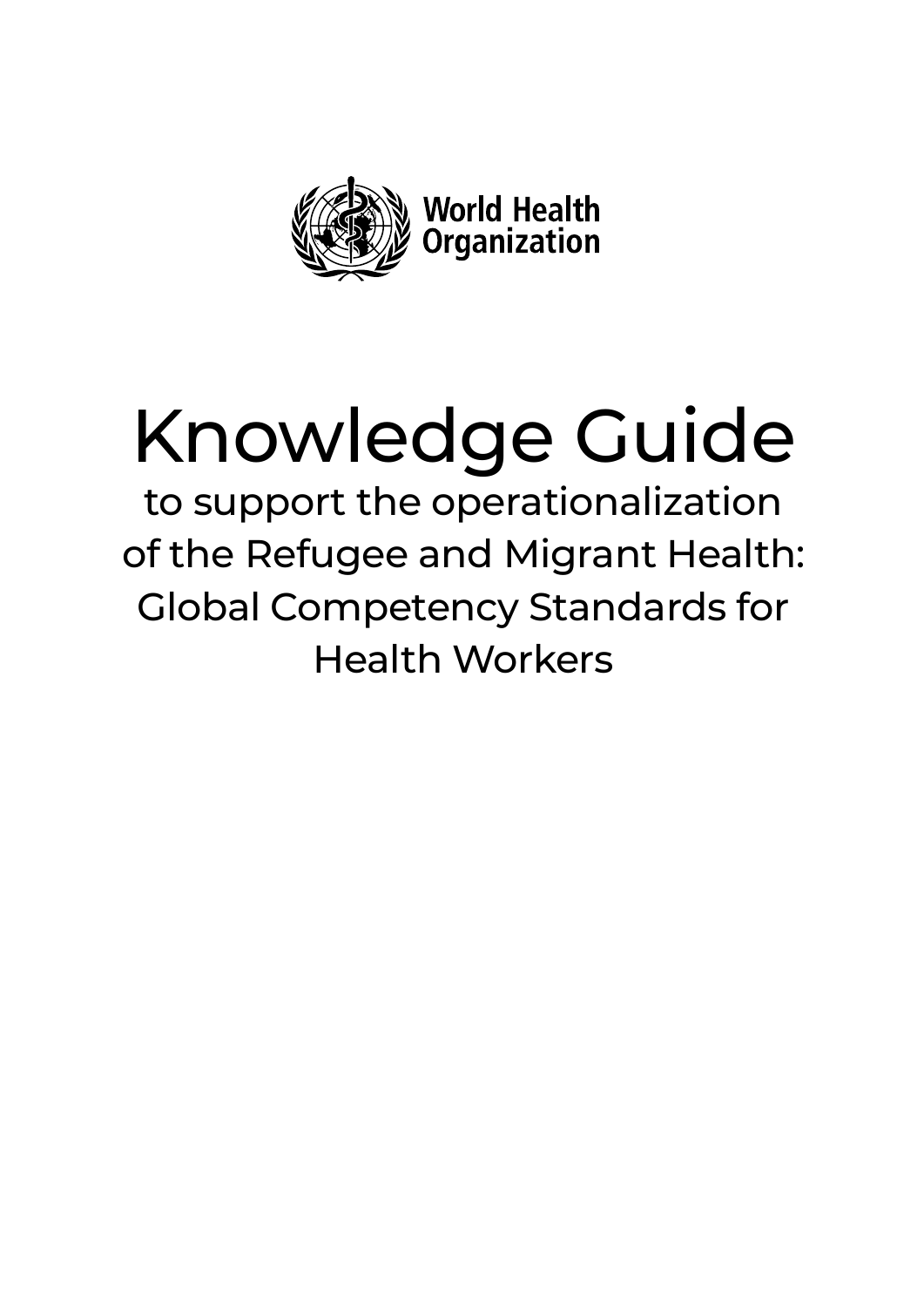World Health Organization

# Knowledge Guide

to support the operationalization of the Refugee and Migrant Health: Global Competency Standards for Health Workers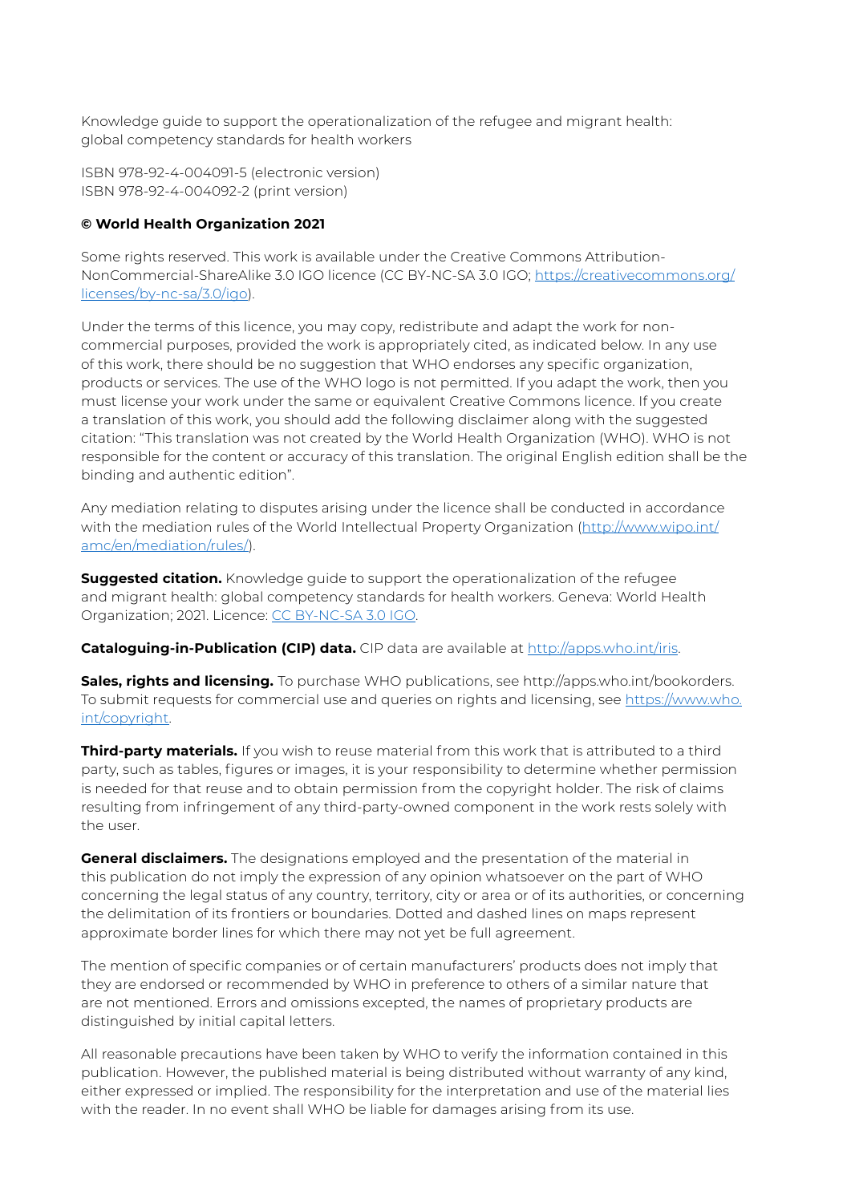Knowledge guide to support the operationalization of the refugee and migrant health: global competency standards for health workers

ISBN 978-92-4-004091-5 (electronic version)
ISBN 978-92-4-004092-2 (print version)

**© World Health Organization 2021**

Some rights reserved. This work is available under the Creative Commons Attribution-NonCommercial-ShareAlike 3.0 IGO licence (CC BY-NC-SA 3.0 IGO; https://creativecommons.org/licenses/by-nc-sa/3.0/igo).

Under the terms of this licence, you may copy, redistribute and adapt the work for non-commercial purposes, provided the work is appropriately cited, as indicated below. In any use of this work, there should be no suggestion that WHO endorses any specific organization, products or services. The use of the WHO logo is not permitted. If you adapt the work, then you must license your work under the same or equivalent Creative Commons licence. If you create a translation of this work, you should add the following disclaimer along with the suggested citation: "This translation was not created by the World Health Organization (WHO). WHO is not responsible for the content or accuracy of this translation. The original English edition shall be the binding and authentic edition".

Any mediation relating to disputes arising under the licence shall be conducted in accordance with the mediation rules of the World Intellectual Property Organization (http://www.wipo.int/amc/en/mediation/rules/).

**Suggested citation.** Knowledge guide to support the operationalization of the refugee and migrant health: global competency standards for health workers. Geneva: World Health Organization; 2021. Licence: CC BY-NC-SA 3.0 IGO.

**Cataloguing-in-Publication (CIP) data.** CIP data are available at http://apps.who.int/iris.

**Sales, rights and licensing.** To purchase WHO publications, see http://apps.who.int/bookorders. To submit requests for commercial use and queries on rights and licensing, see https://www.who.int/copyright.

**Third-party materials.** If you wish to reuse material from this work that is attributed to a third party, such as tables, figures or images, it is your responsibility to determine whether permission is needed for that reuse and to obtain permission from the copyright holder. The risk of claims resulting from infringement of any third-party-owned component in the work rests solely with the user.

**General disclaimers.** The designations employed and the presentation of the material in this publication do not imply the expression of any opinion whatsoever on the part of WHO concerning the legal status of any country, territory, city or area or of its authorities, or concerning the delimitation of its frontiers or boundaries. Dotted and dashed lines on maps represent approximate border lines for which there may not yet be full agreement.

The mention of specific companies or of certain manufacturers' products does not imply that they are endorsed or recommended by WHO in preference to others of a similar nature that are not mentioned. Errors and omissions excepted, the names of proprietary products are distinguished by initial capital letters.

All reasonable precautions have been taken by WHO to verify the information contained in this publication. However, the published material is being distributed without warranty of any kind, either expressed or implied. The responsibility for the interpretation and use of the material lies with the reader. In no event shall WHO be liable for damages arising from its use.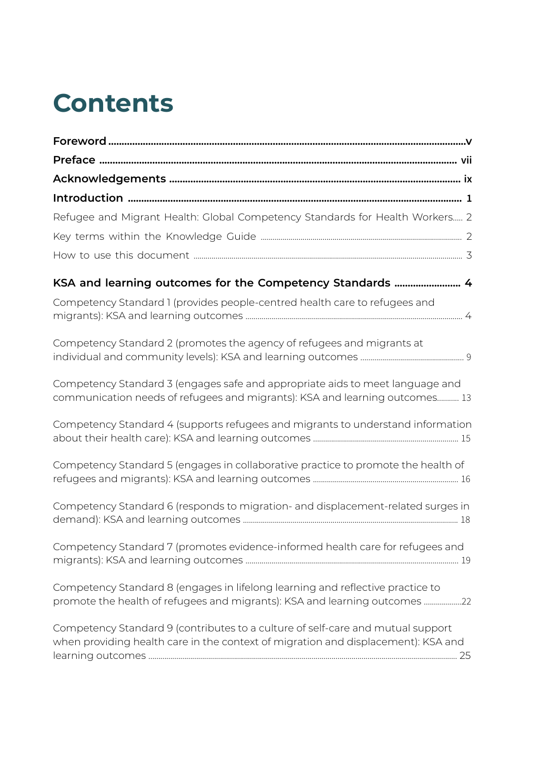# Contents

**Foreword** ........................................................................................................ v

**Preface** ........................................................................................................ vii

**Acknowledgements** ........................................................................................................ ix

**Introduction** ........................................................................................................ 1

Refugee and Migrant Health: Global Competency Standards for Health Workers..... 2

Key terms within the Knowledge Guide ........................................................................................................ 2

How to use this document ........................................................................................................ 3

**KSA and learning outcomes for the Competency Standards** ........................ 4

Competency Standard 1 (provides people-centred health care to refugees and migrants): KSA and learning outcomes ........................................................................................................ 4

Competency Standard 2 (promotes the agency of refugees and migrants at individual and community levels): KSA and learning outcomes ........................................................................................................ 9

Competency Standard 3 (engages safe and appropriate aids to meet language and communication needs of refugees and migrants): KSA and learning outcomes........... 13

Competency Standard 4 (supports refugees and migrants to understand information about their health care): KSA and learning outcomes ........................................................................................................ 15

Competency Standard 5 (engages in collaborative practice to promote the health of refugees and migrants): KSA and learning outcomes ........................................................................................................ 16

Competency Standard 6 (responds to migration- and displacement-related surges in demand): KSA and learning outcomes ........................................................................................................ 18

Competency Standard 7 (promotes evidence-informed health care for refugees and migrants): KSA and learning outcomes ........................................................................................................ 19

Competency Standard 8 (engages in lifelong learning and reflective practice to promote the health of refugees and migrants): KSA and learning outcomes ...................22

Competency Standard 9 (contributes to a culture of self-care and mutual support when providing health care in the context of migration and displacement): KSA and learning outcomes ........................................................................................................ 25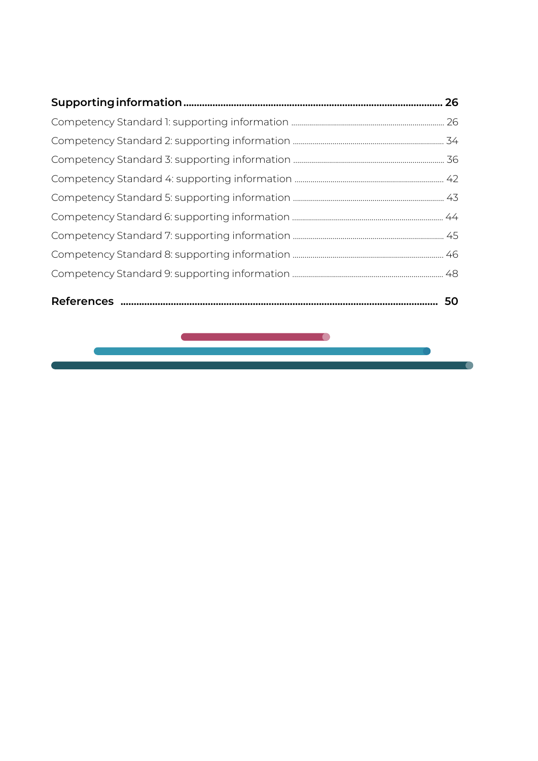**Supporting information** ..................................................................................... **26**

Competency Standard 1: supporting information ........................................................................ 26

Competency Standard 2: supporting information ........................................................................ 34

Competency Standard 3: supporting information ........................................................................ 36

Competency Standard 4: supporting information ........................................................................ 42

Competency Standard 5: supporting information ........................................................................ 43

Competency Standard 6: supporting information ........................................................................ 44

Competency Standard 7: supporting information ........................................................................ 45

Competency Standard 8: supporting information ........................................................................ 46

Competency Standard 9: supporting information ........................................................................ 48

**References** ..................................................................................................................... **50**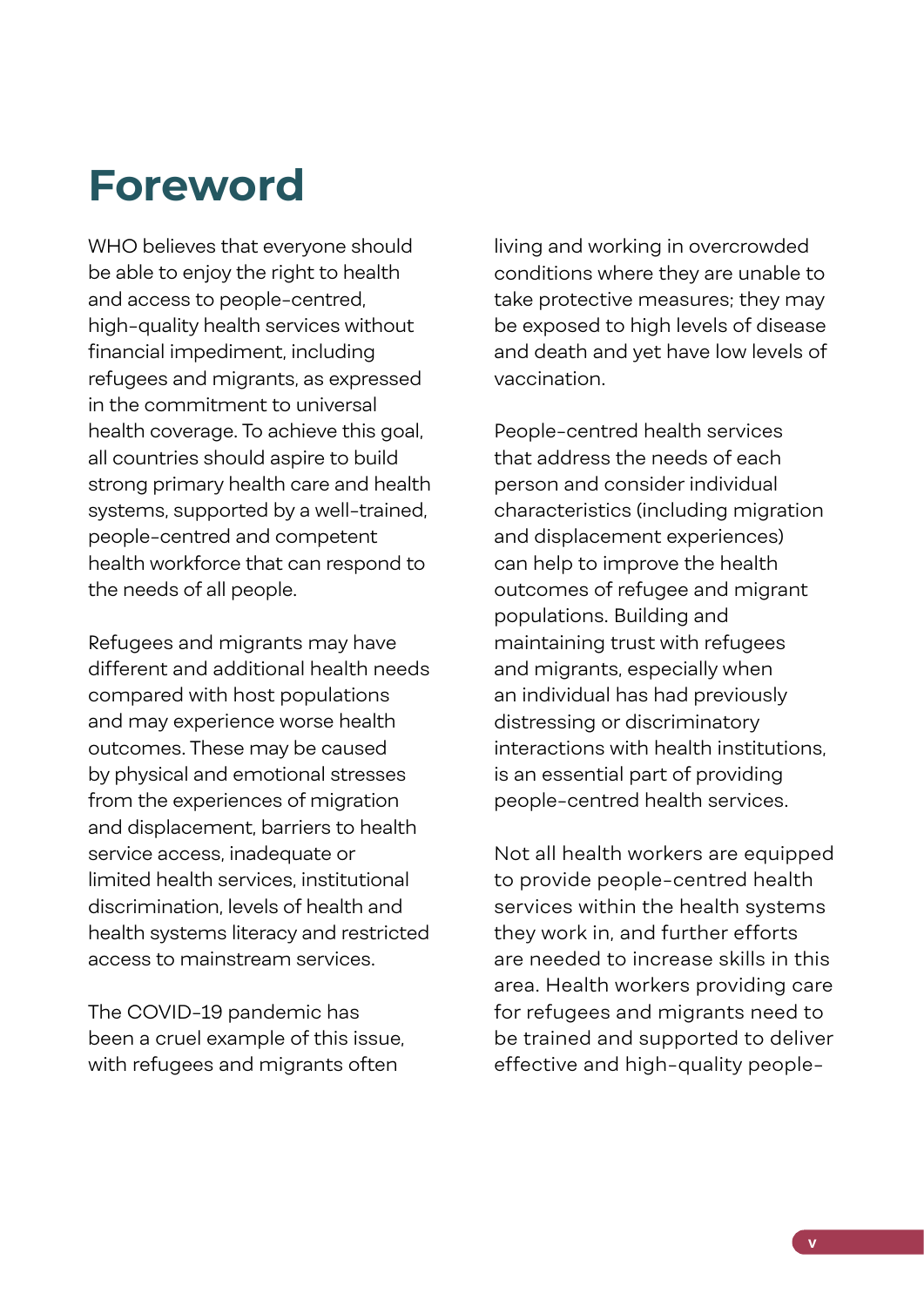# Foreword

WHO believes that everyone should be able to enjoy the right to health and access to people-centred, high-quality health services without financial impediment, including refugees and migrants, as expressed in the commitment to universal health coverage. To achieve this goal, all countries should aspire to build strong primary health care and health systems, supported by a well-trained, people-centred and competent health workforce that can respond to the needs of all people.

Refugees and migrants may have different and additional health needs compared with host populations and may experience worse health outcomes. These may be caused by physical and emotional stresses from the experiences of migration and displacement, barriers to health service access, inadequate or limited health services, institutional discrimination, levels of health and health systems literacy and restricted access to mainstream services.

The COVID-19 pandemic has been a cruel example of this issue, with refugees and migrants often living and working in overcrowded conditions where they are unable to take protective measures; they may be exposed to high levels of disease and death and yet have low levels of vaccination.

People-centred health services that address the needs of each person and consider individual characteristics (including migration and displacement experiences) can help to improve the health outcomes of refugee and migrant populations. Building and maintaining trust with refugees and migrants, especially when an individual has had previously distressing or discriminatory interactions with health institutions, is an essential part of providing people-centred health services.

Not all health workers are equipped to provide people-centred health services within the health systems they work in, and further efforts are needed to increase skills in this area. Health workers providing care for refugees and migrants need to be trained and supported to deliver effective and high-quality people-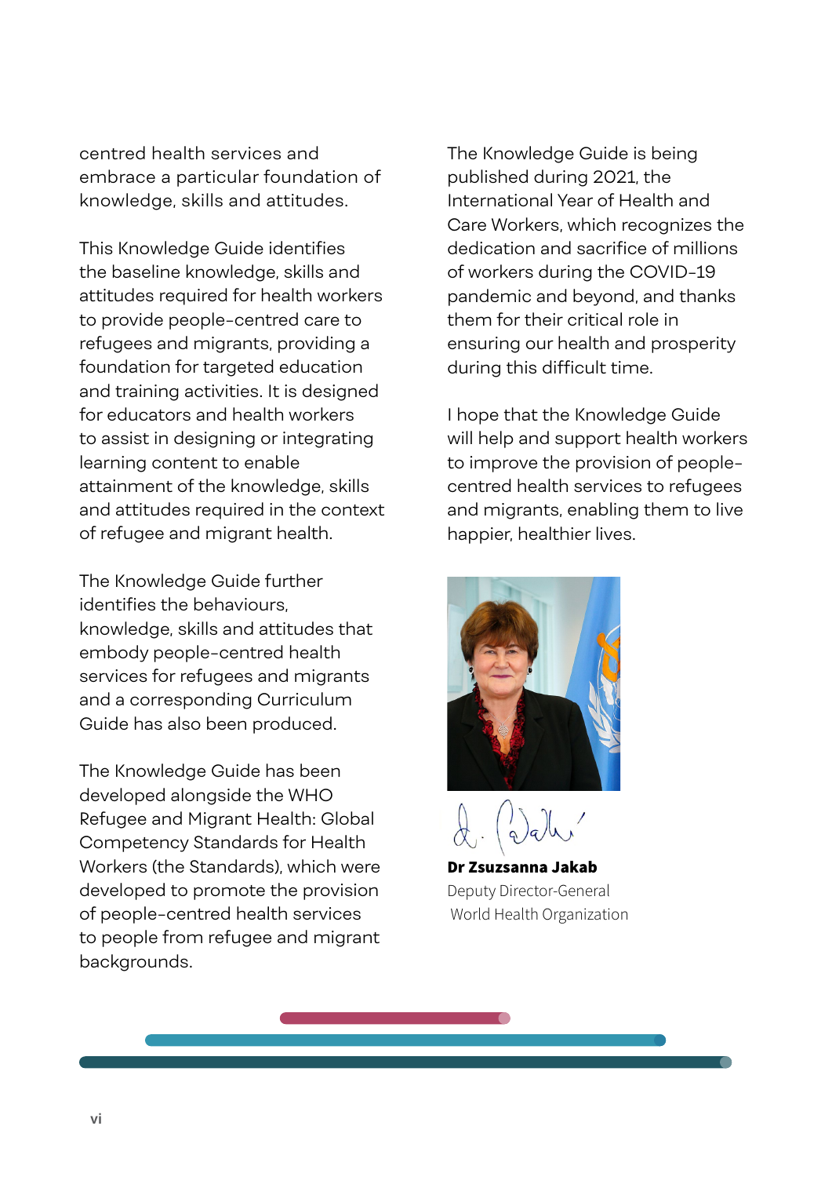centred health services and embrace a particular foundation of knowledge, skills and attitudes.

This Knowledge Guide identifies the baseline knowledge, skills and attitudes required for health workers to provide people-centred care to refugees and migrants, providing a foundation for targeted education and training activities. It is designed for educators and health workers to assist in designing or integrating learning content to enable attainment of the knowledge, skills and attitudes required in the context of refugee and migrant health.

The Knowledge Guide further identifies the behaviours, knowledge, skills and attitudes that embody people-centred health services for refugees and migrants and a corresponding Curriculum Guide has also been produced.

The Knowledge Guide has been developed alongside the WHO Refugee and Migrant Health: Global Competency Standards for Health Workers (the Standards), which were developed to promote the provision of people-centred health services to people from refugee and migrant backgrounds.

The Knowledge Guide is being published during 2021, the International Year of Health and Care Workers, which recognizes the dedication and sacrifice of millions of workers during the COVID-19 pandemic and beyond, and thanks them for their critical role in ensuring our health and prosperity during this difficult time.

I hope that the Knowledge Guide will help and support health workers to improve the provision of people-centred health services to refugees and migrants, enabling them to live happier, healthier lives.

**Dr Zsuzsanna Jakab**
Deputy Director-General
World Health Organization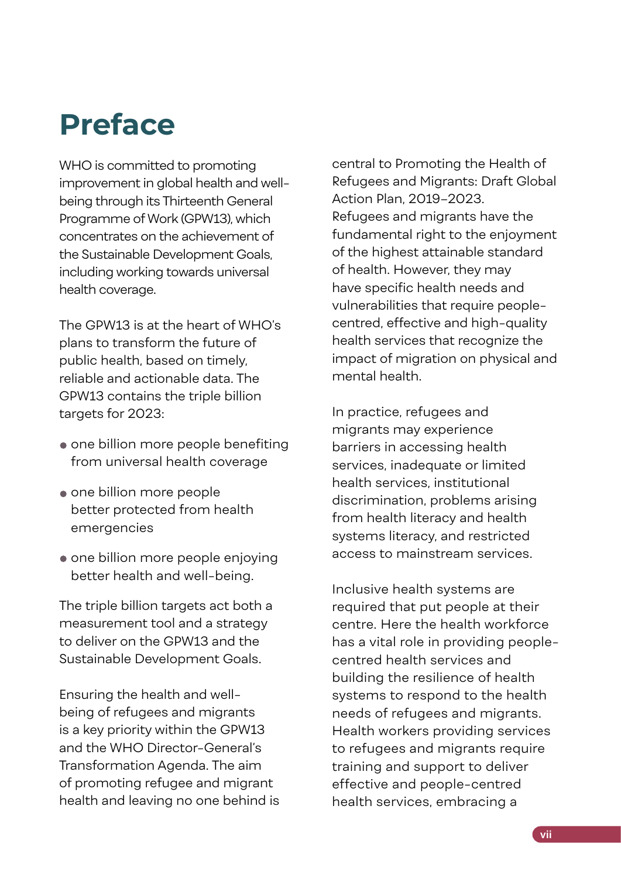# Preface

WHO is committed to promoting improvement in global health and well-being through its Thirteenth General Programme of Work (GPW13), which concentrates on the achievement of the Sustainable Development Goals, including working towards universal health coverage.

The GPW13 is at the heart of WHO's plans to transform the future of public health, based on timely, reliable and actionable data. The GPW13 contains the triple billion targets for 2023:

- one billion more people benefiting from universal health coverage
- one billion more people better protected from health emergencies
- one billion more people enjoying better health and well-being.

The triple billion targets act both a measurement tool and a strategy to deliver on the GPW13 and the Sustainable Development Goals.

Ensuring the health and well-being of refugees and migrants is a key priority within the GPW13 and the WHO Director-General's Transformation Agenda. The aim of promoting refugee and migrant health and leaving no one behind is central to Promoting the Health of Refugees and Migrants: Draft Global Action Plan, 2019–2023.

Refugees and migrants have the fundamental right to the enjoyment of the highest attainable standard of health. However, they may have specific health needs and vulnerabilities that require people-centred, effective and high-quality health services that recognize the impact of migration on physical and mental health.

In practice, refugees and migrants may experience barriers in accessing health services, inadequate or limited health services, institutional discrimination, problems arising from health literacy and health systems literacy, and restricted access to mainstream services.

Inclusive health systems are required that put people at their centre. Here the health workforce has a vital role in providing people-centred health services and building the resilience of health systems to respond to the health needs of refugees and migrants. Health workers providing services to refugees and migrants require training and support to deliver effective and people-centred health services, embracing a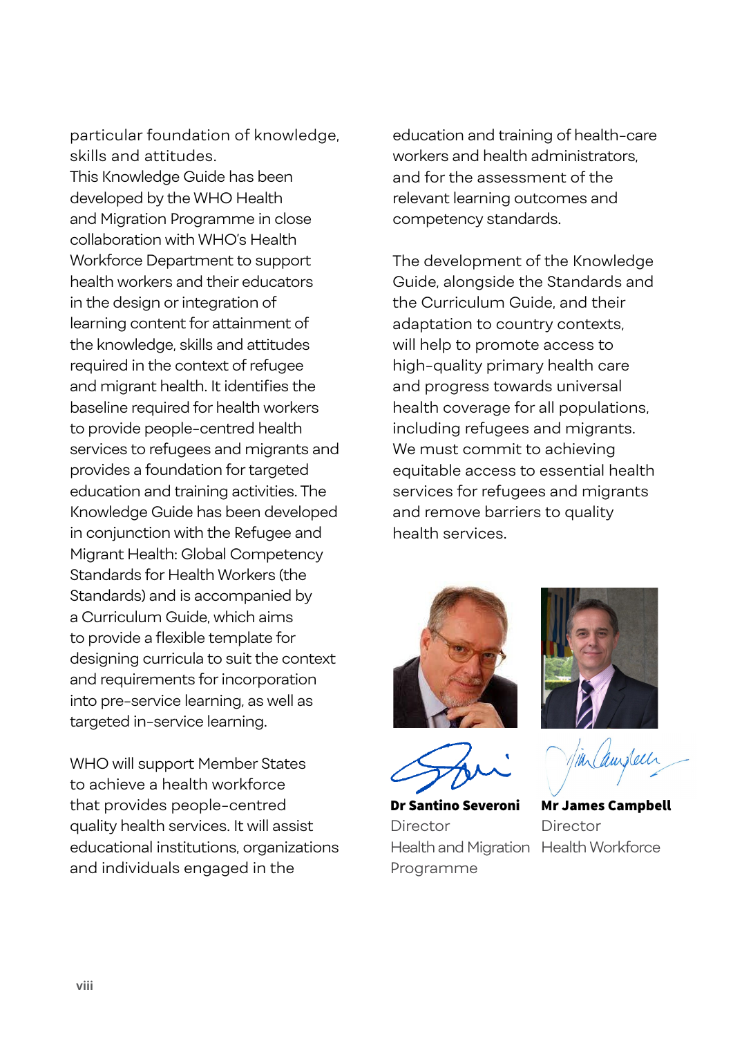particular foundation of knowledge, skills and attitudes.

This Knowledge Guide has been developed by the WHO Health and Migration Programme in close collaboration with WHO's Health Workforce Department to support health workers and their educators in the design or integration of learning content for attainment of the knowledge, skills and attitudes required in the context of refugee and migrant health. It identifies the baseline required for health workers to provide people-centred health services to refugees and migrants and provides a foundation for targeted education and training activities. The Knowledge Guide has been developed in conjunction with the Refugee and Migrant Health: Global Competency Standards for Health Workers (the Standards) and is accompanied by a Curriculum Guide, which aims to provide a flexible template for designing curricula to suit the context and requirements for incorporation into pre-service learning, as well as targeted in-service learning.

WHO will support Member States to achieve a health workforce that provides people-centred quality health services. It will assist educational institutions, organizations and individuals engaged in the education and training of health-care workers and health administrators, and for the assessment of the relevant learning outcomes and competency standards.

The development of the Knowledge Guide, alongside the Standards and the Curriculum Guide, and their adaptation to country contexts, will help to promote access to high-quality primary health care and progress towards universal health coverage for all populations, including refugees and migrants. We must commit to achieving equitable access to essential health services for refugees and migrants and remove barriers to quality health services.

**Dr Santino Severoni**
Director
Health and Migration Programme

**Mr James Campbell**
Director
Health Workforce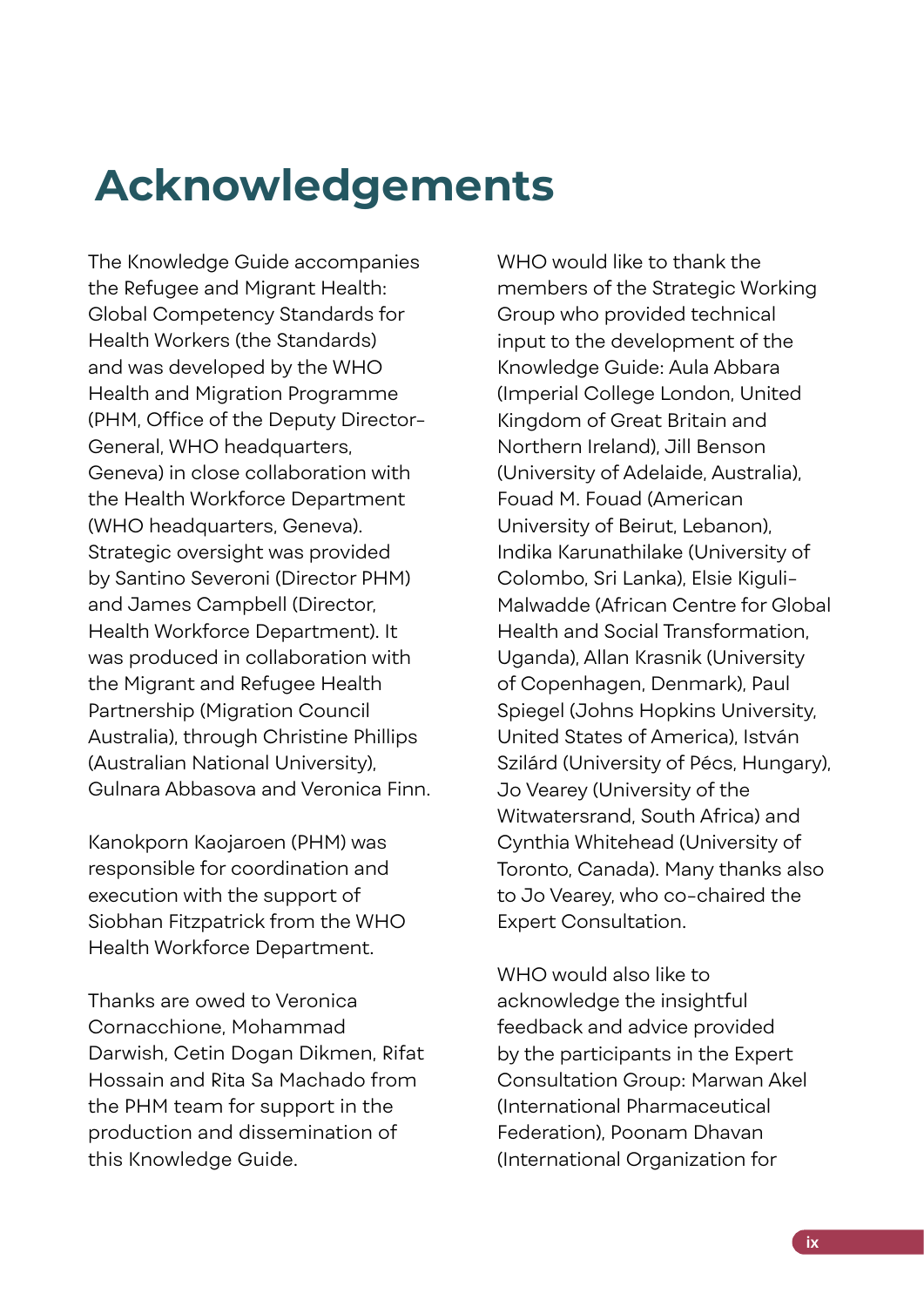# Acknowledgements

The Knowledge Guide accompanies the Refugee and Migrant Health: Global Competency Standards for Health Workers (the Standards) and was developed by the WHO Health and Migration Programme (PHM, Office of the Deputy Director-General, WHO headquarters, Geneva) in close collaboration with the Health Workforce Department (WHO headquarters, Geneva). Strategic oversight was provided by Santino Severoni (Director PHM) and James Campbell (Director, Health Workforce Department). It was produced in collaboration with the Migrant and Refugee Health Partnership (Migration Council Australia), through Christine Phillips (Australian National University), Gulnara Abbasova and Veronica Finn.

Kanokporn Kaojaroen (PHM) was responsible for coordination and execution with the support of Siobhan Fitzpatrick from the WHO Health Workforce Department.

Thanks are owed to Veronica Cornacchione, Mohammad Darwish, Cetin Dogan Dikmen, Rifat Hossain and Rita Sa Machado from the PHM team for support in the production and dissemination of this Knowledge Guide.

WHO would like to thank the members of the Strategic Working Group who provided technical input to the development of the Knowledge Guide: Aula Abbara (Imperial College London, United Kingdom of Great Britain and Northern Ireland), Jill Benson (University of Adelaide, Australia), Fouad M. Fouad (American University of Beirut, Lebanon), Indika Karunathilake (University of Colombo, Sri Lanka), Elsie Kiguli-Malwadde (African Centre for Global Health and Social Transformation, Uganda), Allan Krasnik (University of Copenhagen, Denmark), Paul Spiegel (Johns Hopkins University, United States of America), István Szilárd (University of Pécs, Hungary), Jo Vearey (University of the Witwatersrand, South Africa) and Cynthia Whitehead (University of Toronto, Canada). Many thanks also to Jo Vearey, who co-chaired the Expert Consultation.

WHO would also like to acknowledge the insightful feedback and advice provided by the participants in the Expert Consultation Group: Marwan Akel (International Pharmaceutical Federation), Poonam Dhavan (International Organization for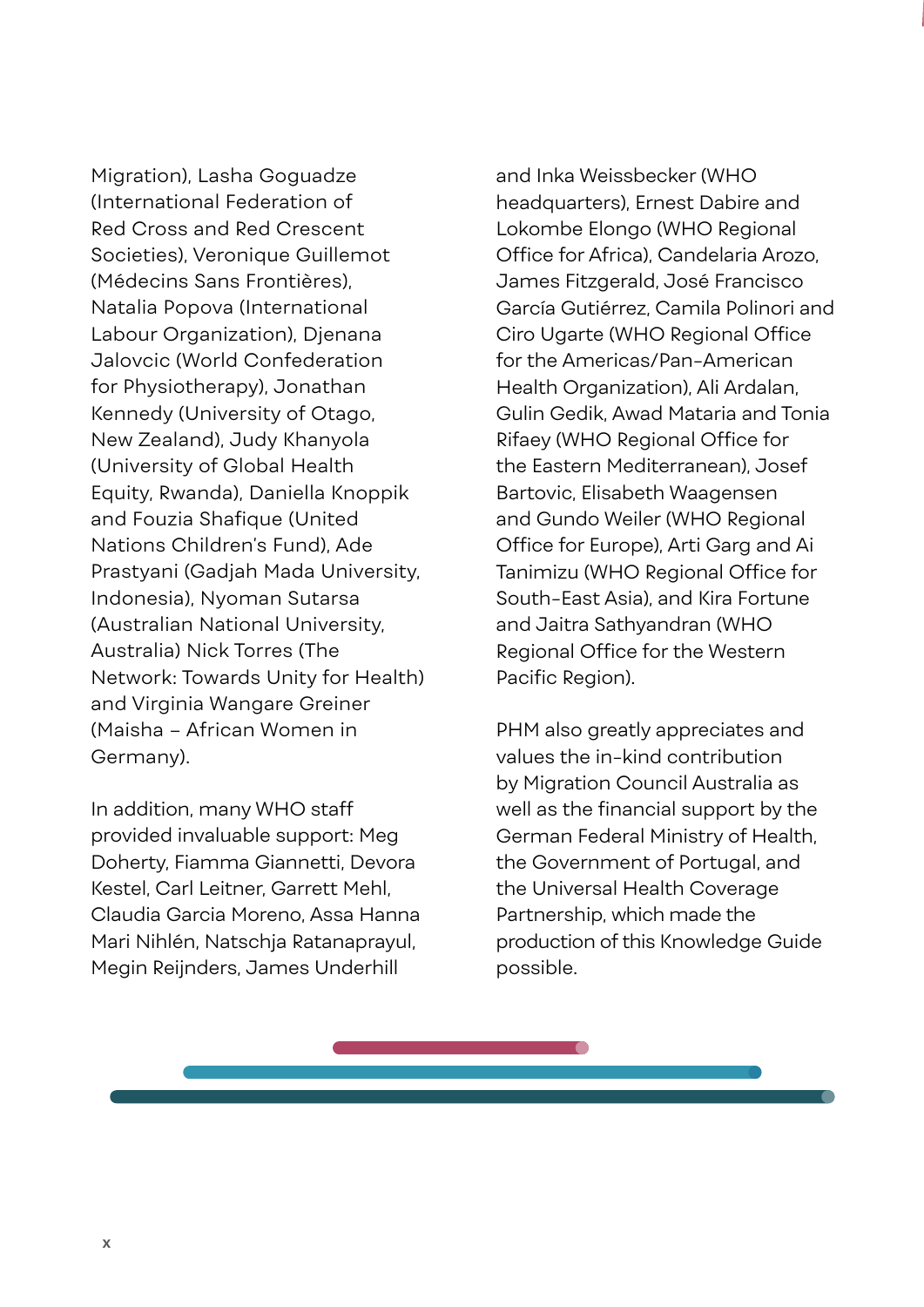Migration), Lasha Goguadze (International Federation of Red Cross and Red Crescent Societies), Veronique Guillemot (Médecins Sans Frontières), Natalia Popova (International Labour Organization), Djenana Jalovcic (World Confederation for Physiotherapy), Jonathan Kennedy (University of Otago, New Zealand), Judy Khanyola (University of Global Health Equity, Rwanda), Daniella Knoppik and Fouzia Shafique (United Nations Children's Fund), Ade Prastyani (Gadjah Mada University, Indonesia), Nyoman Sutarsa (Australian National University, Australia) Nick Torres (The Network: Towards Unity for Health) and Virginia Wangare Greiner (Maisha – African Women in Germany).

In addition, many WHO staff provided invaluable support: Meg Doherty, Fiamma Giannetti, Devora Kestel, Carl Leitner, Garrett Mehl, Claudia Garcia Moreno, Assa Hanna Mari Nihlén, Natschja Ratanaprayul, Megin Reijnders, James Underhill and Inka Weissbecker (WHO headquarters), Ernest Dabire and Lokombe Elongo (WHO Regional Office for Africa), Candelaria Arozo, James Fitzgerald, José Francisco García Gutiérrez, Camila Polinori and Ciro Ugarte (WHO Regional Office for the Americas/Pan-American Health Organization), Ali Ardalan, Gulin Gedik, Awad Mataria and Tonia Rifaey (WHO Regional Office for the Eastern Mediterranean), Josef Bartovic, Elisabeth Waagensen and Gundo Weiler (WHO Regional Office for Europe), Arti Garg and Ai Tanimizu (WHO Regional Office for South-East Asia), and Kira Fortune and Jaitra Sathyandran (WHO Regional Office for the Western Pacific Region).

PHM also greatly appreciates and values the in-kind contribution by Migration Council Australia as well as the financial support by the German Federal Ministry of Health, the Government of Portugal, and the Universal Health Coverage Partnership, which made the production of this Knowledge Guide possible.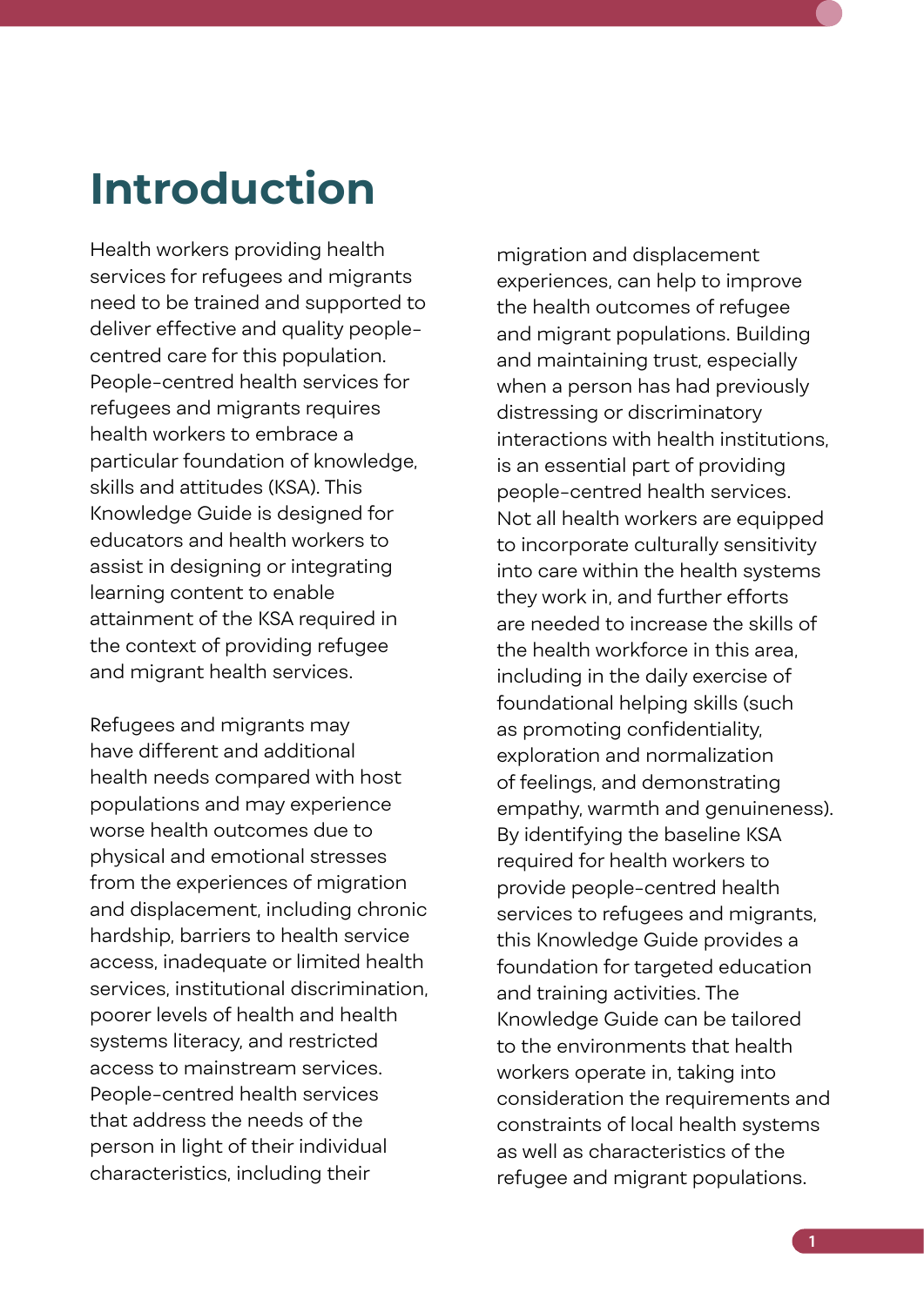# Introduction

Health workers providing health services for refugees and migrants need to be trained and supported to deliver effective and quality people-centred care for this population. People-centred health services for refugees and migrants requires health workers to embrace a particular foundation of knowledge, skills and attitudes (KSA). This Knowledge Guide is designed for educators and health workers to assist in designing or integrating learning content to enable attainment of the KSA required in the context of providing refugee and migrant health services.

Refugees and migrants may have different and additional health needs compared with host populations and may experience worse health outcomes due to physical and emotional stresses from the experiences of migration and displacement, including chronic hardship, barriers to health service access, inadequate or limited health services, institutional discrimination, poorer levels of health and health systems literacy, and restricted access to mainstream services. People-centred health services that address the needs of the person in light of their individual characteristics, including their migration and displacement experiences, can help to improve the health outcomes of refugee and migrant populations. Building and maintaining trust, especially when a person has had previously distressing or discriminatory interactions with health institutions, is an essential part of providing people-centred health services. Not all health workers are equipped to incorporate culturally sensitivity into care within the health systems they work in, and further efforts are needed to increase the skills of the health workforce in this area, including in the daily exercise of foundational helping skills (such as promoting confidentiality, exploration and normalization of feelings, and demonstrating empathy, warmth and genuineness). By identifying the baseline KSA required for health workers to provide people-centred health services to refugees and migrants, this Knowledge Guide provides a foundation for targeted education and training activities. The Knowledge Guide can be tailored to the environments that health workers operate in, taking into consideration the requirements and constraints of local health systems as well as characteristics of the refugee and migrant populations.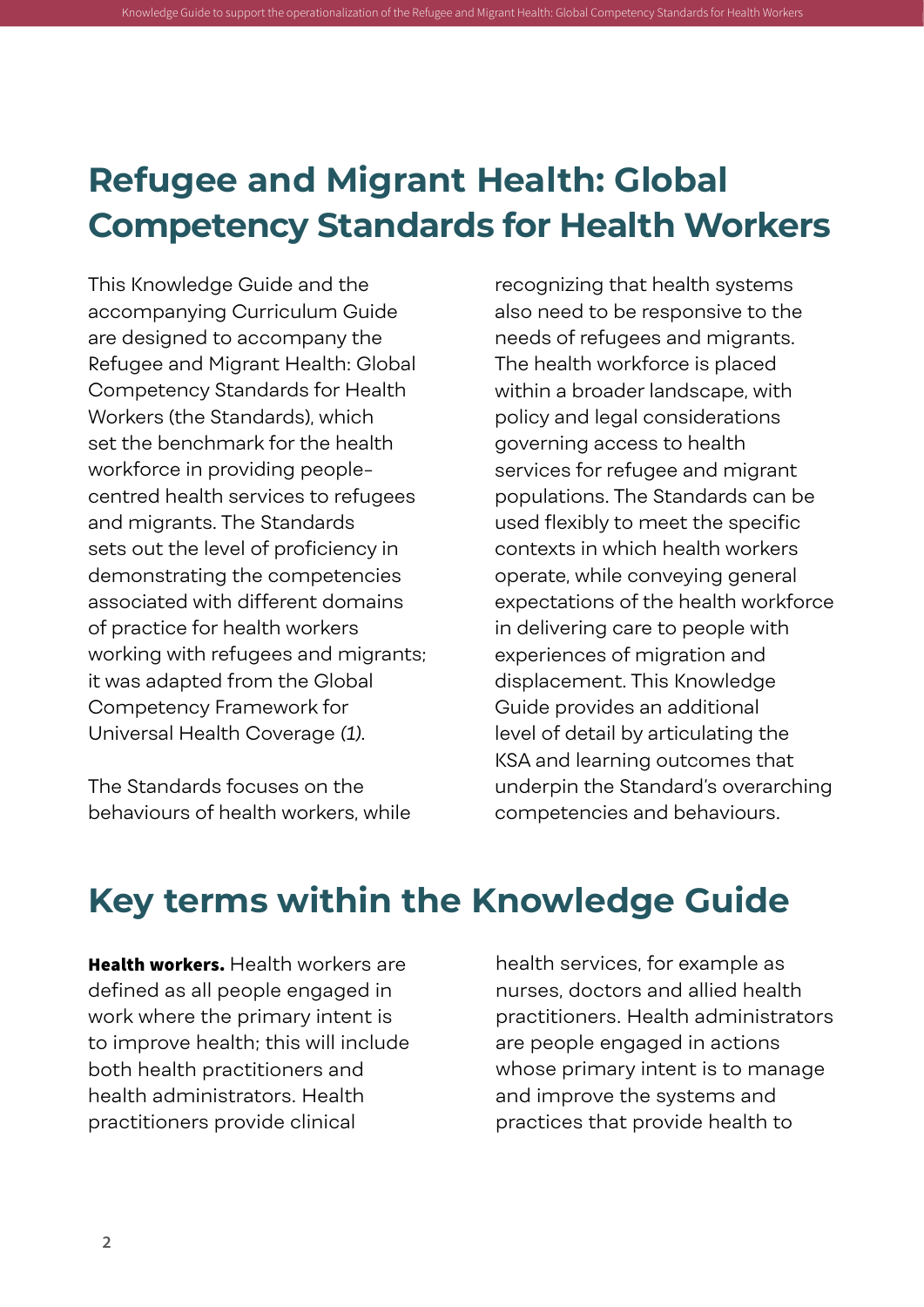## Refugee and Migrant Health: Global Competency Standards for Health Workers

This Knowledge Guide and the accompanying Curriculum Guide are designed to accompany the Refugee and Migrant Health: Global Competency Standards for Health Workers (the Standards), which set the benchmark for the health workforce in providing people-centred health services to refugees and migrants. The Standards sets out the level of proficiency in demonstrating the competencies associated with different domains of practice for health workers working with refugees and migrants; it was adapted from the Global Competency Framework for Universal Health Coverage *(1)*.

The Standards focuses on the behaviours of health workers, while recognizing that health systems also need to be responsive to the needs of refugees and migrants. The health workforce is placed within a broader landscape, with policy and legal considerations governing access to health services for refugee and migrant populations. The Standards can be used flexibly to meet the specific contexts in which health workers operate, while conveying general expectations of the health workforce in delivering care to people with experiences of migration and displacement. This Knowledge Guide provides an additional level of detail by articulating the KSA and learning outcomes that underpin the Standard's overarching competencies and behaviours.

## Key terms within the Knowledge Guide

**Health workers.** Health workers are defined as all people engaged in work where the primary intent is to improve health; this will include both health practitioners and health administrators. Health practitioners provide clinical health services, for example as nurses, doctors and allied health practitioners. Health administrators are people engaged in actions whose primary intent is to manage and improve the systems and practices that provide health to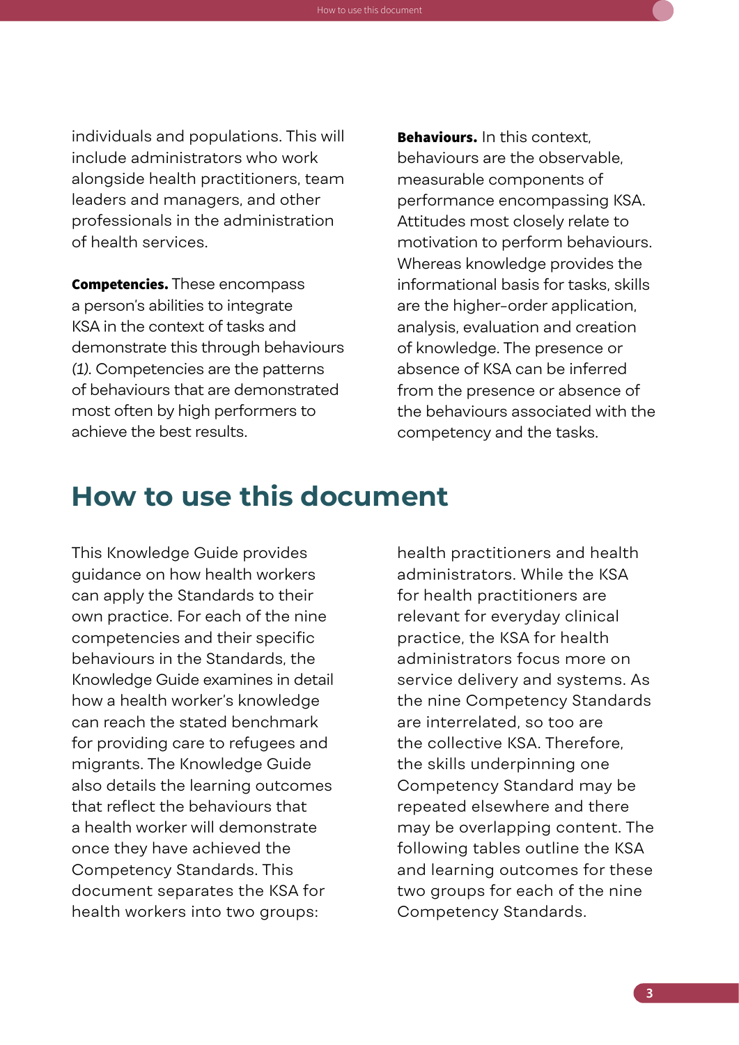individuals and populations. This will include administrators who work alongside health practitioners, team leaders and managers, and other professionals in the administration of health services.

**Competencies.** These encompass a person's abilities to integrate KSA in the context of tasks and demonstrate this through behaviours *(1)*. Competencies are the patterns of behaviours that are demonstrated most often by high performers to achieve the best results.

**Behaviours.** In this context, behaviours are the observable, measurable components of performance encompassing KSA. Attitudes most closely relate to motivation to perform behaviours. Whereas knowledge provides the informational basis for tasks, skills are the higher-order application, analysis, evaluation and creation of knowledge. The presence or absence of KSA can be inferred from the presence or absence of the behaviours associated with the competency and the tasks.

## How to use this document

This Knowledge Guide provides guidance on how health workers can apply the Standards to their own practice. For each of the nine competencies and their specific behaviours in the Standards, the Knowledge Guide examines in detail how a health worker's knowledge can reach the stated benchmark for providing care to refugees and migrants. The Knowledge Guide also details the learning outcomes that reflect the behaviours that a health worker will demonstrate once they have achieved the Competency Standards. This document separates the KSA for health workers into two groups: health practitioners and health administrators. While the KSA for health practitioners are relevant for everyday clinical practice, the KSA for health administrators focus more on service delivery and systems. As the nine Competency Standards are interrelated, so too are the collective KSA. Therefore, the skills underpinning one Competency Standard may be repeated elsewhere and there may be overlapping content. The following tables outline the KSA and learning outcomes for these two groups for each of the nine Competency Standards.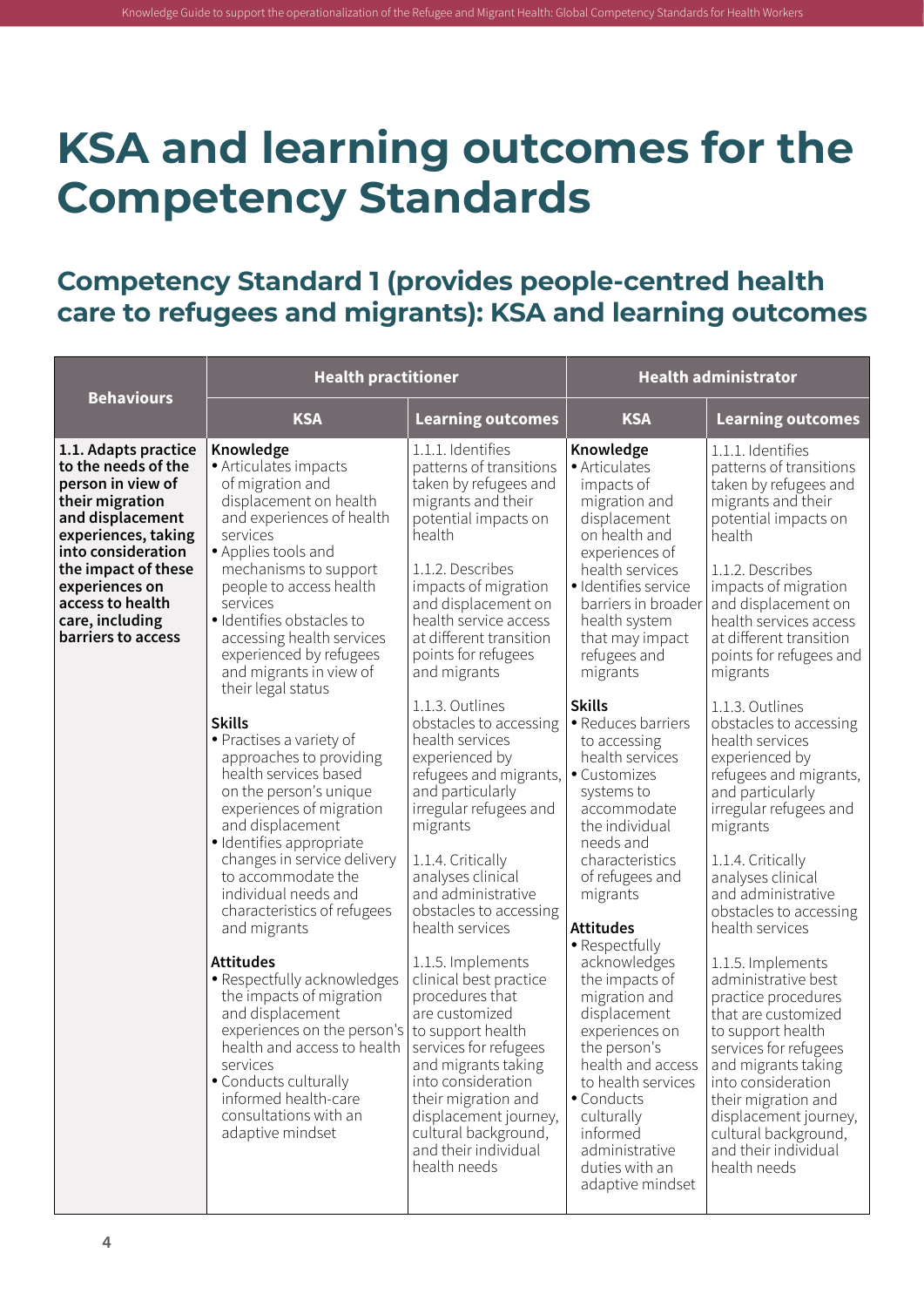# KSA and learning outcomes for the Competency Standards

## Competency Standard 1 (provides people-centred health care to refugees and migrants): KSA and learning outcomes

| Behaviours | Health practitioner | | Health administrator | |
|---|---|---|---|---|
| | **KSA** | **Learning outcomes** | **KSA** | **Learning outcomes** |
| **1.1. Adapts practice to the needs of the person in view of their migration and displacement experiences, taking into consideration the impact of these experiences on access to health care, including barriers to access** | **Knowledge**<br>• Articulates impacts of migration and displacement on health and experiences of health services<br>• Applies tools and mechanisms to support people to access health services<br>• Identifies obstacles to accessing health services experienced by refugees and migrants in view of their legal status<br><br>**Skills**<br>• Practises a variety of approaches to providing health services based on the person's unique experiences of migration and displacement<br>• Identifies appropriate changes in service delivery to accommodate the individual needs and characteristics of refugees and migrants<br><br>**Attitudes**<br>• Respectfully acknowledges the impacts of migration and displacement experiences on the person's health and access to health services<br>• Conducts culturally informed health-care consultations with an adaptive mindset | 1.1.1. Identifies patterns of transitions taken by refugees and migrants and their potential impacts on health<br><br>1.1.2. Describes impacts of migration and displacement on health service access at different transition points for refugees and migrants<br><br>1.1.3. Outlines obstacles to accessing health services experienced by refugees and migrants, and particularly irregular refugees and migrants<br><br>1.1.4. Critically analyses clinical and administrative obstacles to accessing health services<br><br>1.1.5. Implements clinical best practice procedures that are customized to support health services for refugees and migrants taking into consideration their migration and displacement journey, cultural background, and their individual health needs | **Knowledge**<br>• Articulates impacts of migration and displacement on health and experiences of health services<br>• Identifies service barriers in broader health system that may impact refugees and migrants<br><br>**Skills**<br>• Reduces barriers to accessing health services<br>• Customizes systems to accommodate the individual needs and characteristics of refugees and migrants<br><br>**Attitudes**<br>• Respectfully acknowledges the impacts of migration and displacement experiences on the person's health and access to health services<br>• Conducts culturally informed administrative duties with an adaptive mindset | 1.1.1. Identifies patterns of transitions taken by refugees and migrants and their potential impacts on health<br><br>1.1.2. Describes impacts of migration and displacement on health services access at different transition points for refugees and migrants<br><br>1.1.3. Outlines obstacles to accessing health services experienced by refugees and migrants, and particularly irregular refugees and migrants<br><br>1.1.4. Critically analyses clinical and administrative obstacles to accessing health services<br><br>1.1.5. Implements administrative best practice procedures that are customized to support health services for refugees and migrants taking into consideration their migration and displacement journey, cultural background, and their individual health needs |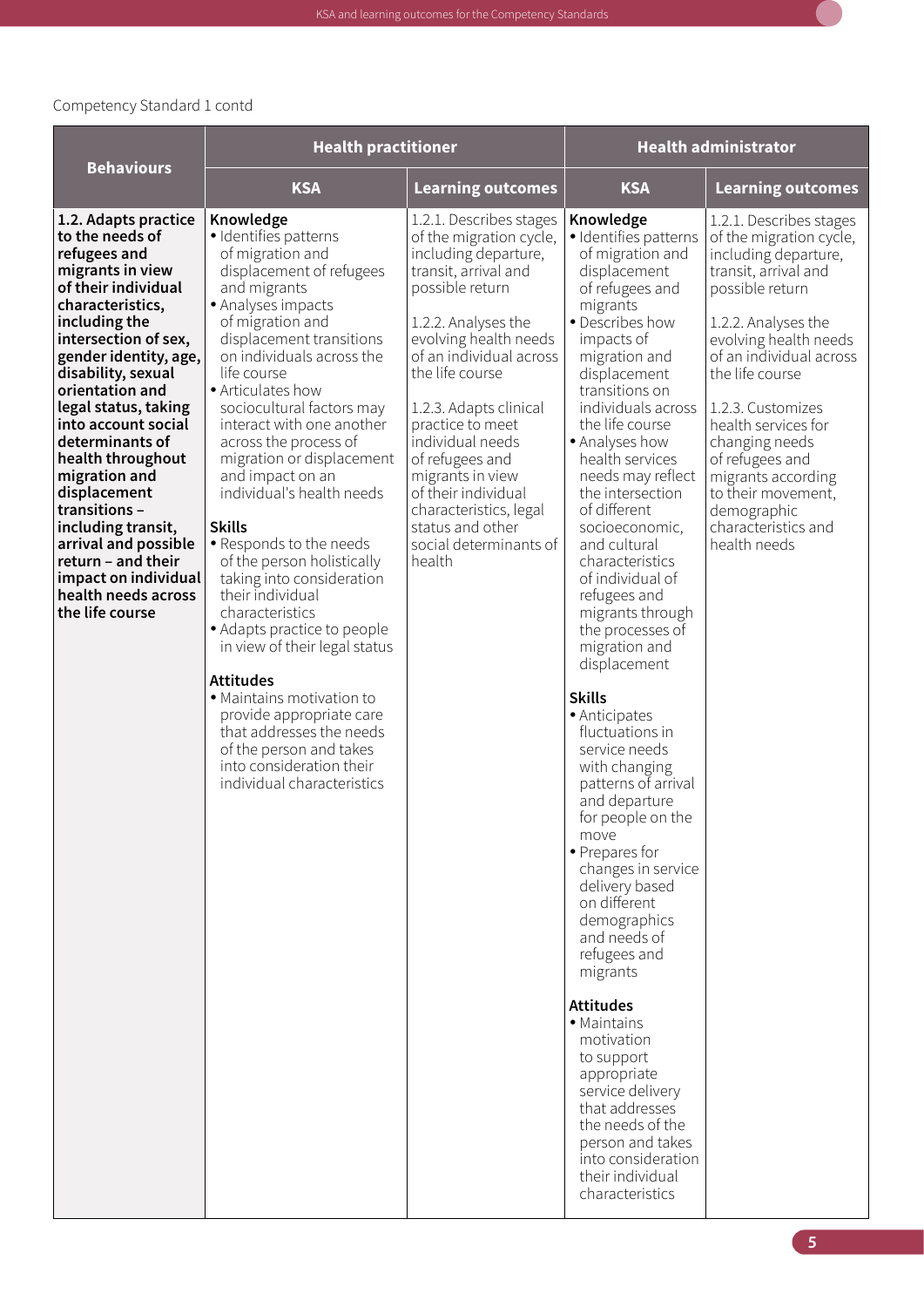Competency Standard 1 contd

| Behaviours | Health practitioner | | Health administrator | |
|---|---|---|---|---|
| | KSA | Learning outcomes | KSA | Learning outcomes |
| **1.2. Adapts practice to the needs of refugees and migrants in view of their individual characteristics, including the intersection of sex, gender identity, age, disability, sexual orientation and legal status, taking into account social determinants of health throughout migration and displacement transitions – including transit, arrival and possible return – and their impact on individual health needs across the life course** | **Knowledge**<br>• Identifies patterns of migration and displacement of refugees and migrants<br>• Analyses impacts of migration and displacement transitions on individuals across the life course<br>• Articulates how sociocultural factors may interact with one another across the process of migration or displacement and impact on an individual's health needs<br><br>**Skills**<br>• Responds to the needs of the person holistically taking into consideration their individual characteristics<br>• Adapts practice to people in view of their legal status<br><br>**Attitudes**<br>• Maintains motivation to provide appropriate care that addresses the needs of the person and takes into consideration their individual characteristics | 1.2.1. Describes stages of the migration cycle, including departure, transit, arrival and possible return<br><br>1.2.2. Analyses the evolving health needs of an individual across the life course<br><br>1.2.3. Adapts clinical practice to meet individual needs of refugees and migrants in view of their individual characteristics, legal status and other social determinants of health | **Knowledge**<br>• Identifies patterns of migration and displacement of refugees and migrants<br>• Describes how impacts of migration and displacement transitions on individuals across the life course<br>• Analyses how health services needs may reflect the intersection of different socioeconomic, and cultural characteristics of individual of refugees and migrants through the processes of migration and displacement<br><br>**Skills**<br>• Anticipates fluctuations in service needs with changing patterns of arrival and departure for people on the move<br>• Prepares for changes in service delivery based on different demographics and needs of refugees and migrants<br><br>**Attitudes**<br>• Maintains motivation to support appropriate service delivery that addresses the needs of the person and takes into consideration their individual characteristics | 1.2.1. Describes stages of the migration cycle, including departure, transit, arrival and possible return<br><br>1.2.2. Analyses the evolving health needs of an individual across the life course<br><br>1.2.3. Customizes health services for changing needs of refugees and migrants according to their movement, demographic characteristics and health needs |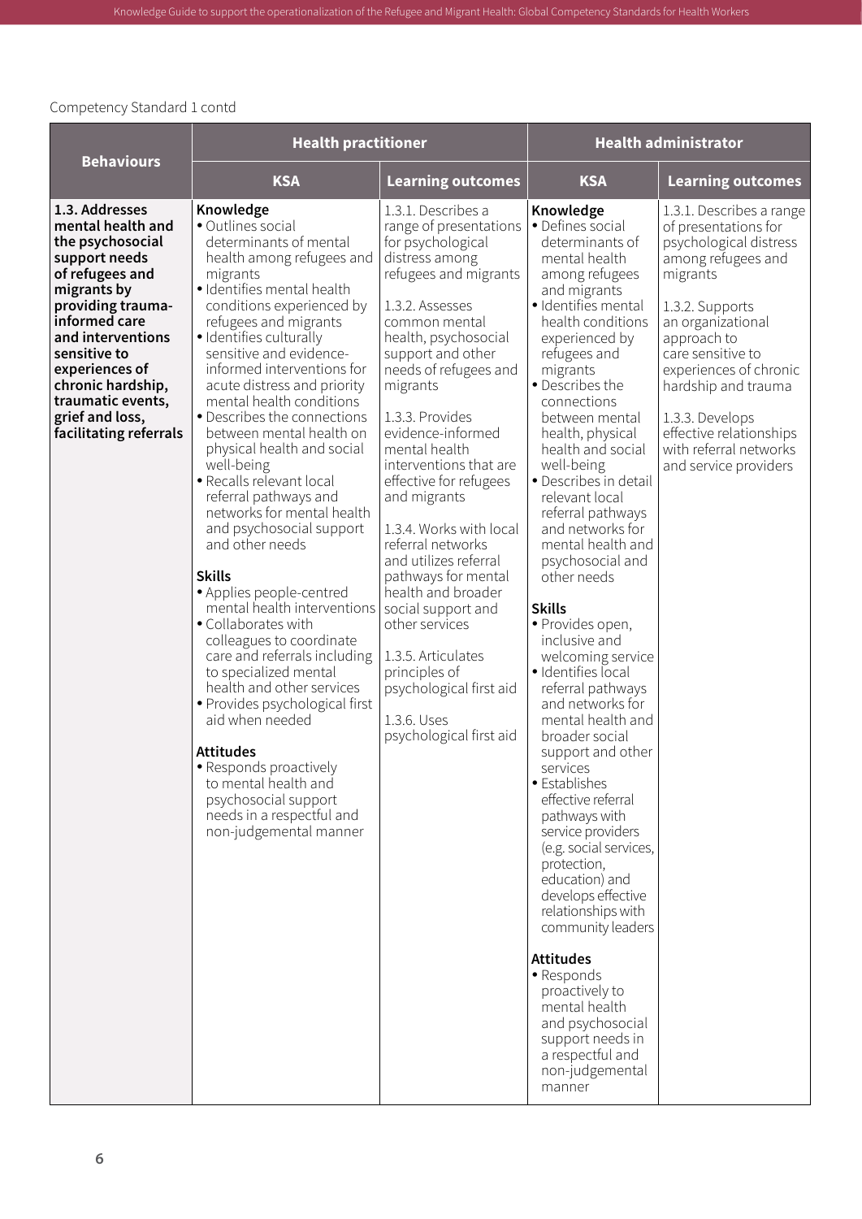Competency Standard 1 contd

| Behaviours | Health practitioner | | Health administrator | |
|---|---|---|---|---|
| | **KSA** | **Learning outcomes** | **KSA** | **Learning outcomes** |
| **1.3. Addresses mental health and the psychosocial support needs of refugees and migrants by providing trauma-informed care and interventions sensitive to experiences of chronic hardship, traumatic events, grief and loss, facilitating referrals** | **Knowledge**<br>• Outlines social determinants of mental health among refugees and migrants<br>• Identifies mental health conditions experienced by refugees and migrants<br>• Identifies culturally sensitive and evidence-informed interventions for acute distress and priority mental health conditions<br>• Describes the connections between mental health on physical health and social well-being<br>• Recalls relevant local referral pathways and networks for mental health and psychosocial support and other needs<br><br>**Skills**<br>• Applies people-centred mental health interventions<br>• Collaborates with colleagues to coordinate care and referrals including to specialized mental health and other services<br>• Provides psychological first aid when needed<br><br>**Attitudes**<br>• Responds proactively to mental health and psychosocial support needs in a respectful and non-judgemental manner | 1.3.1. Describes a range of presentations for psychological distress among refugees and migrants<br><br>1.3.2. Assesses common mental health, psychosocial support and other needs of refugees and migrants<br><br>1.3.3. Provides evidence-informed mental health interventions that are effective for refugees and migrants<br><br>1.3.4. Works with local referral networks and utilizes referral pathways for mental health and broader social support and other services<br><br>1.3.5. Articulates principles of psychological first aid<br><br>1.3.6. Uses psychological first aid | **Knowledge**<br>• Defines social determinants of mental health among refugees and migrants<br>• Identifies mental health conditions experienced by refugees and migrants<br>• Describes the connections between mental health, physical health and social well-being<br>• Describes in detail relevant local referral pathways and networks for mental health and psychosocial and other needs<br><br>**Skills**<br>• Provides open, inclusive and welcoming service<br>• Identifies local referral pathways and networks for mental health and broader social support and other services<br>• Establishes effective referral pathways with service providers (e.g. social services, protection, education) and develops effective relationships with community leaders<br><br>**Attitudes**<br>• Responds proactively to mental health and psychosocial support needs in a respectful and non-judgemental manner | 1.3.1. Describes a range of presentations for psychological distress among refugees and migrants<br><br>1.3.2. Supports an organizational approach to care sensitive to experiences of chronic hardship and trauma<br><br>1.3.3. Develops effective relationships with referral networks and service providers |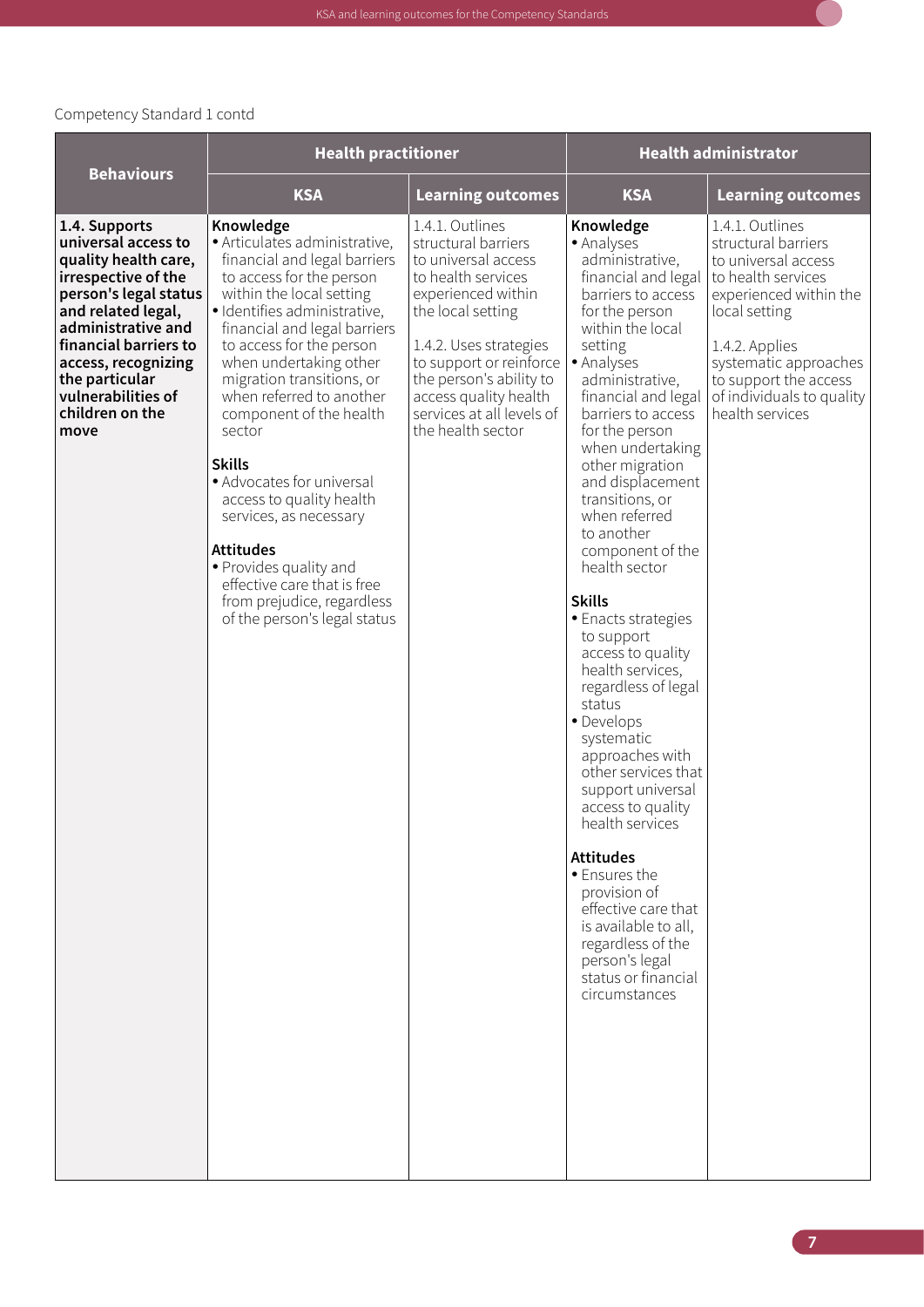Competency Standard 1 contd

| Behaviours | Health practitioner | | Health administrator | |
|---|---|---|---|---|
| | **KSA** | **Learning outcomes** | **KSA** | **Learning outcomes** |
| **1.4. Supports universal access to quality health care, irrespective of the person's legal status and related legal, administrative and financial barriers to access, recognizing the particular vulnerabilities of children on the move** | **Knowledge**<br>• Articulates administrative, financial and legal barriers to access for the person within the local setting<br>• Identifies administrative, financial and legal barriers to access for the person when undertaking other migration transitions, or when referred to another component of the health sector<br><br>**Skills**<br>• Advocates for universal access to quality health services, as necessary<br><br>**Attitudes**<br>• Provides quality and effective care that is free from prejudice, regardless of the person's legal status | 1.4.1. Outlines structural barriers to universal access to health services experienced within the local setting<br><br>1.4.2. Uses strategies to support or reinforce the person's ability to access quality health services at all levels of the health sector | **Knowledge**<br>• Analyses administrative, financial and legal barriers to access for the person within the local setting<br>• Analyses administrative, financial and legal barriers to access for the person when undertaking other migration and displacement transitions, or when referred to another component of the health sector<br><br>**Skills**<br>• Enacts strategies to support access to quality health services, regardless of legal status<br>• Develops systematic approaches with other services that support universal access to quality health services<br><br>**Attitudes**<br>• Ensures the provision of effective care that is available to all, regardless of the person's legal status or financial circumstances | 1.4.1. Outlines structural barriers to universal access to health services experienced within the local setting<br><br>1.4.2. Applies systematic approaches to support the access of individuals to quality health services |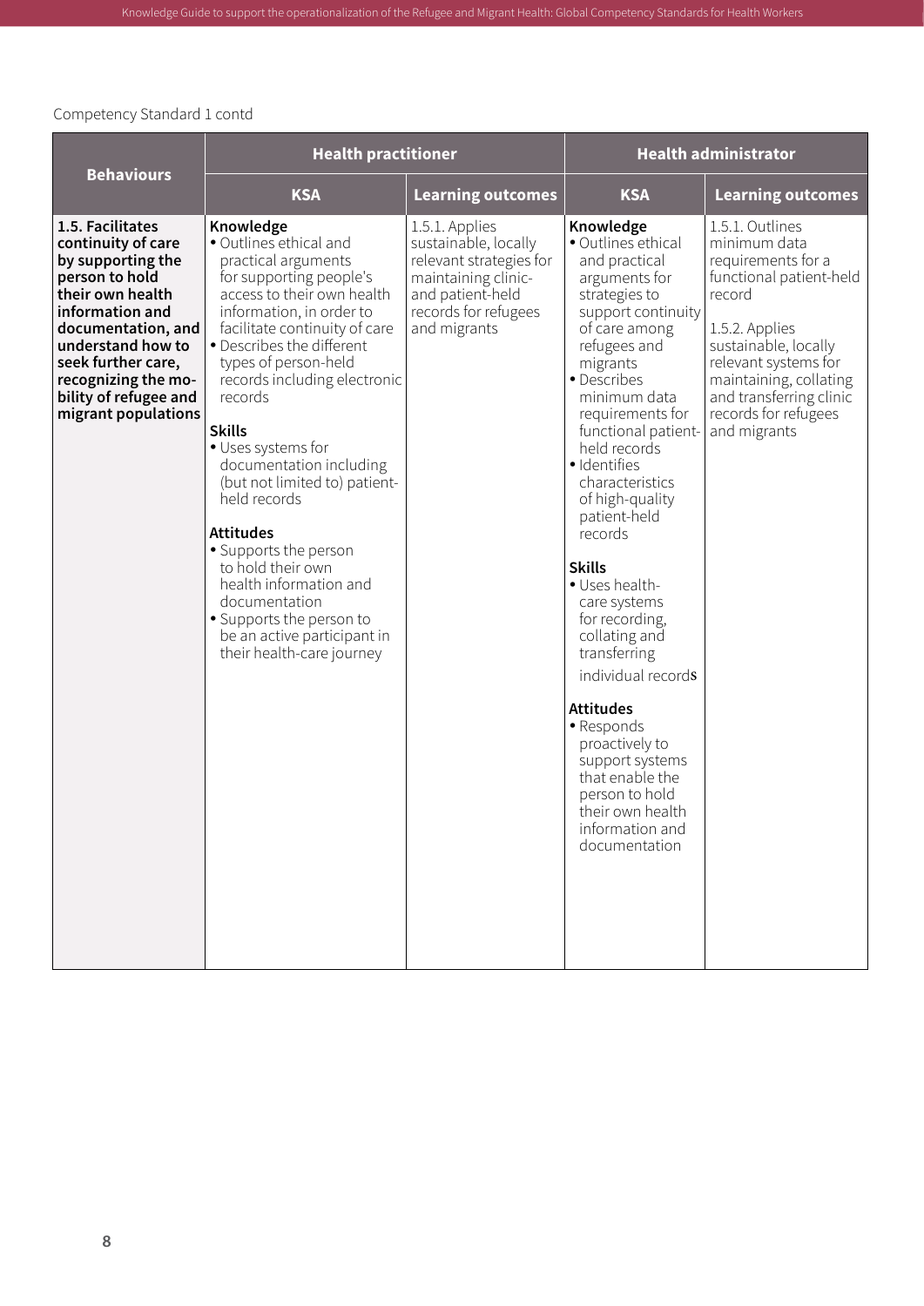Competency Standard 1 contd

| Behaviours | Health practitioner | | Health administrator | |
|---|---|---|---|---|
| | **KSA** | **Learning outcomes** | **KSA** | **Learning outcomes** |
| **1.5. Facilitates continuity of care by supporting the person to hold their own health information and documentation, and understand how to seek further care, recognizing the mobility of refugee and migrant populations** | **Knowledge**<br>• Outlines ethical and practical arguments for supporting people's access to their own health information, in order to facilitate continuity of care<br>• Describes the different types of person-held records including electronic records<br><br>**Skills**<br>• Uses systems for documentation including (but not limited to) patient-held records<br><br>**Attitudes**<br>• Supports the person to hold their own health information and documentation<br>• Supports the person to be an active participant in their health-care journey | 1.5.1. Applies sustainable, locally relevant strategies for maintaining clinic- and patient-held records for refugees and migrants | **Knowledge**<br>• Outlines ethical and practical arguments for strategies to support continuity of care among refugees and migrants<br>• Describes minimum data requirements for functional patient-held records<br>• Identifies characteristics of high-quality patient-held records<br><br>**Skills**<br>• Uses health-care systems for recording, collating and transferring individual records<br><br>**Attitudes**<br>• Responds proactively to support systems that enable the person to hold their own health information and documentation | 1.5.1. Outlines minimum data requirements for a functional patient-held record<br><br>1.5.2. Applies sustainable, locally relevant systems for maintaining, collating and transferring clinic records for refugees and migrants |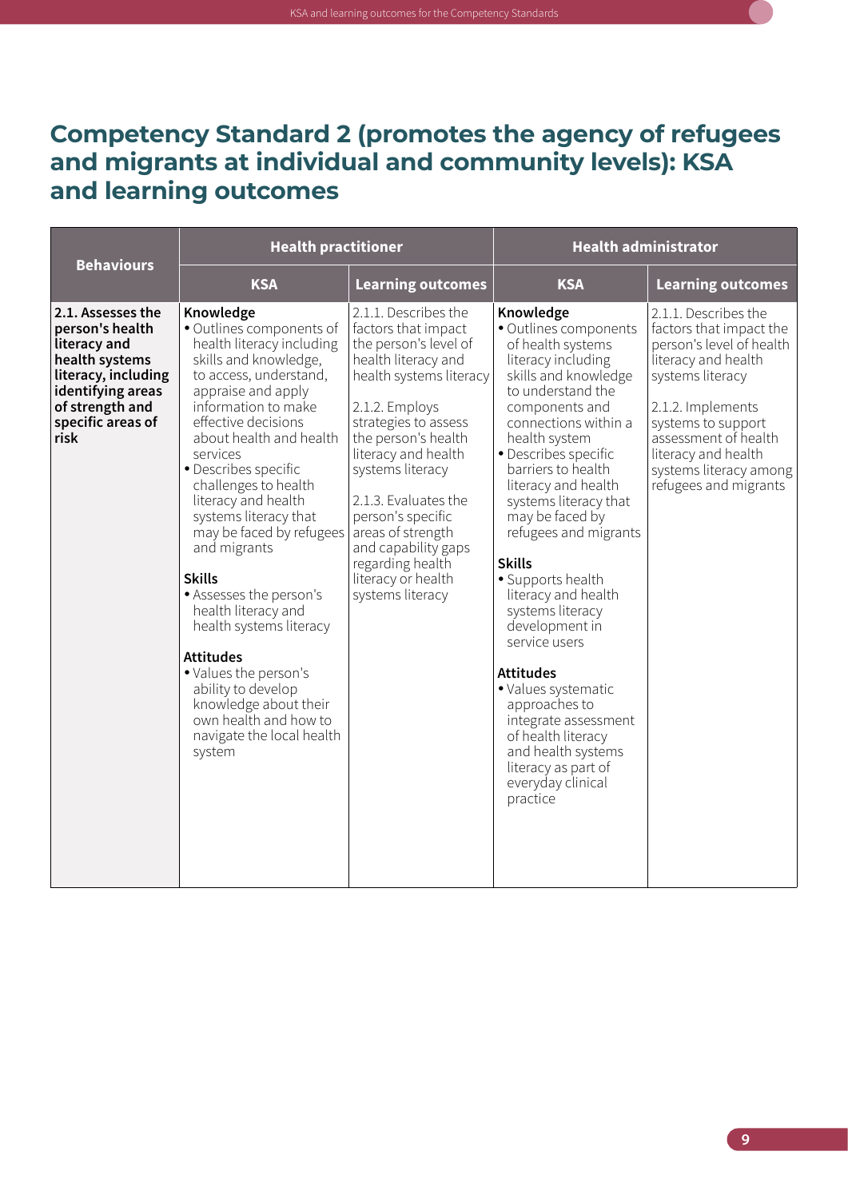## Competency Standard 2 (promotes the agency of refugees and migrants at individual and community levels): KSA and learning outcomes

| Behaviours | Health practitioner | | Health administrator | |
|---|---|---|---|---|
| | KSA | Learning outcomes | KSA | Learning outcomes |
| **2.1. Assesses the person's health literacy and health systems literacy, including identifying areas of strength and specific areas of risk** | **Knowledge**<br>• Outlines components of health literacy including skills and knowledge, to access, understand, appraise and apply information to make effective decisions about health and health services<br>• Describes specific challenges to health literacy and health systems literacy that may be faced by refugees and migrants<br><br>**Skills**<br>• Assesses the person's health literacy and health systems literacy<br><br>**Attitudes**<br>• Values the person's ability to develop knowledge about their own health and how to navigate the local health system | 2.1.1. Describes the factors that impact the person's level of health literacy and health systems literacy<br><br>2.1.2. Employs strategies to assess the person's health literacy and health systems literacy<br><br>2.1.3. Evaluates the person's specific areas of strength and capability gaps regarding health literacy or health systems literacy | **Knowledge**<br>• Outlines components of health systems literacy including skills and knowledge to understand the components and connections within a health system<br>• Describes specific barriers to health literacy and health systems literacy that may be faced by refugees and migrants<br><br>**Skills**<br>• Supports health literacy and health systems literacy development in service users<br><br>**Attitudes**<br>• Values systematic approaches to integrate assessment of health literacy and health systems literacy as part of everyday clinical practice | 2.1.1. Describes the factors that impact the person's level of health literacy and health systems literacy<br><br>2.1.2. Implements systems to support assessment of health literacy and health systems literacy among refugees and migrants |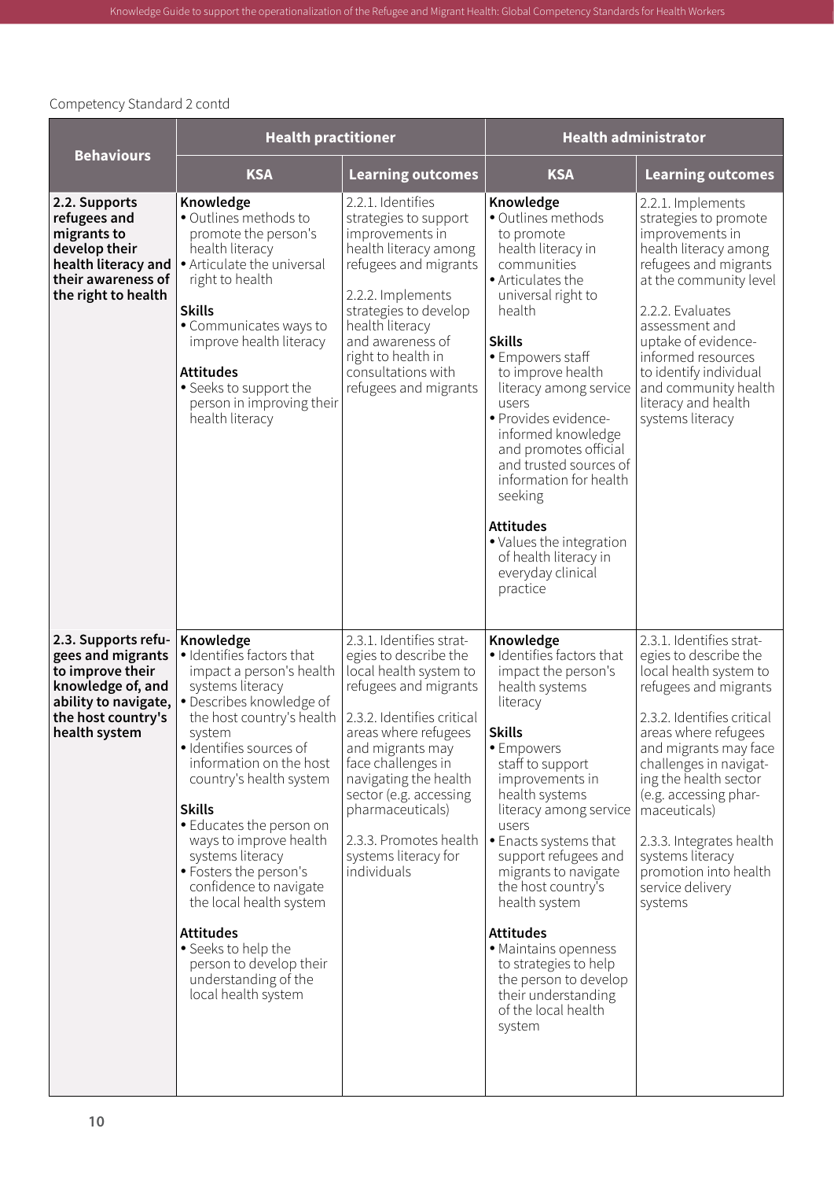Competency Standard 2 contd

| Behaviours | Health practitioner | | Health administrator | |
|---|---|---|---|---|
| | KSA | Learning outcomes | KSA | Learning outcomes |
| **2.2. Supports refugees and migrants to develop their health literacy and their awareness of the right to health** | **Knowledge**<br>• Outlines methods to promote the person's health literacy<br>• Articulate the universal right to health<br><br>**Skills**<br>• Communicates ways to improve health literacy<br><br>**Attitudes**<br>• Seeks to support the person in improving their health literacy | 2.2.1. Identifies strategies to support improvements in health literacy among refugees and migrants<br><br>2.2.2. Implements strategies to develop health literacy and awareness of right to health in consultations with refugees and migrants | **Knowledge**<br>• Outlines methods to promote health literacy in communities<br>• Articulates the universal right to health<br><br>**Skills**<br>• Empowers staff to improve health literacy among service users<br>• Provides evidence-informed knowledge and promotes official and trusted sources of information for health seeking<br><br>**Attitudes**<br>• Values the integration of health literacy in everyday clinical practice | 2.2.1. Implements strategies to promote improvements in health literacy among refugees and migrants at the community level<br><br>2.2.2. Evaluates assessment and uptake of evidence-informed resources to identify individual and community health literacy and health systems literacy |
| **2.3. Supports refugees and migrants to improve their knowledge of, and ability to navigate, the host country's health system** | **Knowledge**<br>• Identifies factors that impact a person's health systems literacy<br>• Describes knowledge of the host country's health system<br>• Identifies sources of information on the host country's health system<br><br>**Skills**<br>• Educates the person on ways to improve health systems literacy<br>• Fosters the person's confidence to navigate the local health system<br><br>**Attitudes**<br>• Seeks to help the person to develop their understanding of the local health system | 2.3.1. Identifies strategies to describe the local health system to refugees and migrants<br><br>2.3.2. Identifies critical areas where refugees and migrants may face challenges in navigating the health sector (e.g. accessing pharmaceuticals)<br><br>2.3.3. Promotes health systems literacy for individuals | **Knowledge**<br>• Identifies factors that impact the person's health systems literacy<br><br>**Skills**<br>• Empowers staff to support improvements in health systems literacy among service users<br>• Enacts systems that support refugees and migrants to navigate the host country's health system<br><br>**Attitudes**<br>• Maintains openness to strategies to help the person to develop their understanding of the local health system | 2.3.1. Identifies strategies to describe the local health system to refugees and migrants<br><br>2.3.2. Identifies critical areas where refugees and migrants may face challenges in navigating the health sector (e.g. accessing pharmaceuticals)<br><br>2.3.3. Integrates health systems literacy promotion into health service delivery systems |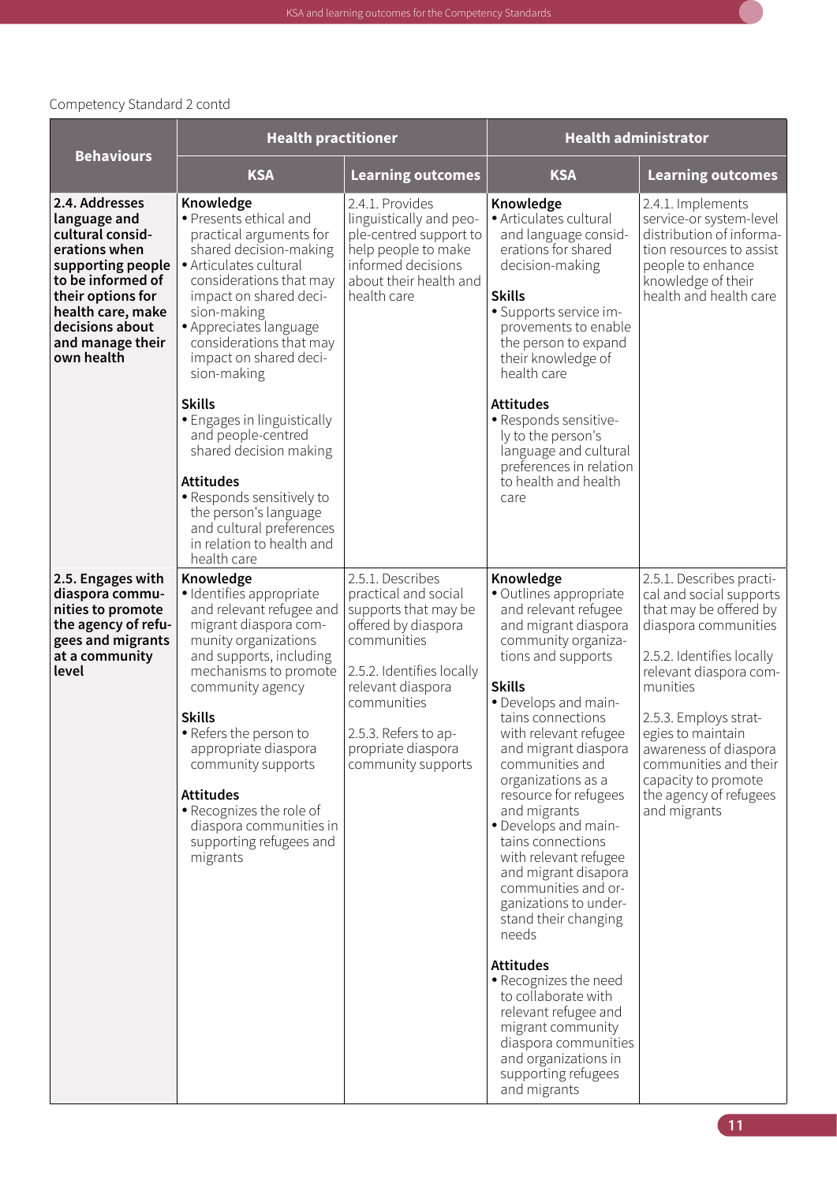Competency Standard 2 contd

| Behaviours | Health practitioner | | Health administrator | |
|---|---|---|---|---|
| | **KSA** | **Learning outcomes** | **KSA** | **Learning outcomes** |
| **2.4. Addresses language and cultural considerations when supporting people to be informed of their options for health care, make decisions about and manage their own health** | **Knowledge**<br>• Presents ethical and practical arguments for shared decision-making<br>• Articulates cultural considerations that may impact on shared decision-making<br>• Appreciates language considerations that may impact on shared decision-making<br><br>**Skills**<br>• Engages in linguistically and people-centred shared decision making<br><br>**Attitudes**<br>• Responds sensitively to the person's language and cultural preferences in relation to health and health care | 2.4.1. Provides linguistically and people-centred support to help people to make informed decisions about their health and health care | **Knowledge**<br>• Articulates cultural and language considerations for shared decision-making<br><br>**Skills**<br>• Supports service improvements to enable the person to expand their knowledge of health care<br><br>**Attitudes**<br>• Responds sensitively to the person's language and cultural preferences in relation to health and health care | 2.4.1. Implements service-or system-level distribution of information resources to assist people to enhance knowledge of their health and health care |
| **2.5. Engages with diaspora communities to promote the agency of refugees and migrants at a community level** | **Knowledge**<br>• Identifies appropriate and relevant refugee and migrant diaspora community organizations and supports, including mechanisms to promote community agency<br><br>**Skills**<br>• Refers the person to appropriate diaspora community supports<br><br>**Attitudes**<br>• Recognizes the role of diaspora communities in supporting refugees and migrants | 2.5.1. Describes practical and social supports that may be offered by diaspora communities<br><br>2.5.2. Identifies locally relevant diaspora communities<br><br>2.5.3. Refers to appropriate diaspora community supports | **Knowledge**<br>• Outlines appropriate and relevant refugee and migrant diaspora community organizations and supports<br><br>**Skills**<br>• Develops and maintains connections with relevant refugee and migrant diaspora communities and organizations as a resource for refugees and migrants<br>• Develops and maintains connections with relevant refugee and migrant disapora communities and organizations to understand their changing needs<br><br>**Attitudes**<br>• Recognizes the need to collaborate with relevant refugee and migrant community diaspora communities and organizations in supporting refugees and migrants | 2.5.1. Describes practical and social supports that may be offered by diaspora communities<br><br>2.5.2. Identifies locally relevant diaspora communities<br><br>2.5.3. Employs strategies to maintain awareness of diaspora communities and their capacity to promote the agency of refugees and migrants |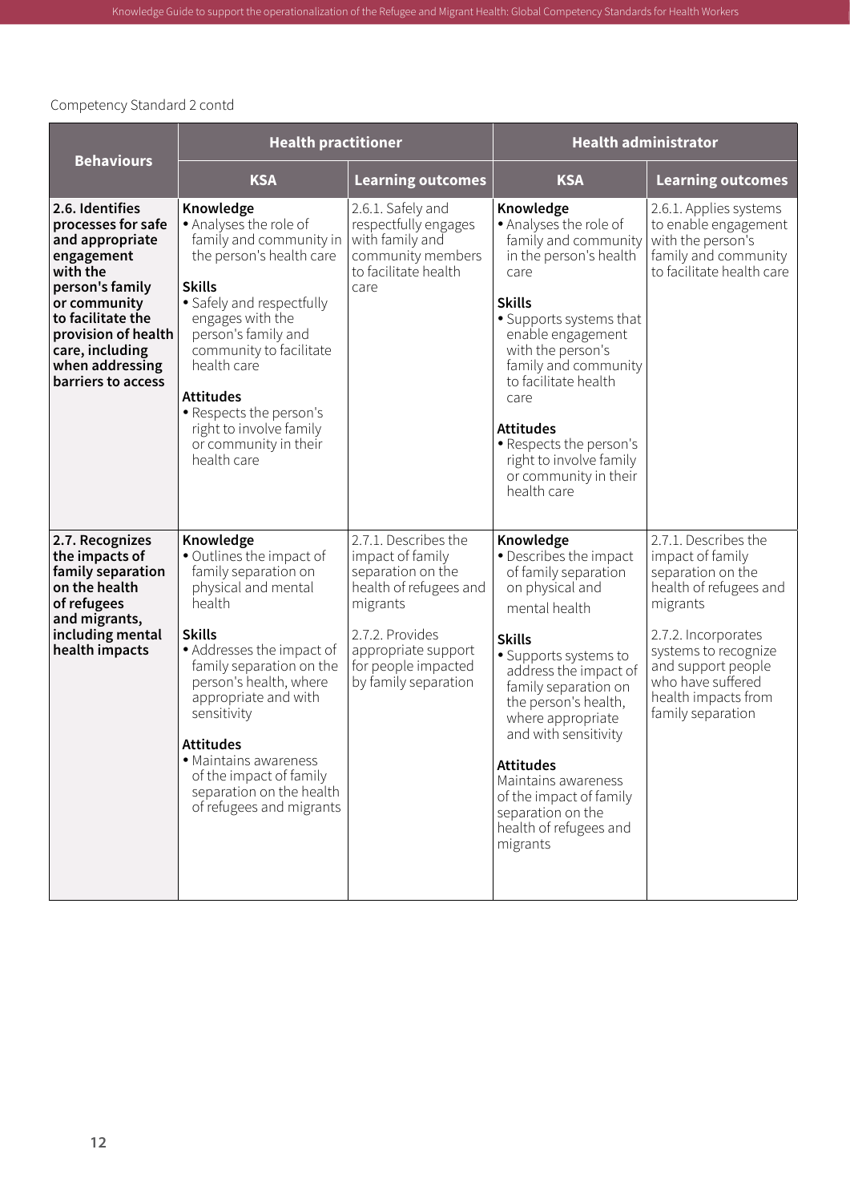Competency Standard 2 contd

| Behaviours | Health practitioner | | Health administrator | |
|---|---|---|---|---|
| | **KSA** | **Learning outcomes** | **KSA** | **Learning outcomes** |
| **2.6. Identifies processes for safe and appropriate engagement with the person's family or community to facilitate the provision of health care, including when addressing barriers to access** | **Knowledge**<br>• Analyses the role of family and community in the person's health care<br><br>**Skills**<br>• Safely and respectfully engages with the person's family and community to facilitate health care<br><br>**Attitudes**<br>• Respects the person's right to involve family or community in their health care | 2.6.1. Safely and respectfully engages with family and community members to facilitate health care | **Knowledge**<br>• Analyses the role of family and community in the person's health care<br><br>**Skills**<br>• Supports systems that enable engagement with the person's family and community to facilitate health care<br><br>**Attitudes**<br>• Respects the person's right to involve family or community in their health care | 2.6.1. Applies systems to enable engagement with the person's family and community to facilitate health care |
| **2.7. Recognizes the impacts of family separation on the health of refugees and migrants, including mental health impacts** | **Knowledge**<br>• Outlines the impact of family separation on physical and mental health<br><br>**Skills**<br>• Addresses the impact of family separation on the person's health, where appropriate and with sensitivity<br><br>**Attitudes**<br>• Maintains awareness of the impact of family separation on the health of refugees and migrants | 2.7.1. Describes the impact of family separation on the health of refugees and migrants<br><br>2.7.2. Provides appropriate support for people impacted by family separation | **Knowledge**<br>• Describes the impact of family separation on physical and mental health<br><br>**Skills**<br>• Supports systems to address the impact of family separation on the person's health, where appropriate and with sensitivity<br><br>**Attitudes**<br>Maintains awareness of the impact of family separation on the health of refugees and migrants | 2.7.1. Describes the impact of family separation on the health of refugees and migrants<br><br>2.7.2. Incorporates systems to recognize and support people who have suffered health impacts from family separation |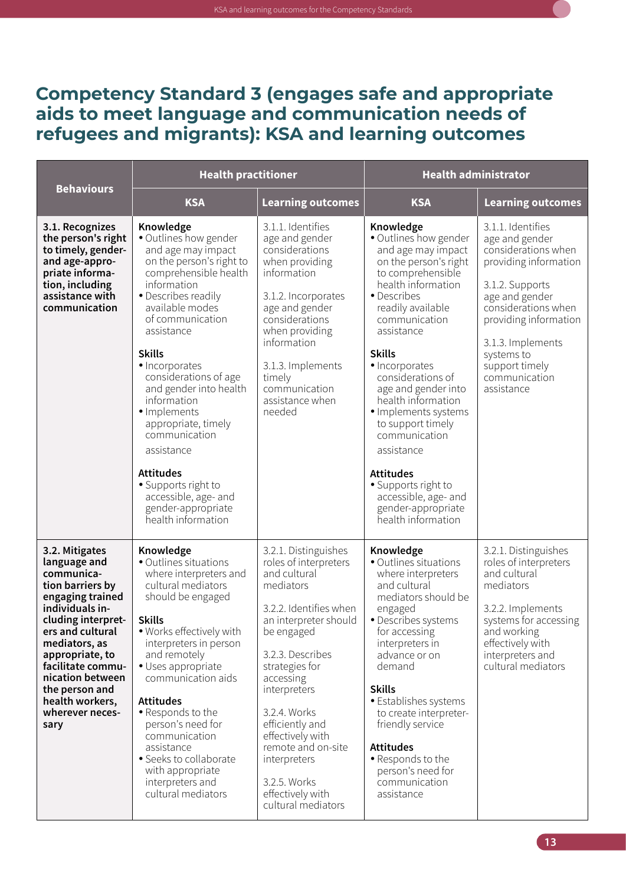## Competency Standard 3 (engages safe and appropriate aids to meet language and communication needs of refugees and migrants): KSA and learning outcomes

| Behaviours | Health practitioner | | Health administrator | |
|---|---|---|---|---|
| | KSA | Learning outcomes | KSA | Learning outcomes |
| **3.1. Recognizes the person's right to timely, gender- and age-appropriate information, including assistance with communication** | **Knowledge**<br>• Outlines how gender and age may impact on the person's right to comprehensible health information<br>• Describes readily available modes of communication assistance<br><br>**Skills**<br>• Incorporates considerations of age and gender into health information<br>• Implements appropriate, timely communication assistance<br><br>**Attitudes**<br>• Supports right to accessible, age- and gender-appropriate health information | 3.1.1. Identifies age and gender considerations when providing information<br><br>3.1.2. Incorporates age and gender considerations when providing information<br><br>3.1.3. Implements timely communication assistance when needed | **Knowledge**<br>• Outlines how gender and age may impact on the person's right to comprehensible health information<br>• Describes readily available communication assistance<br><br>**Skills**<br>• Incorporates considerations of age and gender into health information<br>• Implements systems to support timely communication assistance<br><br>**Attitudes**<br>• Supports right to accessible, age- and gender-appropriate health information | 3.1.1. Identifies age and gender considerations when providing information<br><br>3.1.2. Supports age and gender considerations when providing information<br><br>3.1.3. Implements systems to support timely communication assistance |
| **3.2. Mitigates language and communication barriers by engaging trained individuals including interpreters and cultural mediators, as appropriate, to facilitate communication between the person and health workers, wherever necessary** | **Knowledge**<br>• Outlines situations where interpreters and cultural mediators should be engaged<br><br>**Skills**<br>• Works effectively with interpreters in person and remotely<br>• Uses appropriate communication aids<br><br>**Attitudes**<br>• Responds to the person's need for communication assistance<br>• Seeks to collaborate with appropriate interpreters and cultural mediators | 3.2.1. Distinguishes roles of interpreters and cultural mediators<br><br>3.2.2. Identifies when an interpreter should be engaged<br><br>3.2.3. Describes strategies for accessing interpreters<br><br>3.2.4. Works efficiently and effectively with remote and on-site interpreters<br><br>3.2.5. Works effectively with cultural mediators | **Knowledge**<br>• Outlines situations where interpreters and cultural mediators should be engaged<br>• Describes systems for accessing interpreters in advance or on demand<br><br>**Skills**<br>• Establishes systems to create interpreter-friendly service<br><br>**Attitudes**<br>• Responds to the person's need for communication assistance | 3.2.1. Distinguishes roles of interpreters and cultural mediators<br><br>3.2.2. Implements systems for accessing and working effectively with interpreters and cultural mediators |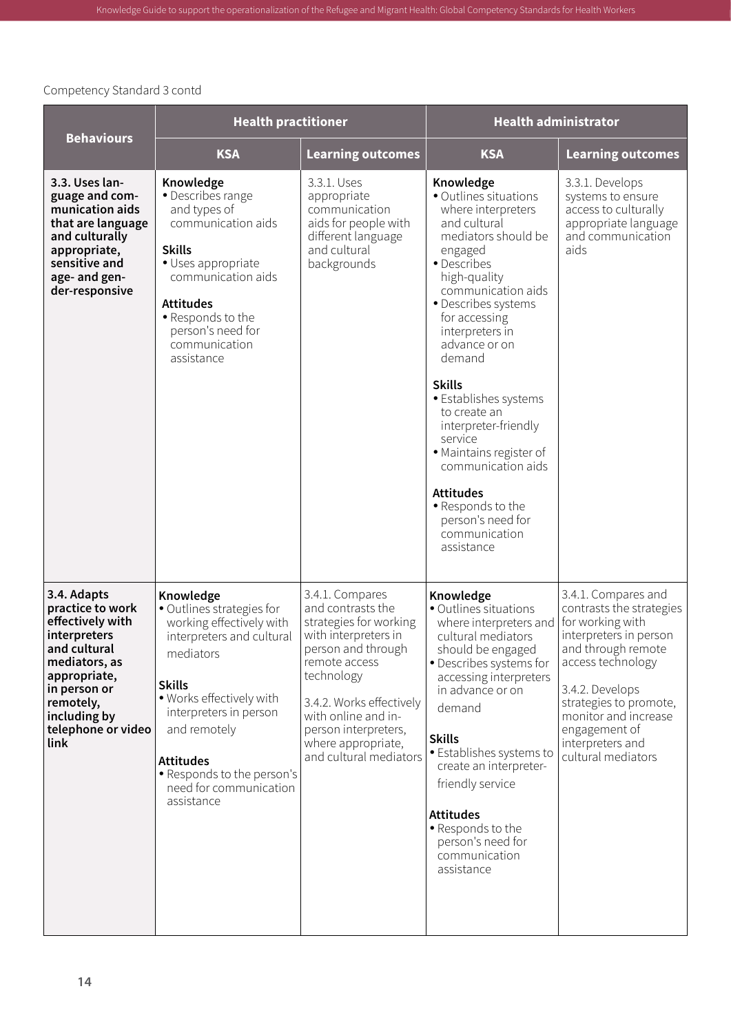Competency Standard 3 contd

| Behaviours | Health practitioner | | Health administrator | |
|---|---|---|---|---|
| | **KSA** | **Learning outcomes** | **KSA** | **Learning outcomes** |
| **3.3. Uses language and communication aids that are language and culturally appropriate, sensitive and age- and gender-responsive** | **Knowledge**<br>• Describes range and types of communication aids<br><br>**Skills**<br>• Uses appropriate communication aids<br><br>**Attitudes**<br>• Responds to the person's need for communication assistance | 3.3.1. Uses appropriate communication aids for people with different language and cultural backgrounds | **Knowledge**<br>• Outlines situations where interpreters and cultural mediators should be engaged<br>• Describes high-quality communication aids<br>• Describes systems for accessing interpreters in advance or on demand<br><br>**Skills**<br>• Establishes systems to create an interpreter-friendly service<br>• Maintains register of communication aids<br><br>**Attitudes**<br>• Responds to the person's need for communication assistance | 3.3.1. Develops systems to ensure access to culturally appropriate language and communication aids |
| **3.4. Adapts practice to work effectively with interpreters and cultural mediators, as appropriate, in person or remotely, including by telephone or video link** | **Knowledge**<br>• Outlines strategies for working effectively with interpreters and cultural mediators<br><br>**Skills**<br>• Works effectively with interpreters in person and remotely<br><br>**Attitudes**<br>• Responds to the person's need for communication assistance | 3.4.1. Compares and contrasts the strategies for working with interpreters in person and through remote access technology<br><br>3.4.2. Works effectively with online and in-person interpreters, where appropriate, and cultural mediators | **Knowledge**<br>• Outlines situations where interpreters and cultural mediators should be engaged<br>• Describes systems for accessing interpreters in advance or on demand<br><br>**Skills**<br>• Establishes systems to create an interpreter-friendly service<br><br>**Attitudes**<br>• Responds to the person's need for communication assistance | 3.4.1. Compares and contrasts the strategies for working with interpreters in person and through remote access technology<br><br>3.4.2. Develops strategies to promote, monitor and increase engagement of interpreters and cultural mediators |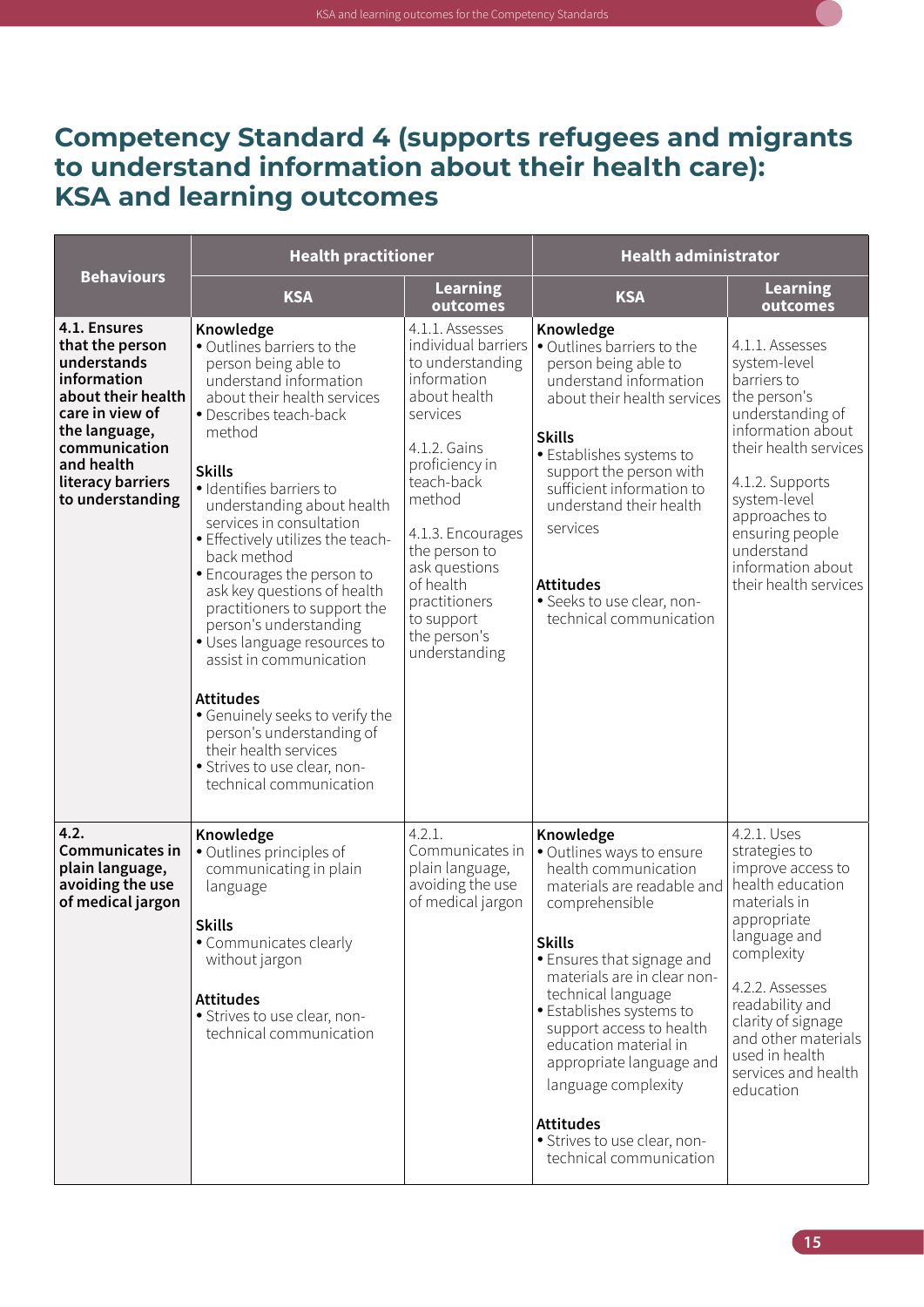# Competency Standard 4 (supports refugees and migrants to understand information about their health care): KSA and learning outcomes

| Behaviours | Health practitioner | | Health administrator | |
|---|---|---|---|---|
| | KSA | Learning outcomes | KSA | Learning outcomes |
| **4.1. Ensures that the person understands information about their health care in view of the language, communication and health literacy barriers to understanding** | **Knowledge**<br>• Outlines barriers to the person being able to understand information about their health services<br>• Describes teach-back method<br><br>**Skills**<br>• Identifies barriers to understanding about health services in consultation<br>• Effectively utilizes the teach-back method<br>• Encourages the person to ask key questions of health practitioners to support the person's understanding<br>• Uses language resources to assist in communication<br><br>**Attitudes**<br>• Genuinely seeks to verify the person's understanding of their health services<br>• Strives to use clear, non-technical communication | 4.1.1. Assesses individual barriers to understanding information about health services<br><br>4.1.2. Gains proficiency in teach-back method<br><br>4.1.3. Encourages the person to ask questions of health practitioners to support the person's understanding | **Knowledge**<br>• Outlines barriers to the person being able to understand information about their health services<br><br>**Skills**<br>• Establishes systems to support the person with sufficient information to understand their health services<br><br>**Attitudes**<br>• Seeks to use clear, non-technical communication | 4.1.1. Assesses system-level barriers to the person's understanding of information about their health services<br><br>4.1.2. Supports system-level approaches to ensuring people understand information about their health services |
| **4.2. Communicates in plain language, avoiding the use of medical jargon** | **Knowledge**<br>• Outlines principles of communicating in plain language<br><br>**Skills**<br>• Communicates clearly without jargon<br><br>**Attitudes**<br>• Strives to use clear, non-technical communication | 4.2.1. Communicates in plain language, avoiding the use of medical jargon | **Knowledge**<br>• Outlines ways to ensure health communication materials are readable and comprehensible<br><br>**Skills**<br>• Ensures that signage and materials are in clear non-technical language<br>• Establishes systems to support access to health education material in appropriate language and language complexity<br><br>**Attitudes**<br>• Strives to use clear, non-technical communication | 4.2.1. Uses strategies to improve access to health education materials in appropriate language and complexity<br><br>4.2.2. Assesses readability and clarity of signage and other materials used in health services and health education |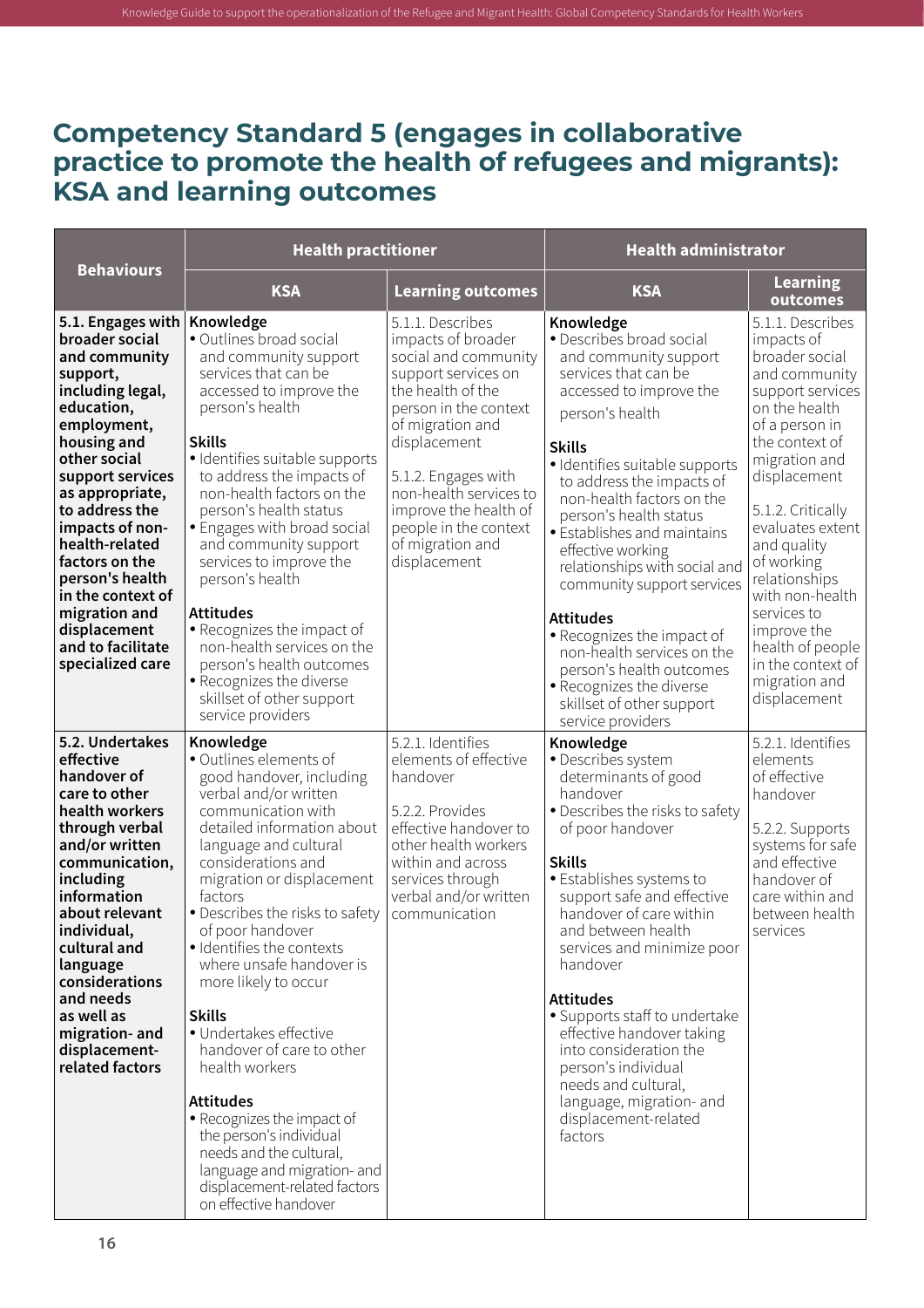## Competency Standard 5 (engages in collaborative practice to promote the health of refugees and migrants): KSA and learning outcomes

| Behaviours | Health practitioner | | Health administrator | |
|---|---|---|---|---|
| | **KSA** | **Learning outcomes** | **KSA** | **Learning outcomes** |
| **5.1. Engages with broader social and community support, including legal, education, employment, housing and other social support services as appropriate, to address the impacts of non-health-related factors on the person's health in the context of migration and displacement and to facilitate specialized care** | **Knowledge**<br>• Outlines broad social and community support services that can be accessed to improve the person's health<br><br>**Skills**<br>• Identifies suitable supports to address the impacts of non-health factors on the person's health status<br>• Engages with broad social and community support services to improve the person's health<br><br>**Attitudes**<br>• Recognizes the impact of non-health services on the person's health outcomes<br>• Recognizes the diverse skillset of other support service providers | 5.1.1. Describes impacts of broader social and community support services on the health of the person in the context of migration and displacement<br><br>5.1.2. Engages with non-health services to improve the health of people in the context of migration and displacement | **Knowledge**<br>• Describes broad social and community support services that can be accessed to improve the person's health<br><br>**Skills**<br>• Identifies suitable supports to address the impacts of non-health factors on the person's health status<br>• Establishes and maintains effective working relationships with social and community support services<br><br>**Attitudes**<br>• Recognizes the impact of non-health services on the person's health outcomes<br>• Recognizes the diverse skillset of other support service providers | 5.1.1. Describes impacts of broader social and community support services on the health of a person in the context of migration and displacement<br><br>5.1.2. Critically evaluates extent and quality of working relationships with non-health services to improve the health of people in the context of migration and displacement |
| **5.2. Undertakes effective handover of care to other health workers through verbal and/or written communication, including information about relevant individual, cultural and language considerations and needs as well as migration- and displacement-related factors** | **Knowledge**<br>• Outlines elements of good handover, including verbal and/or written communication with detailed information about language and cultural considerations and migration or displacement factors<br>• Describes the risks to safety of poor handover<br>• Identifies the contexts where unsafe handover is more likely to occur<br><br>**Skills**<br>• Undertakes effective handover of care to other health workers<br><br>**Attitudes**<br>• Recognizes the impact of the person's individual needs and the cultural, language and migration- and displacement-related factors on effective handover | 5.2.1. Identifies elements of effective handover<br><br>5.2.2. Provides effective handover to other health workers within and across services through verbal and/or written communication | **Knowledge**<br>• Describes system determinants of good handover<br>• Describes the risks to safety of poor handover<br><br>**Skills**<br>• Establishes systems to support safe and effective handover of care within and between health services and minimize poor handover<br><br>**Attitudes**<br>• Supports staff to undertake effective handover taking into consideration the person's individual needs and cultural, language, migration- and displacement-related factors | 5.2.1. Identifies elements of effective handover<br><br>5.2.2. Supports systems for safe and effective handover of care within and between health services |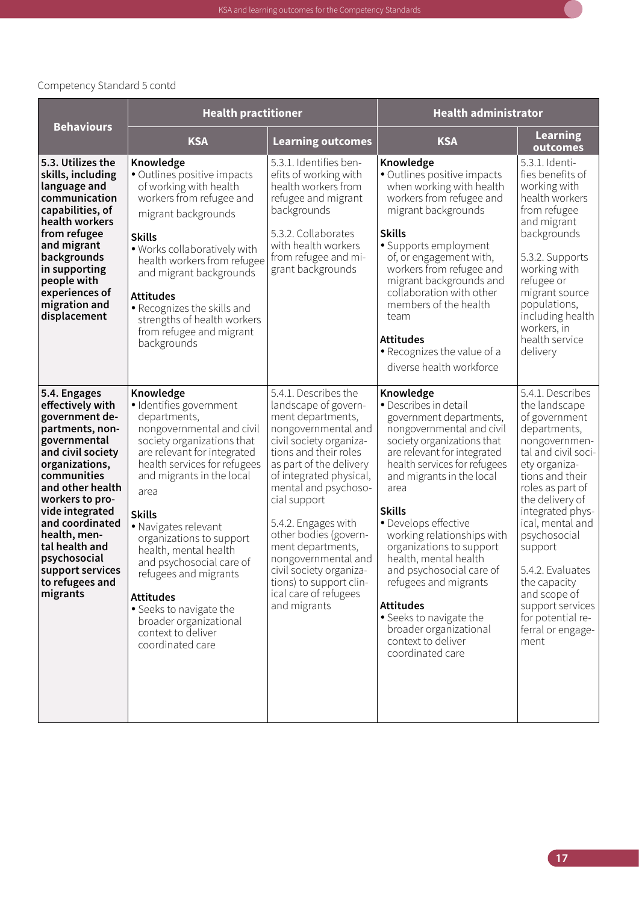Competency Standard 5 contd

| Behaviours | Health practitioner | | Health administrator | |
|---|---|---|---|---|
| | KSA | Learning outcomes | KSA | Learning outcomes |
| **5.3. Utilizes the skills, including language and communication capabilities, of health workers from refugee and migrant backgrounds in supporting people with experiences of migration and displacement** | **Knowledge**<br>• Outlines positive impacts of working with health workers from refugee and migrant backgrounds<br><br>**Skills**<br>• Works collaboratively with health workers from refugee and migrant backgrounds<br><br>**Attitudes**<br>• Recognizes the skills and strengths of health workers from refugee and migrant backgrounds | 5.3.1. Identifies benefits of working with health workers from refugee and migrant backgrounds<br><br>5.3.2. Collaborates with health workers from refugee and migrant backgrounds | **Knowledge**<br>• Outlines positive impacts when working with health workers from refugee and migrant backgrounds<br><br>**Skills**<br>• Supports employment of, or engagement with, workers from refugee and migrant backgrounds and collaboration with other members of the health team<br><br>**Attitudes**<br>• Recognizes the value of a diverse health workforce | 5.3.1. Identifies benefits of working with health workers from refugee and migrant backgrounds<br><br>5.3.2. Supports working with refugee or migrant source populations, including health workers, in health service delivery |
| **5.4. Engages effectively with government departments, nongovernmental and civil society organizations, communities and other health workers to provide integrated and coordinated health, mental health and psychosocial support services to refugees and migrants** | **Knowledge**<br>• Identifies government departments, nongovernmental and civil society organizations that are relevant for integrated health services for refugees and migrants in the local area<br><br>**Skills**<br>• Navigates relevant organizations to support health, mental health and psychosocial care of refugees and migrants<br><br>**Attitudes**<br>• Seeks to navigate the broader organizational context to deliver coordinated care | 5.4.1. Describes the landscape of government departments, nongovernmental and civil society organizations and their roles as part of the delivery of integrated physical, mental and psychosocial support<br><br>5.4.2. Engages with other bodies (government departments, nongovernmental and civil society organizations) to support clinical care of refugees and migrants | **Knowledge**<br>• Describes in detail government departments, nongovernmental and civil society organizations that are relevant for integrated health services for refugees and migrants in the local area<br><br>**Skills**<br>• Develops effective working relationships with organizations to support health, mental health and psychosocial care of refugees and migrants<br><br>**Attitudes**<br>• Seeks to navigate the broader organizational context to deliver coordinated care | 5.4.1. Describes the landscape of government departments, nongovernmental and civil society organizations and their roles as part of the delivery of integrated physical, mental and psychosocial support<br><br>5.4.2. Evaluates the capacity and scope of support services for potential referral or engagement |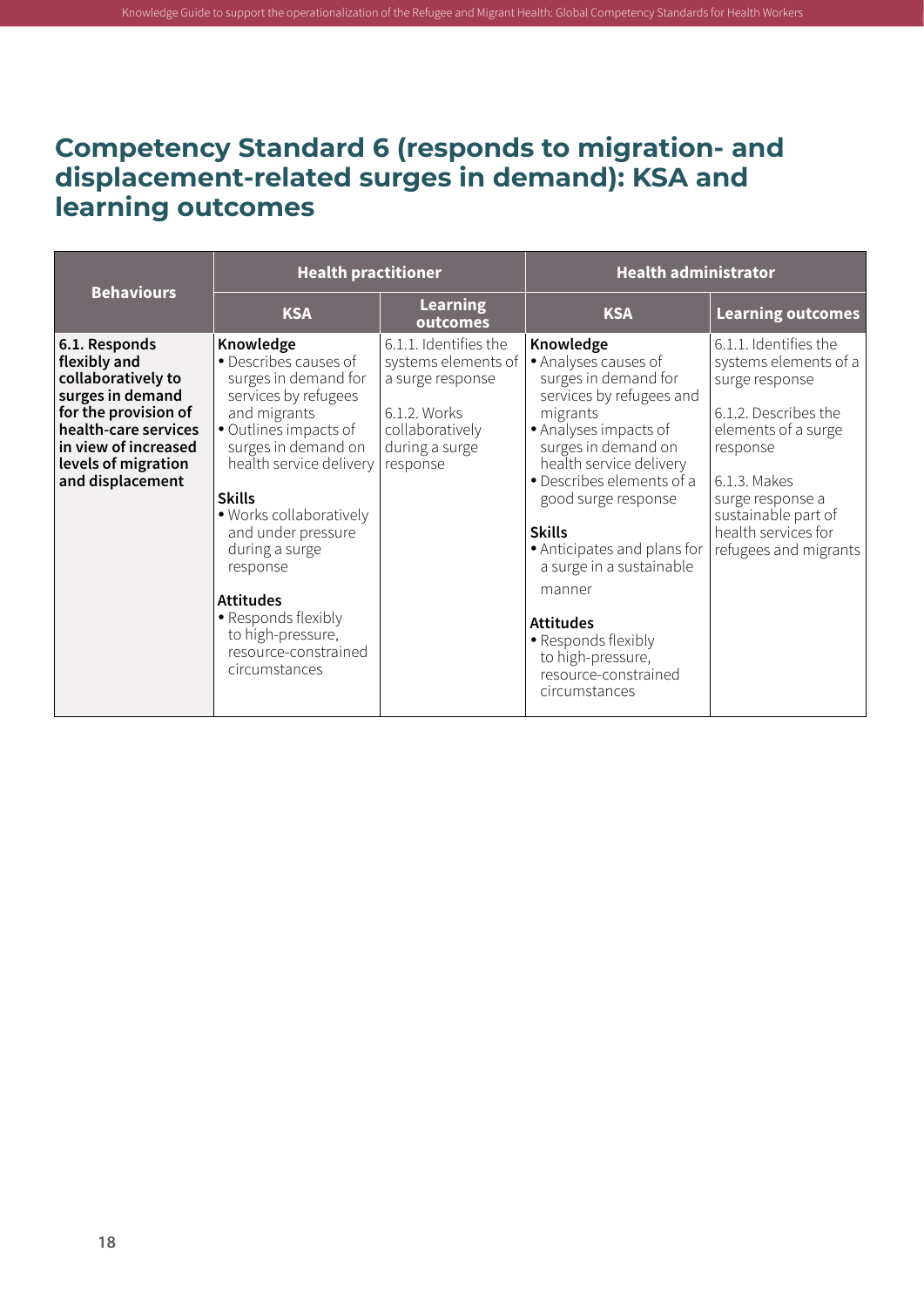# Competency Standard 6 (responds to migration- and displacement-related surges in demand): KSA and learning outcomes

| Behaviours | Health practitioner | | Health administrator | |
|---|---|---|---|---|
| | **KSA** | **Learning outcomes** | **KSA** | **Learning outcomes** |
| **6.1. Responds flexibly and collaboratively to surges in demand for the provision of health-care services in view of increased levels of migration and displacement** | **Knowledge**<br>• Describes causes of surges in demand for services by refugees and migrants<br>• Outlines impacts of surges in demand on health service delivery<br><br>**Skills**<br>• Works collaboratively and under pressure during a surge response<br><br>**Attitudes**<br>• Responds flexibly to high-pressure, resource-constrained circumstances | 6.1.1. Identifies the systems elements of a surge response<br><br>6.1.2. Works collaboratively during a surge response | **Knowledge**<br>• Analyses causes of surges in demand for services by refugees and migrants<br>• Analyses impacts of surges in demand on health service delivery<br>• Describes elements of a good surge response<br><br>**Skills**<br>• Anticipates and plans for a surge in a sustainable manner<br><br>**Attitudes**<br>• Responds flexibly to high-pressure, resource-constrained circumstances | 6.1.1. Identifies the systems elements of a surge response<br><br>6.1.2. Describes the elements of a surge response<br><br>6.1.3. Makes surge response a sustainable part of health services for refugees and migrants |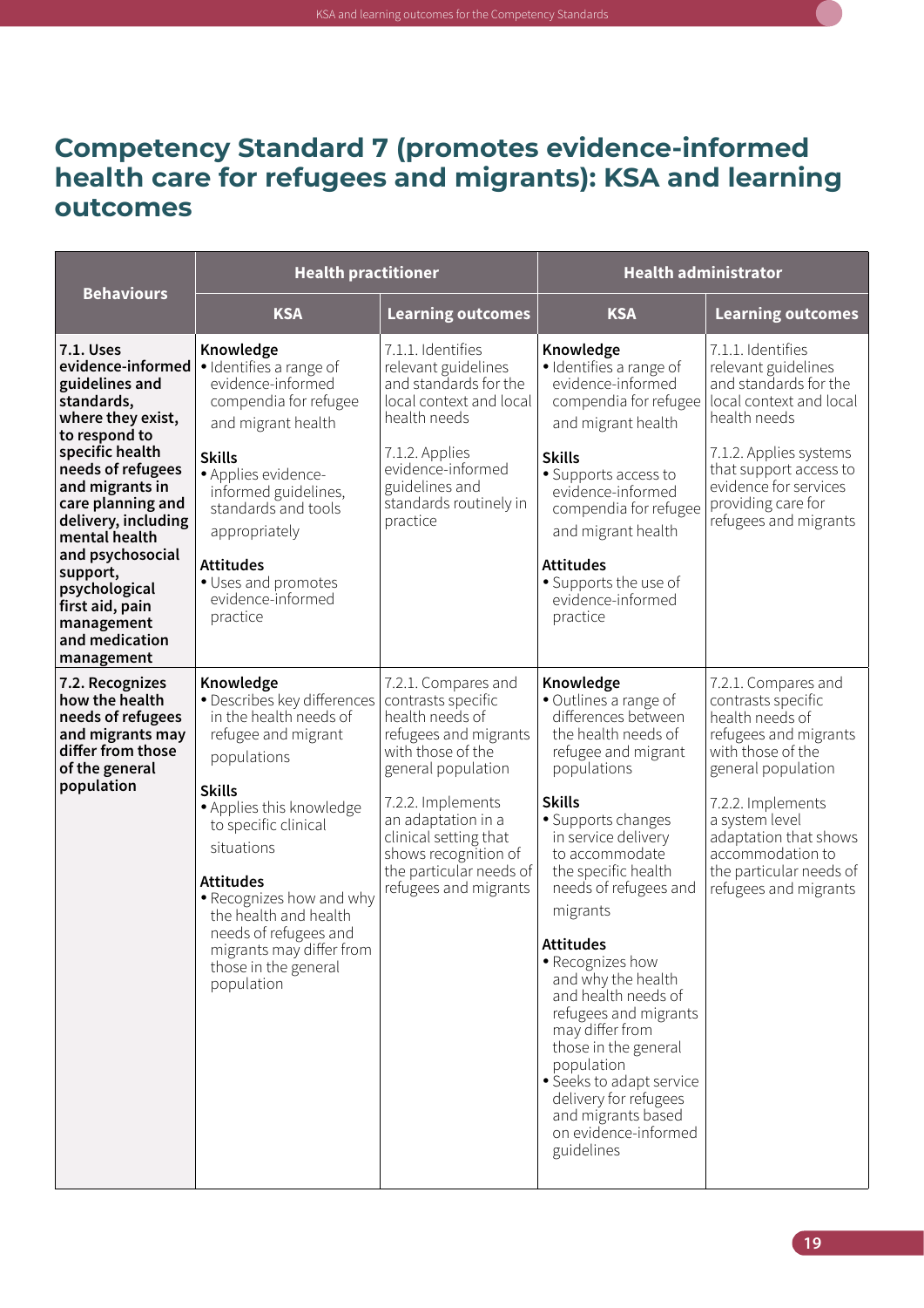## Competency Standard 7 (promotes evidence-informed health care for refugees and migrants): KSA and learning outcomes

| Behaviours | Health practitioner | | Health administrator | |
|---|---|---|---|---|
| | **KSA** | **Learning outcomes** | **KSA** | **Learning outcomes** |
| **7.1. Uses evidence-informed guidelines and standards, where they exist, to respond to specific health needs of refugees and migrants in care planning and delivery, including mental health and psychosocial support, psychological first aid, pain management and medication management** | **Knowledge**<br>• Identifies a range of evidence-informed compendia for refugee and migrant health<br><br>**Skills**<br>• Applies evidence-informed guidelines, standards and tools appropriately<br><br>**Attitudes**<br>• Uses and promotes evidence-informed practice | 7.1.1. Identifies relevant guidelines and standards for the local context and local health needs<br><br>7.1.2. Applies evidence-informed guidelines and standards routinely in practice | **Knowledge**<br>• Identifies a range of evidence-informed compendia for refugee and migrant health<br><br>**Skills**<br>• Supports access to evidence-informed compendia for refugee and migrant health<br><br>**Attitudes**<br>• Supports the use of evidence-informed practice | 7.1.1. Identifies relevant guidelines and standards for the local context and local health needs<br><br>7.1.2. Applies systems that support access to evidence for services providing care for refugees and migrants |
| **7.2. Recognizes how the health needs of refugees and migrants may differ from those of the general population** | **Knowledge**<br>• Describes key differences in the health needs of refugee and migrant populations<br><br>**Skills**<br>• Applies this knowledge to specific clinical situations<br><br>**Attitudes**<br>• Recognizes how and why the health and health needs of refugees and migrants may differ from those in the general population | 7.2.1. Compares and contrasts specific health needs of refugees and migrants with those of the general population<br><br>7.2.2. Implements an adaptation in a clinical setting that shows recognition of the particular needs of refugees and migrants | **Knowledge**<br>• Outlines a range of differences between the health needs of refugee and migrant populations<br><br>**Skills**<br>• Supports changes in service delivery to accommodate the specific health needs of refugees and migrants<br><br>**Attitudes**<br>• Recognizes how and why the health and health needs of refugees and migrants may differ from those in the general population<br>• Seeks to adapt service delivery for refugees and migrants based on evidence-informed guidelines | 7.2.1. Compares and contrasts specific health needs of refugees and migrants with those of the general population<br><br>7.2.2. Implements a system level adaptation that shows accommodation to the particular needs of refugees and migrants |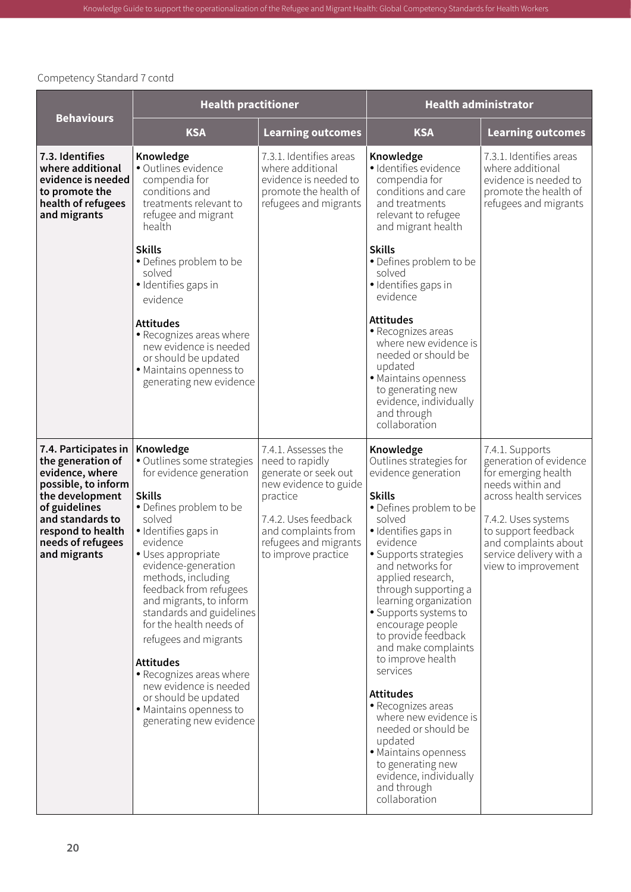Competency Standard 7 contd

| Behaviours | Health practitioner | | Health administrator | |
|---|---|---|---|---|
| | **KSA** | **Learning outcomes** | **KSA** | **Learning outcomes** |
| **7.3. Identifies where additional evidence is needed to promote the health of refugees and migrants** | **Knowledge**<br>• Outlines evidence compendia for conditions and treatments relevant to refugee and migrant health<br><br>**Skills**<br>• Defines problem to be solved<br>• Identifies gaps in evidence<br><br>**Attitudes**<br>• Recognizes areas where new evidence is needed or should be updated<br>• Maintains openness to generating new evidence | 7.3.1. Identifies areas where additional evidence is needed to promote the health of refugees and migrants | **Knowledge**<br>• Identifies evidence compendia for conditions and care and treatments relevant to refugee and migrant health<br><br>**Skills**<br>• Defines problem to be solved<br>• Identifies gaps in evidence<br><br>**Attitudes**<br>• Recognizes areas where new evidence is needed or should be updated<br>• Maintains openness to generating new evidence, individually and through collaboration | 7.3.1. Identifies areas where additional evidence is needed to promote the health of refugees and migrants |
| **7.4. Participates in the generation of evidence, where possible, to inform the development of guidelines and standards to respond to health needs of refugees and migrants** | **Knowledge**<br>• Outlines some strategies for evidence generation<br><br>**Skills**<br>• Defines problem to be solved<br>• Identifies gaps in evidence<br>• Uses appropriate evidence-generation methods, including feedback from refugees and migrants, to inform standards and guidelines for the health needs of refugees and migrants<br><br>**Attitudes**<br>• Recognizes areas where new evidence is needed or should be updated<br>• Maintains openness to generating new evidence | 7.4.1. Assesses the need to rapidly generate or seek out new evidence to guide practice<br><br>7.4.2. Uses feedback and complaints from refugees and migrants to improve practice | **Knowledge**<br>Outlines strategies for evidence generation<br><br>**Skills**<br>• Defines problem to be solved<br>• Identifies gaps in evidence<br>• Supports strategies and networks for applied research, through supporting a learning organization<br>• Supports systems to encourage people to provide feedback and make complaints to improve health services<br><br>**Attitudes**<br>• Recognizes areas where new evidence is needed or should be updated<br>• Maintains openness to generating new evidence, individually and through collaboration | 7.4.1. Supports generation of evidence for emerging health needs within and across health services<br><br>7.4.2. Uses systems to support feedback and complaints about service delivery with a view to improvement |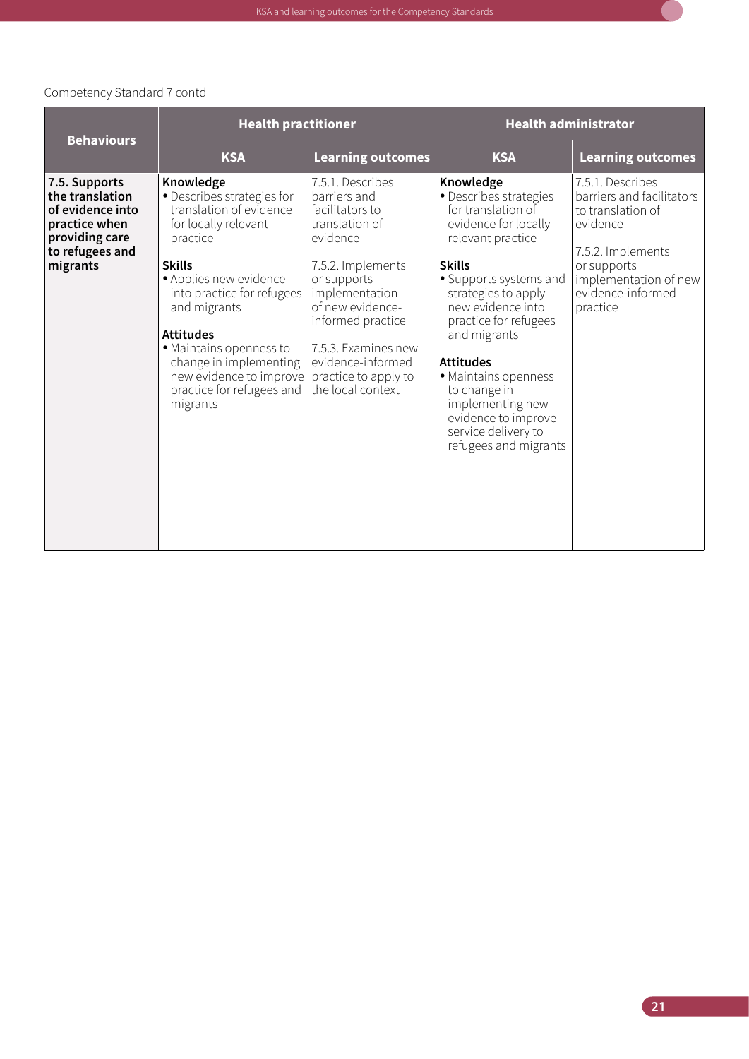Competency Standard 7 contd

| Behaviours | Health practitioner | | Health administrator | |
|---|---|---|---|---|
| | **KSA** | **Learning outcomes** | **KSA** | **Learning outcomes** |
| **7.5. Supports the translation of evidence into practice when providing care to refugees and migrants** | **Knowledge**<br>• Describes strategies for translation of evidence for locally relevant practice<br><br>**Skills**<br>• Applies new evidence into practice for refugees and migrants<br><br>**Attitudes**<br>• Maintains openness to change in implementing new evidence to improve practice for refugees and migrants | 7.5.1. Describes barriers and facilitators to translation of evidence<br><br>7.5.2. Implements or supports implementation of new evidence-informed practice<br><br>7.5.3. Examines new evidence-informed practice to apply to the local context | **Knowledge**<br>• Describes strategies for translation of evidence for locally relevant practice<br><br>**Skills**<br>• Supports systems and strategies to apply new evidence into practice for refugees and migrants<br><br>**Attitudes**<br>• Maintains openness to change in implementing new evidence to improve service delivery to refugees and migrants | 7.5.1. Describes barriers and facilitators to translation of evidence<br><br>7.5.2. Implements or supports implementation of new evidence-informed practice |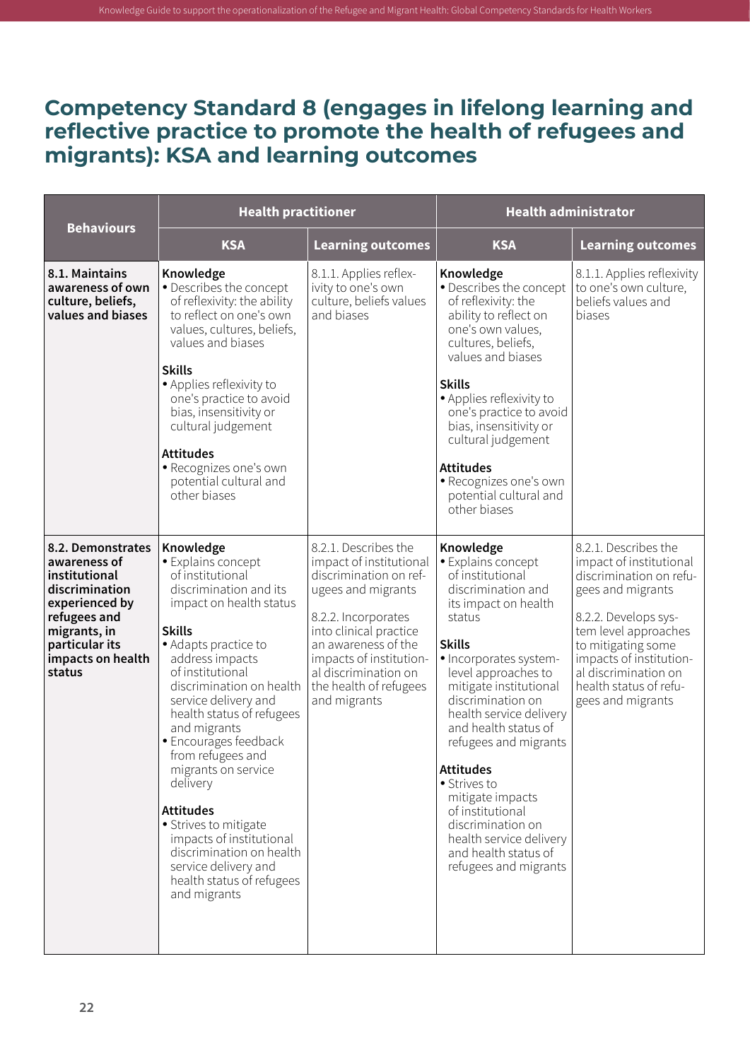## Competency Standard 8 (engages in lifelong learning and reflective practice to promote the health of refugees and migrants): KSA and learning outcomes

| Behaviours | Health practitioner | | Health administrator | |
|---|---|---|---|---|
| | KSA | Learning outcomes | KSA | Learning outcomes |
| **8.1. Maintains awareness of own culture, beliefs, values and biases** | **Knowledge**<br>• Describes the concept of reflexivity: the ability to reflect on one's own values, cultures, beliefs, values and biases<br><br>**Skills**<br>• Applies reflexivity to one's practice to avoid bias, insensitivity or cultural judgement<br><br>**Attitudes**<br>• Recognizes one's own potential cultural and other biases | 8.1.1. Applies reflexivity to one's own culture, beliefs values and biases | **Knowledge**<br>• Describes the concept of reflexivity: the ability to reflect on one's own values, cultures, beliefs, values and biases<br><br>**Skills**<br>• Applies reflexivity to one's practice to avoid bias, insensitivity or cultural judgement<br><br>**Attitudes**<br>• Recognizes one's own potential cultural and other biases | 8.1.1. Applies reflexivity to one's own culture, beliefs values and biases |
| **8.2. Demonstrates awareness of institutional discrimination experienced by refugees and migrants, in particular its impacts on health status** | **Knowledge**<br>• Explains concept of institutional discrimination and its impact on health status<br><br>**Skills**<br>• Adapts practice to address impacts of institutional discrimination on health service delivery and health status of refugees and migrants<br>• Encourages feedback from refugees and migrants on service delivery<br><br>**Attitudes**<br>• Strives to mitigate impacts of institutional discrimination on health service delivery and health status of refugees and migrants | 8.2.1. Describes the impact of institutional discrimination on refugees and migrants<br><br>8.2.2. Incorporates into clinical practice an awareness of the impacts of institutional discrimination on the health of refugees and migrants | **Knowledge**<br>• Explains concept of institutional discrimination and its impact on health status<br><br>**Skills**<br>• Incorporates system-level approaches to mitigate institutional discrimination on health service delivery and health status of refugees and migrants<br><br>**Attitudes**<br>• Strives to mitigate impacts of institutional discrimination on health service delivery and health status of refugees and migrants | 8.2.1. Describes the impact of institutional discrimination on refugees and migrants<br><br>8.2.2. Develops system level approaches to mitigating some impacts of institutional discrimination on health status of refugees and migrants |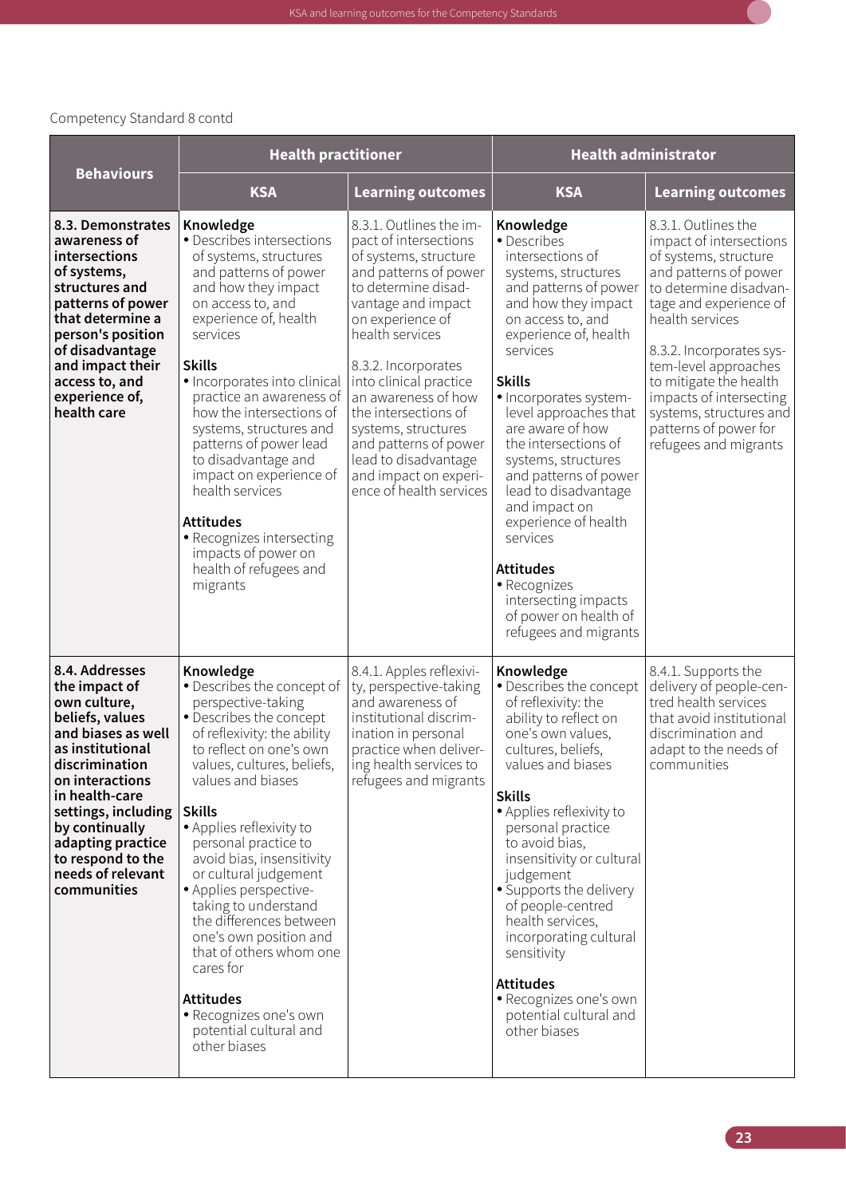Competency Standard 8 contd

| Behaviours | Health practitioner | | Health administrator | |
|---|---|---|---|---|
| | KSA | Learning outcomes | KSA | Learning outcomes |
| **8.3. Demonstrates awareness of intersections of systems, structures and patterns of power that determine a person's position of disadvantage and impact their access to, and experience of, health care** | **Knowledge**<br>• Describes intersections of systems, structures and patterns of power and how they impact on access to, and experience of, health services<br><br>**Skills**<br>• Incorporates into clinical practice an awareness of how the intersections of systems, structures and patterns of power lead to disadvantage and impact on experience of health services<br><br>**Attitudes**<br>• Recognizes intersecting impacts of power on health of refugees and migrants | 8.3.1. Outlines the impact of intersections of systems, structure and patterns of power to determine disadvantage and impact on experience of health services<br><br>8.3.2. Incorporates into clinical practice an awareness of how the intersections of systems, structures and patterns of power lead to disadvantage and impact on experience of health services | **Knowledge**<br>• Describes intersections of systems, structures and patterns of power and how they impact on access to, and experience of, health services<br><br>**Skills**<br>• Incorporates system-level approaches that are aware of how the intersections of systems, structures and patterns of power lead to disadvantage and impact on experience of health services<br><br>**Attitudes**<br>• Recognizes intersecting impacts of power on health of refugees and migrants | 8.3.1. Outlines the impact of intersections of systems, structure and patterns of power to determine disadvantage and experience of health services<br><br>8.3.2. Incorporates system-level approaches to mitigate the health impacts of intersecting systems, structures and patterns of power for refugees and migrants |
| **8.4. Addresses the impact of own culture, beliefs, values and biases as well as institutional discrimination on interactions in health-care settings, including by continually adapting practice to respond to the needs of relevant communities** | **Knowledge**<br>• Describes the concept of perspective-taking<br>• Describes the concept of reflexivity: the ability to reflect on one's own values, cultures, beliefs, values and biases<br><br>**Skills**<br>• Applies reflexivity to personal practice to avoid bias, insensitivity or cultural judgement<br>• Applies perspective-taking to understand the differences between one's own position and that of others whom one cares for<br><br>**Attitudes**<br>• Recognizes one's own potential cultural and other biases | 8.4.1. Apples reflexivity, perspective-taking and awareness of institutional discrimination in personal practice when delivering health services to refugees and migrants | **Knowledge**<br>• Describes the concept of reflexivity: the ability to reflect on one's own values, cultures, beliefs, values and biases<br><br>**Skills**<br>• Applies reflexivity to personal practice to avoid bias, insensitivity or cultural judgement<br>• Supports the delivery of people-centred health services, incorporating cultural sensitivity<br><br>**Attitudes**<br>• Recognizes one's own potential cultural and other biases | 8.4.1. Supports the delivery of people-centred health services that avoid institutional discrimination and adapt to the needs of communities |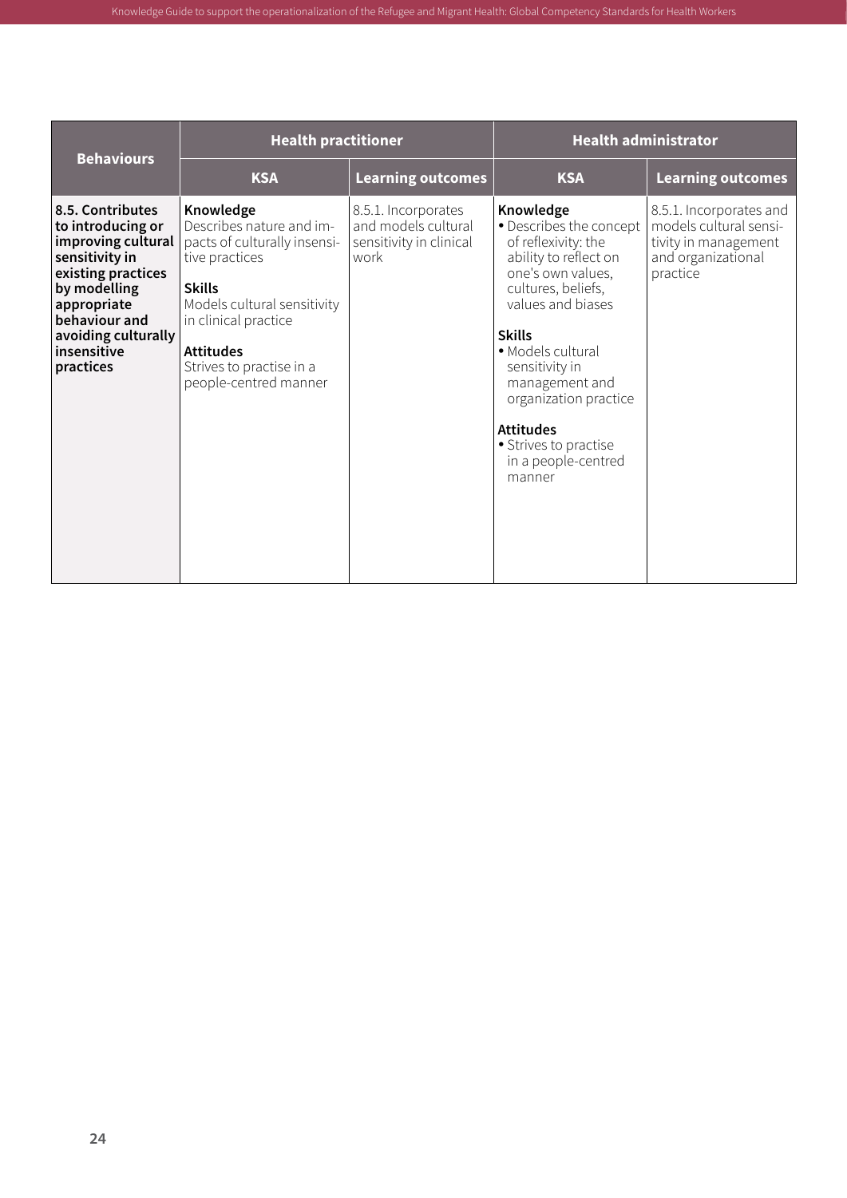| Behaviours | Health practitioner | | Health administrator | |
|---|---|---|---|---|
| | **KSA** | **Learning outcomes** | **KSA** | **Learning outcomes** |
| **8.5. Contributes to introducing or improving cultural sensitivity in existing practices by modelling appropriate behaviour and avoiding culturally insensitive practices** | **Knowledge**<br>Describes nature and impacts of culturally insensitive practices<br><br>**Skills**<br>Models cultural sensitivity in clinical practice<br><br>**Attitudes**<br>Strives to practise in a people-centred manner | 8.5.1. Incorporates and models cultural sensitivity in clinical work | **Knowledge**<br>• Describes the concept of reflexivity: the ability to reflect on one's own values, cultures, beliefs, values and biases<br><br>**Skills**<br>• Models cultural sensitivity in management and organization practice<br><br>**Attitudes**<br>• Strives to practise in a people-centred manner | 8.5.1. Incorporates and models cultural sensitivity in management and organizational practice |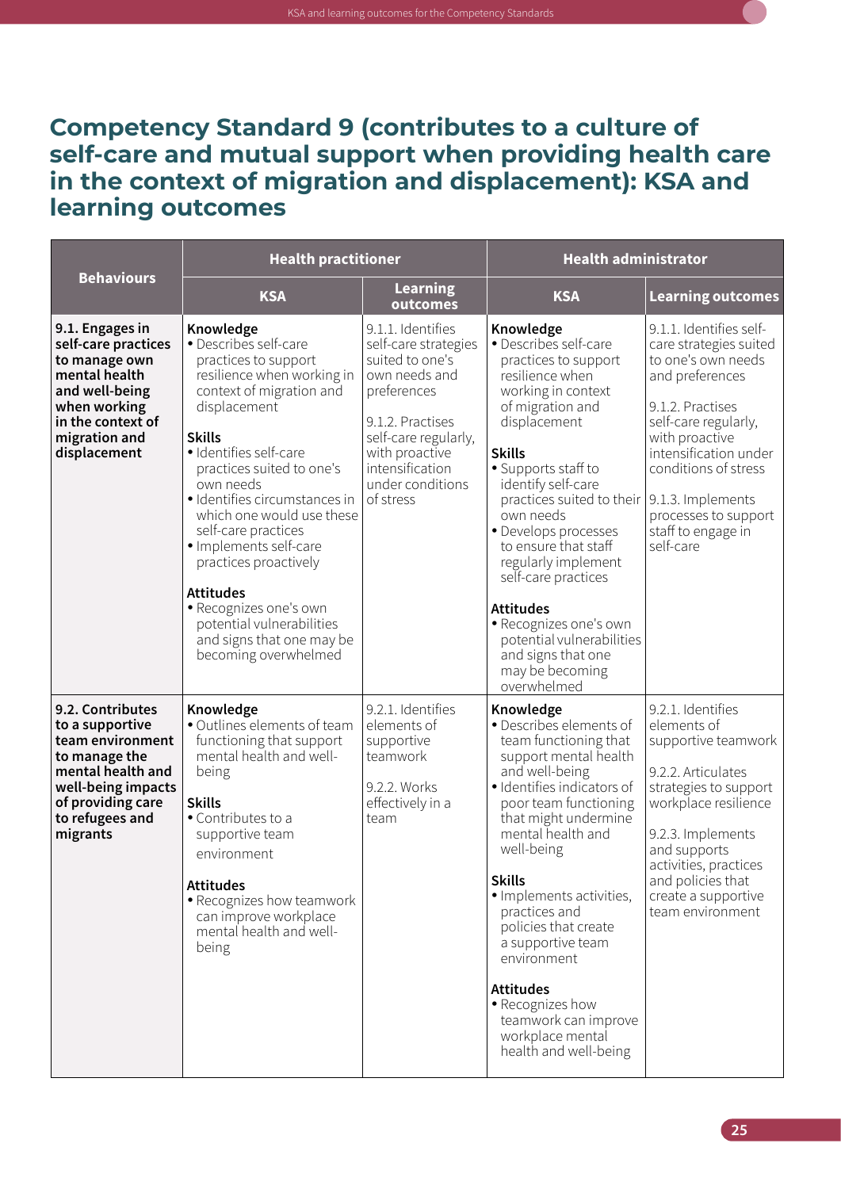# Competency Standard 9 (contributes to a culture of self-care and mutual support when providing health care in the context of migration and displacement): KSA and learning outcomes

| Behaviours | Health practitioner | | Health administrator | |
|---|---|---|---|---|
| | KSA | Learning outcomes | KSA | Learning outcomes |
| **9.1. Engages in self-care practices to manage own mental health and well-being when working in the context of migration and displacement** | **Knowledge**<br>• Describes self-care practices to support resilience when working in context of migration and displacement<br><br>**Skills**<br>• Identifies self-care practices suited to one's own needs<br>• Identifies circumstances in which one would use these self-care practices<br>• Implements self-care practices proactively<br><br>**Attitudes**<br>• Recognizes one's own potential vulnerabilities and signs that one may be becoming overwhelmed | 9.1.1. Identifies self-care strategies suited to one's own needs and preferences<br><br>9.1.2. Practises self-care regularly, with proactive intensification under conditions of stress | **Knowledge**<br>• Describes self-care practices to support resilience when working in context of migration and displacement<br><br>**Skills**<br>• Supports staff to identify self-care practices suited to their own needs<br>• Develops processes to ensure that staff regularly implement self-care practices<br><br>**Attitudes**<br>• Recognizes one's own potential vulnerabilities and signs that one may be becoming overwhelmed | 9.1.1. Identifies self-care strategies suited to one's own needs and preferences<br><br>9.1.2. Practises self-care regularly, with proactive intensification under conditions of stress<br><br>9.1.3. Implements processes to support staff to engage in self-care |
| **9.2. Contributes to a supportive team environment to manage the mental health and well-being impacts of providing care to refugees and migrants** | **Knowledge**<br>• Outlines elements of team functioning that support mental health and well-being<br><br>**Skills**<br>• Contributes to a supportive team environment<br><br>**Attitudes**<br>• Recognizes how teamwork can improve workplace mental health and well-being | 9.2.1. Identifies elements of supportive teamwork<br><br>9.2.2. Works effectively in a team | **Knowledge**<br>• Describes elements of team functioning that support mental health and well-being<br>• Identifies indicators of poor team functioning that might undermine mental health and well-being<br><br>**Skills**<br>• Implements activities, practices and policies that create a supportive team environment<br><br>**Attitudes**<br>• Recognizes how teamwork can improve workplace mental health and well-being | 9.2.1. Identifies elements of supportive teamwork<br><br>9.2.2. Articulates strategies to support workplace resilience<br><br>9.2.3. Implements and supports activities, practices and policies that create a supportive team environment |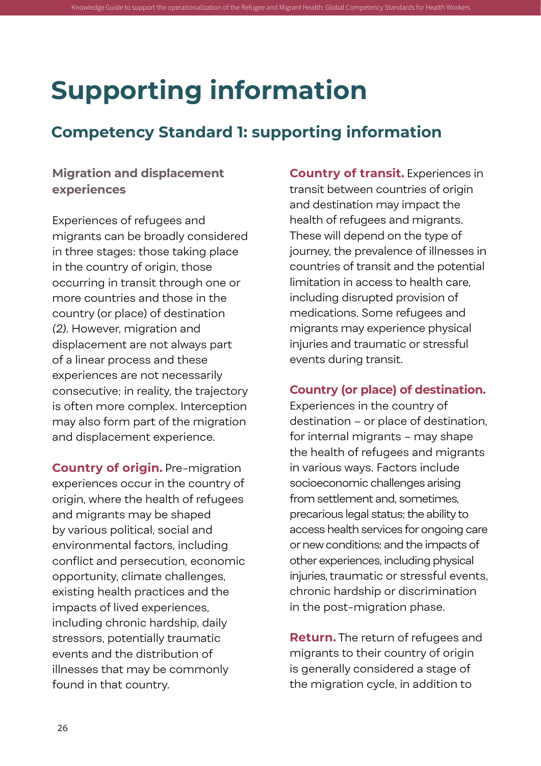# Supporting information

## Competency Standard 1: supporting information

### Migration and displacement experiences

Experiences of refugees and migrants can be broadly considered in three stages: those taking place in the country of origin, those occurring in transit through one or more countries and those in the country (or place) of destination *(2)*. However, migration and displacement are not always part of a linear process and these experiences are not necessarily consecutive; in reality, the trajectory is often more complex. Interception may also form part of the migration and displacement experience.

**Country of origin.** Pre-migration experiences occur in the country of origin, where the health of refugees and migrants may be shaped by various political, social and environmental factors, including conflict and persecution, economic opportunity, climate challenges, existing health practices and the impacts of lived experiences, including chronic hardship, daily stressors, potentially traumatic events and the distribution of illnesses that may be commonly found in that country.

**Country of transit.** Experiences in transit between countries of origin and destination may impact the health of refugees and migrants. These will depend on the type of journey, the prevalence of illnesses in countries of transit and the potential limitation in access to health care, including disrupted provision of medications. Some refugees and migrants may experience physical injuries and traumatic or stressful events during transit.

**Country (or place) of destination.** Experiences in the country of destination – or place of destination, for internal migrants – may shape the health of refugees and migrants in various ways. Factors include socioeconomic challenges arising from settlement and, sometimes, precarious legal status; the ability to access health services for ongoing care or new conditions; and the impacts of other experiences, including physical injuries, traumatic or stressful events, chronic hardship or discrimination in the post-migration phase.

**Return.** The return of refugees and migrants to their country of origin is generally considered a stage of the migration cycle, in addition to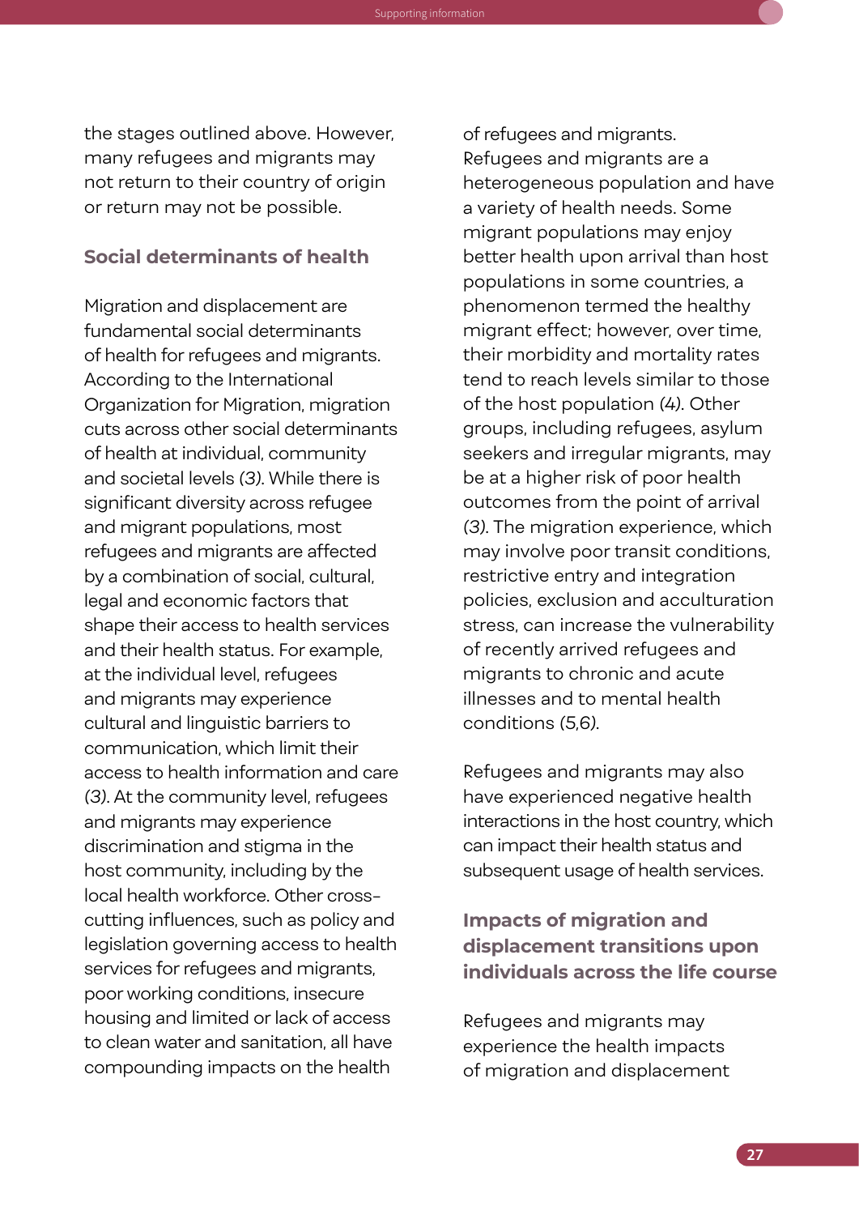the stages outlined above. However, many refugees and migrants may not return to their country of origin or return may not be possible.

## Social determinants of health

Migration and displacement are fundamental social determinants of health for refugees and migrants. According to the International Organization for Migration, migration cuts across other social determinants of health at individual, community and societal levels *(3)*. While there is significant diversity across refugee and migrant populations, most refugees and migrants are affected by a combination of social, cultural, legal and economic factors that shape their access to health services and their health status. For example, at the individual level, refugees and migrants may experience cultural and linguistic barriers to communication, which limit their access to health information and care *(3)*. At the community level, refugees and migrants may experience discrimination and stigma in the host community, including by the local health workforce. Other cross-cutting influences, such as policy and legislation governing access to health services for refugees and migrants, poor working conditions, insecure housing and limited or lack of access to clean water and sanitation, all have compounding impacts on the health of refugees and migrants.

Refugees and migrants are a heterogeneous population and have a variety of health needs. Some migrant populations may enjoy better health upon arrival than host populations in some countries, a phenomenon termed the healthy migrant effect; however, over time, their morbidity and mortality rates tend to reach levels similar to those of the host population *(4)*. Other groups, including refugees, asylum seekers and irregular migrants, may be at a higher risk of poor health outcomes from the point of arrival *(3)*. The migration experience, which may involve poor transit conditions, restrictive entry and integration policies, exclusion and acculturation stress, can increase the vulnerability of recently arrived refugees and migrants to chronic and acute illnesses and to mental health conditions *(5,6)*.

Refugees and migrants may also have experienced negative health interactions in the host country, which can impact their health status and subsequent usage of health services.

## Impacts of migration and displacement transitions upon individuals across the life course

Refugees and migrants may experience the health impacts of migration and displacement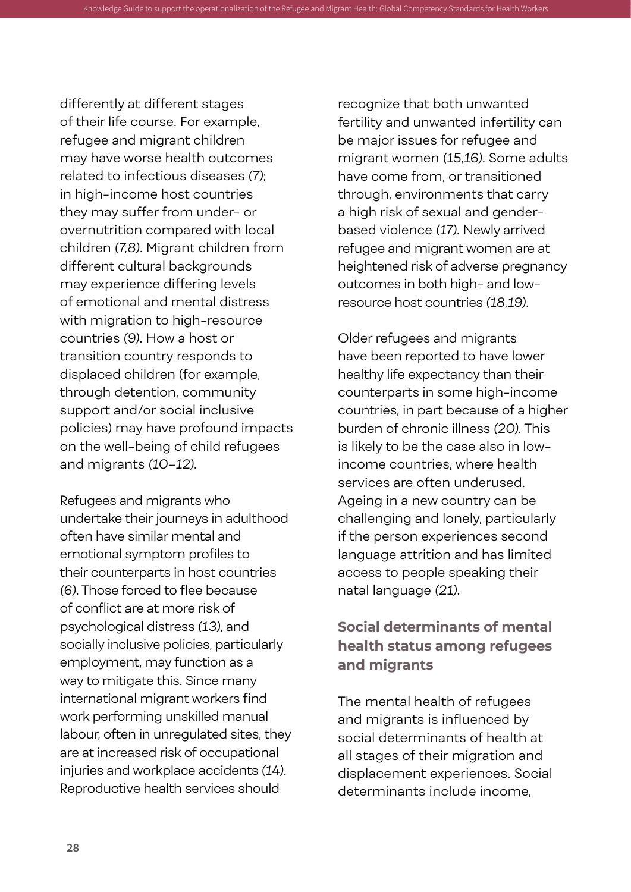differently at different stages of their life course. For example, refugee and migrant children may have worse health outcomes related to infectious diseases *(7)*; in high-income host countries they may suffer from under- or overnutrition compared with local children *(7,8)*. Migrant children from different cultural backgrounds may experience differing levels of emotional and mental distress with migration to high-resource countries *(9)*. How a host or transition country responds to displaced children (for example, through detention, community support and/or social inclusive policies) may have profound impacts on the well-being of child refugees and migrants *(10–12)*.

Refugees and migrants who undertake their journeys in adulthood often have similar mental and emotional symptom profiles to their counterparts in host countries *(6)*. Those forced to flee because of conflict are at more risk of psychological distress *(13)*, and socially inclusive policies, particularly employment, may function as a way to mitigate this. Since many international migrant workers find work performing unskilled manual labour, often in unregulated sites, they are at increased risk of occupational injuries and workplace accidents *(14)*. Reproductive health services should recognize that both unwanted fertility and unwanted infertility can be major issues for refugee and migrant women *(15,16)*. Some adults have come from, or transitioned through, environments that carry a high risk of sexual and gender-based violence *(17)*. Newly arrived refugee and migrant women are at heightened risk of adverse pregnancy outcomes in both high- and low-resource host countries *(18,19)*.

Older refugees and migrants have been reported to have lower healthy life expectancy than their counterparts in some high-income countries, in part because of a higher burden of chronic illness *(20)*. This is likely to be the case also in low-income countries, where health services are often underused. Ageing in a new country can be challenging and lonely, particularly if the person experiences second language attrition and has limited access to people speaking their natal language *(21)*.

### Social determinants of mental health status among refugees and migrants

The mental health of refugees and migrants is influenced by social determinants of health at all stages of their migration and displacement experiences. Social determinants include income,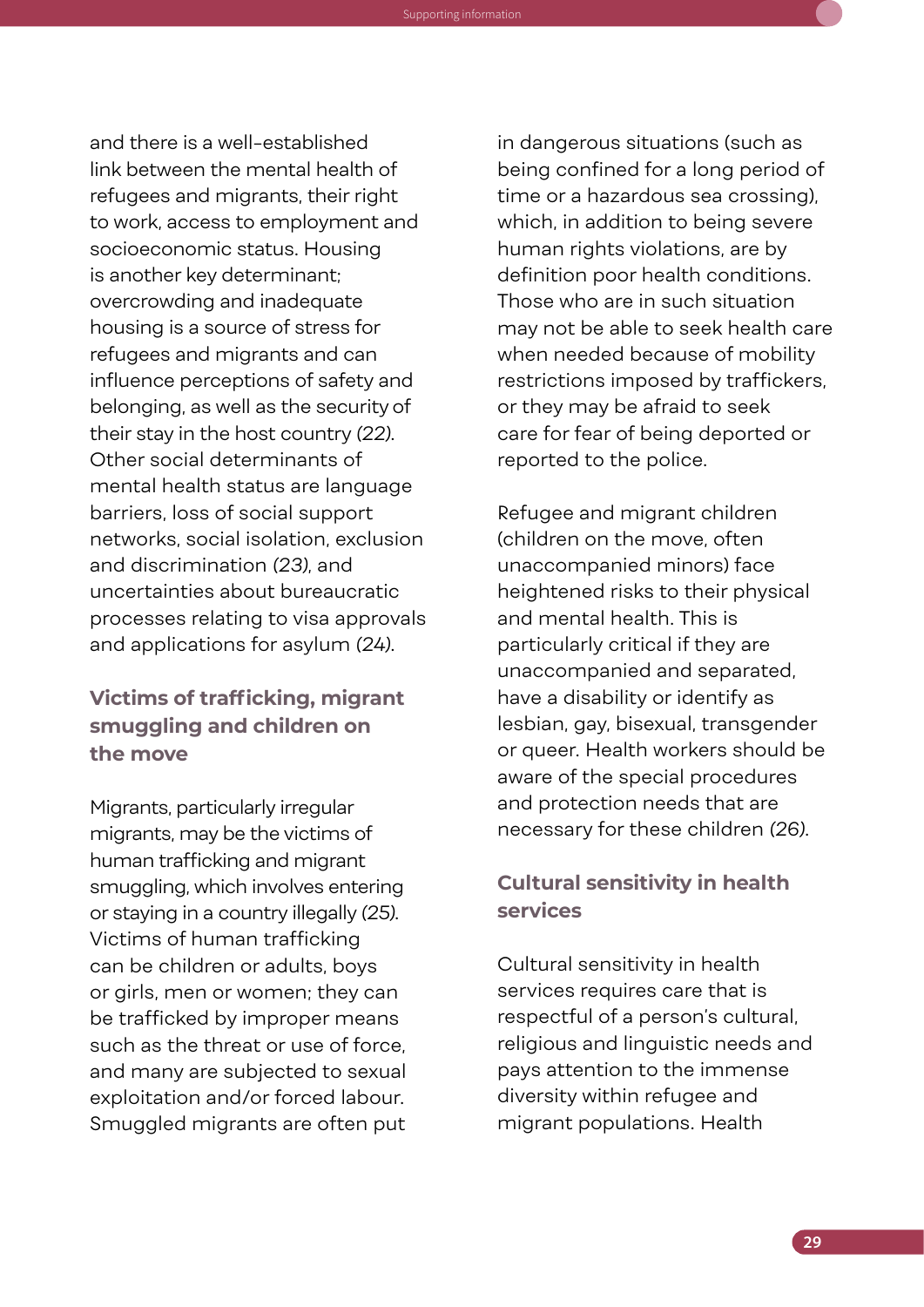and there is a well-established link between the mental health of refugees and migrants, their right to work, access to employment and socioeconomic status. Housing is another key determinant; overcrowding and inadequate housing is a source of stress for refugees and migrants and can influence perceptions of safety and belonging, as well as the security of their stay in the host country *(22)*. Other social determinants of mental health status are language barriers, loss of social support networks, social isolation, exclusion and discrimination *(23)*, and uncertainties about bureaucratic processes relating to visa approvals and applications for asylum *(24)*.

## Victims of trafficking, migrant smuggling and children on the move

Migrants, particularly irregular migrants, may be the victims of human trafficking and migrant smuggling, which involves entering or staying in a country illegally *(25)*. Victims of human trafficking can be children or adults, boys or girls, men or women; they can be trafficked by improper means such as the threat or use of force, and many are subjected to sexual exploitation and/or forced labour. Smuggled migrants are often put in dangerous situations (such as being confined for a long period of time or a hazardous sea crossing), which, in addition to being severe human rights violations, are by definition poor health conditions. Those who are in such situation may not be able to seek health care when needed because of mobility restrictions imposed by traffickers, or they may be afraid to seek care for fear of being deported or reported to the police.

Refugee and migrant children (children on the move, often unaccompanied minors) face heightened risks to their physical and mental health. This is particularly critical if they are unaccompanied and separated, have a disability or identify as lesbian, gay, bisexual, transgender or queer. Health workers should be aware of the special procedures and protection needs that are necessary for these children *(26)*.

## Cultural sensitivity in health services

Cultural sensitivity in health services requires care that is respectful of a person's cultural, religious and linguistic needs and pays attention to the immense diversity within refugee and migrant populations. Health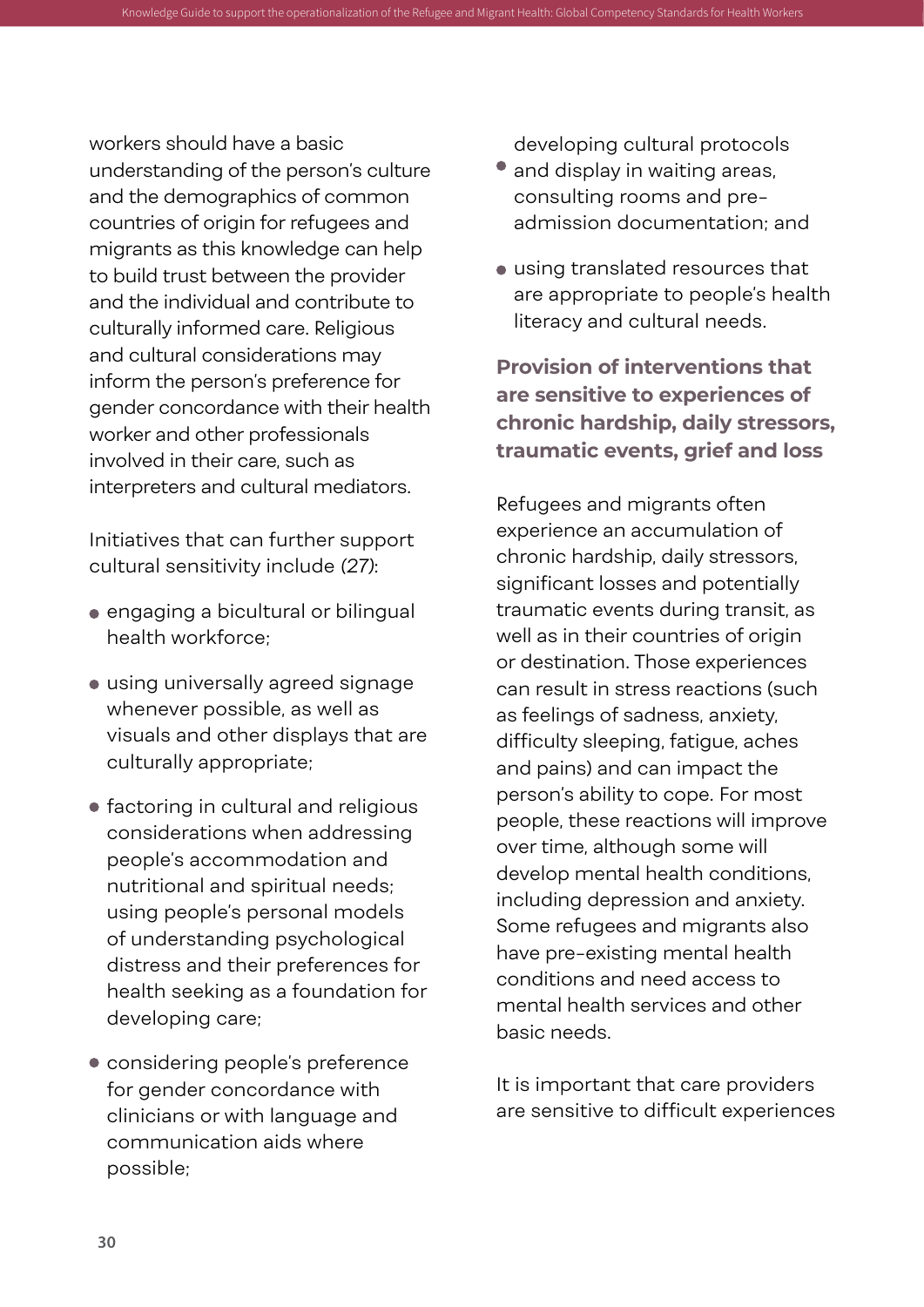workers should have a basic understanding of the person's culture and the demographics of common countries of origin for refugees and migrants as this knowledge can help to build trust between the provider and the individual and contribute to culturally informed care. Religious and cultural considerations may inform the person's preference for gender concordance with their health worker and other professionals involved in their care, such as interpreters and cultural mediators.

Initiatives that can further support cultural sensitivity include (27):

- engaging a bicultural or bilingual health workforce;
- using universally agreed signage whenever possible, as well as visuals and other displays that are culturally appropriate;
- factoring in cultural and religious considerations when addressing people's accommodation and nutritional and spiritual needs; using people's personal models of understanding psychological distress and their preferences for health seeking as a foundation for developing care;
- considering people's preference for gender concordance with clinicians or with language and communication aids where possible;
- developing cultural protocols and display in waiting areas, consulting rooms and pre-admission documentation; and
- using translated resources that are appropriate to people's health literacy and cultural needs.

### Provision of interventions that are sensitive to experiences of chronic hardship, daily stressors, traumatic events, grief and loss

Refugees and migrants often experience an accumulation of chronic hardship, daily stressors, significant losses and potentially traumatic events during transit, as well as in their countries of origin or destination. Those experiences can result in stress reactions (such as feelings of sadness, anxiety, difficulty sleeping, fatigue, aches and pains) and can impact the person's ability to cope. For most people, these reactions will improve over time, although some will develop mental health conditions, including depression and anxiety. Some refugees and migrants also have pre-existing mental health conditions and need access to mental health services and other basic needs.

It is important that care providers are sensitive to difficult experiences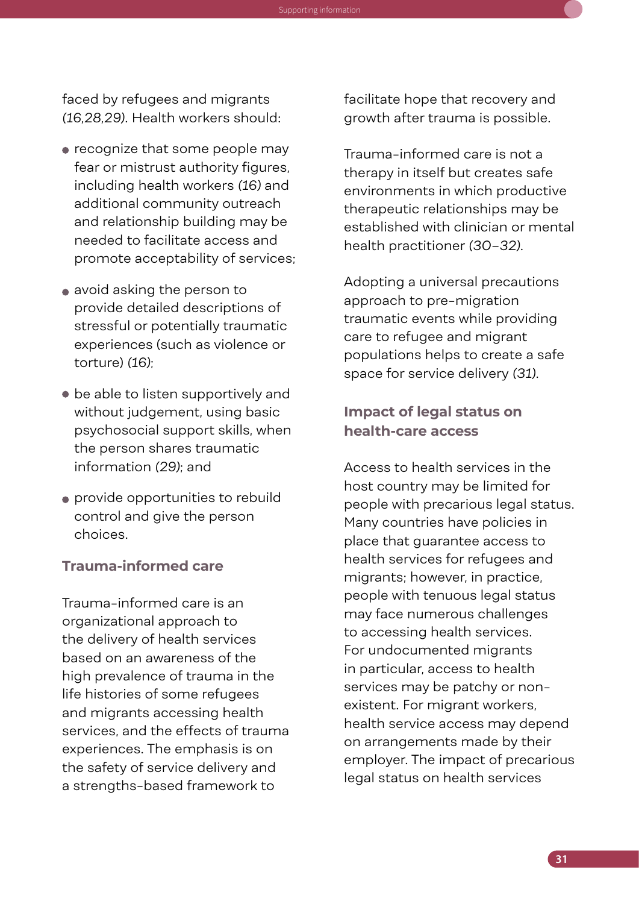faced by refugees and migrants *(16,28,29)*. Health workers should:

- recognize that some people may fear or mistrust authority figures, including health workers *(16)* and additional community outreach and relationship building may be needed to facilitate access and promote acceptability of services;
- avoid asking the person to provide detailed descriptions of stressful or potentially traumatic experiences (such as violence or torture) *(16)*;
- be able to listen supportively and without judgement, using basic psychosocial support skills, when the person shares traumatic information *(29)*; and
- provide opportunities to rebuild control and give the person choices.

## Trauma-informed care

Trauma-informed care is an organizational approach to the delivery of health services based on an awareness of the high prevalence of trauma in the life histories of some refugees and migrants accessing health services, and the effects of trauma experiences. The emphasis is on the safety of service delivery and a strengths-based framework to facilitate hope that recovery and growth after trauma is possible.

Trauma-informed care is not a therapy in itself but creates safe environments in which productive therapeutic relationships may be established with clinician or mental health practitioner *(30–32)*.

Adopting a universal precautions approach to pre-migration traumatic events while providing care to refugee and migrant populations helps to create a safe space for service delivery *(31)*.

## Impact of legal status on health-care access

Access to health services in the host country may be limited for people with precarious legal status. Many countries have policies in place that guarantee access to health services for refugees and migrants; however, in practice, people with tenuous legal status may face numerous challenges to accessing health services. For undocumented migrants in particular, access to health services may be patchy or non-existent. For migrant workers, health service access may depend on arrangements made by their employer. The impact of precarious legal status on health services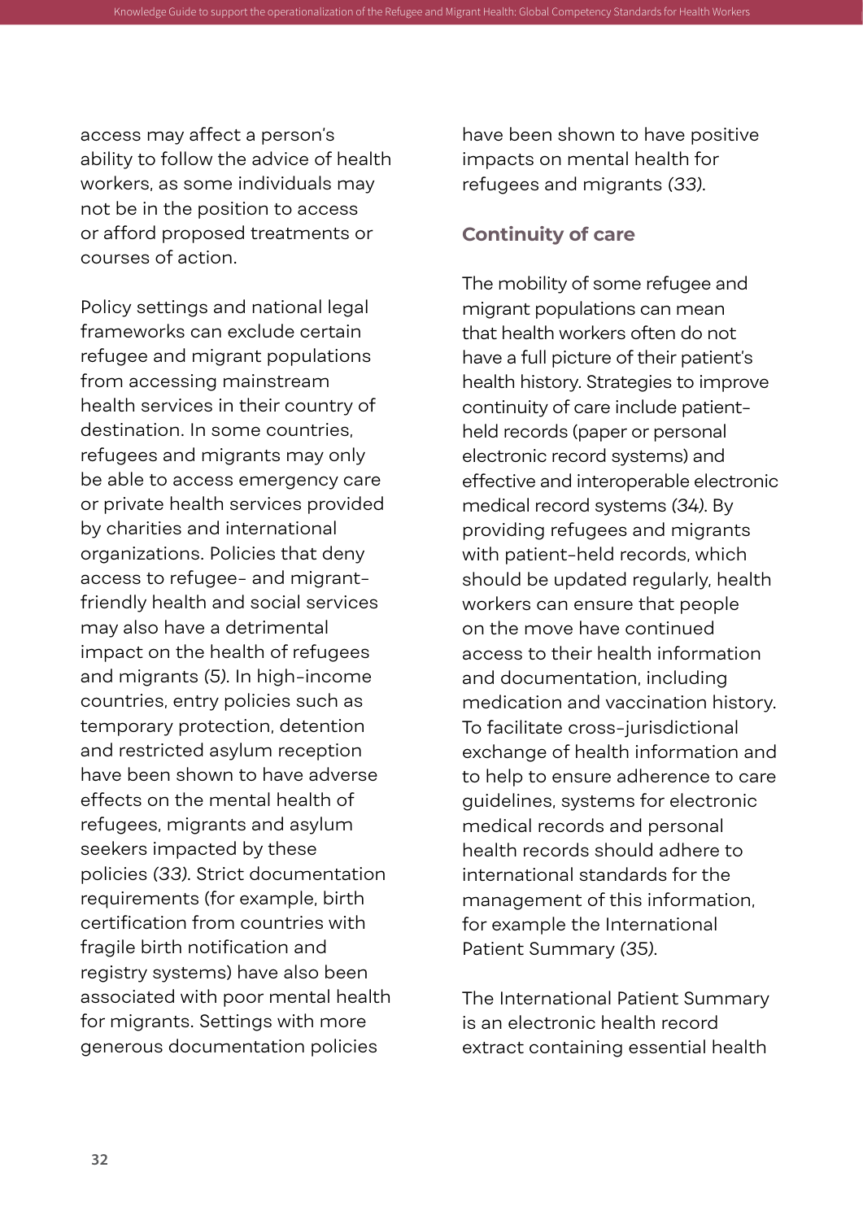access may affect a person's ability to follow the advice of health workers, as some individuals may not be in the position to access or afford proposed treatments or courses of action.

Policy settings and national legal frameworks can exclude certain refugee and migrant populations from accessing mainstream health services in their country of destination. In some countries, refugees and migrants may only be able to access emergency care or private health services provided by charities and international organizations. Policies that deny access to refugee- and migrant-friendly health and social services may also have a detrimental impact on the health of refugees and migrants *(5)*. In high-income countries, entry policies such as temporary protection, detention and restricted asylum reception have been shown to have adverse effects on the mental health of refugees, migrants and asylum seekers impacted by these policies *(33)*. Strict documentation requirements (for example, birth certification from countries with fragile birth notification and registry systems) have also been associated with poor mental health for migrants. Settings with more generous documentation policies have been shown to have positive impacts on mental health for refugees and migrants *(33)*.

### Continuity of care

The mobility of some refugee and migrant populations can mean that health workers often do not have a full picture of their patient's health history. Strategies to improve continuity of care include patient-held records (paper or personal electronic record systems) and effective and interoperable electronic medical record systems *(34)*. By providing refugees and migrants with patient-held records, which should be updated regularly, health workers can ensure that people on the move have continued access to their health information and documentation, including medication and vaccination history. To facilitate cross-jurisdictional exchange of health information and to help to ensure adherence to care guidelines, systems for electronic medical records and personal health records should adhere to international standards for the management of this information, for example the International Patient Summary *(35)*.

The International Patient Summary is an electronic health record extract containing essential health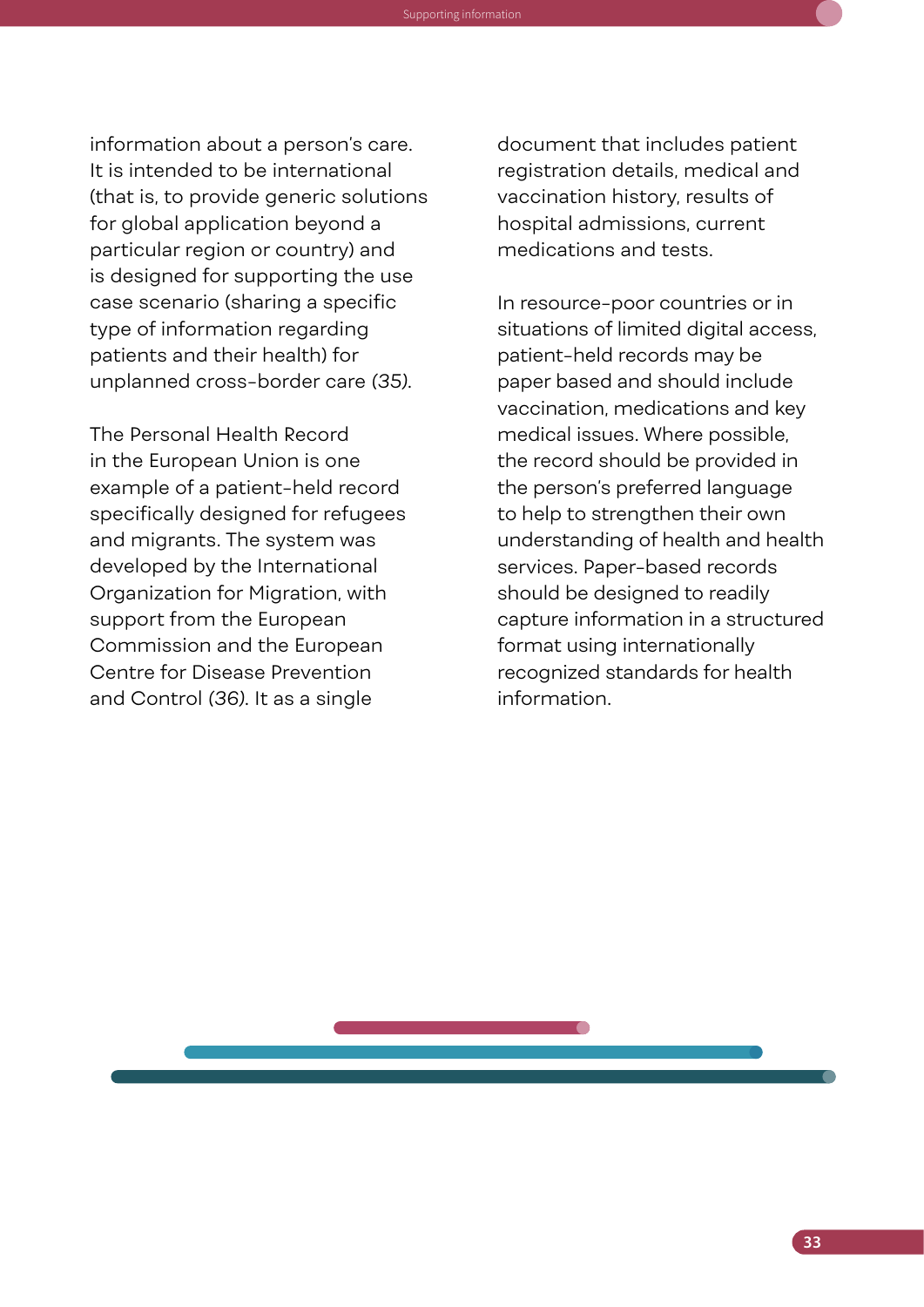information about a person's care. It is intended to be international (that is, to provide generic solutions for global application beyond a particular region or country) and is designed for supporting the use case scenario (sharing a specific type of information regarding patients and their health) for unplanned cross-border care *(35)*.

The Personal Health Record in the European Union is one example of a patient-held record specifically designed for refugees and migrants. The system was developed by the International Organization for Migration, with support from the European Commission and the European Centre for Disease Prevention and Control *(36)*. It as a single document that includes patient registration details, medical and vaccination history, results of hospital admissions, current medications and tests.

In resource-poor countries or in situations of limited digital access, patient-held records may be paper based and should include vaccination, medications and key medical issues. Where possible, the record should be provided in the person's preferred language to help to strengthen their own understanding of health and health services. Paper-based records should be designed to readily capture information in a structured format using internationally recognized standards for health information.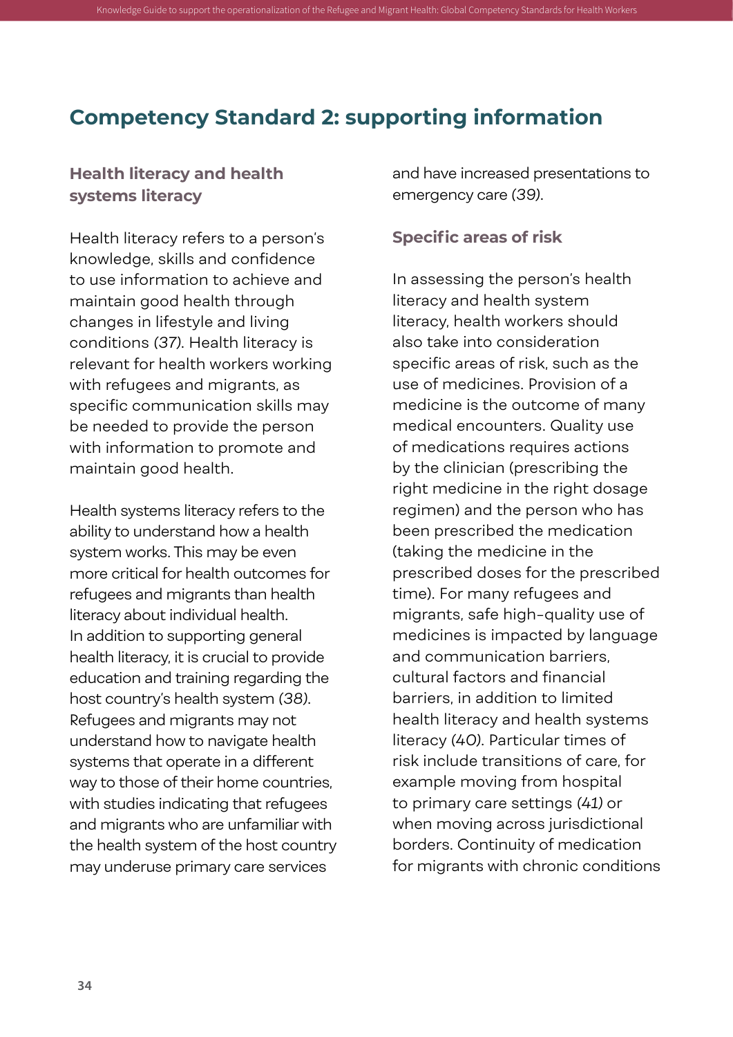## Competency Standard 2: supporting information

### Health literacy and health systems literacy

Health literacy refers to a person's knowledge, skills and confidence to use information to achieve and maintain good health through changes in lifestyle and living conditions *(37)*. Health literacy is relevant for health workers working with refugees and migrants, as specific communication skills may be needed to provide the person with information to promote and maintain good health.

Health systems literacy refers to the ability to understand how a health system works. This may be even more critical for health outcomes for refugees and migrants than health literacy about individual health. In addition to supporting general health literacy, it is crucial to provide education and training regarding the host country's health system *(38)*. Refugees and migrants may not understand how to navigate health systems that operate in a different way to those of their home countries, with studies indicating that refugees and migrants who are unfamiliar with the health system of the host country may underuse primary care services and have increased presentations to emergency care *(39)*.

### Specific areas of risk

In assessing the person's health literacy and health system literacy, health workers should also take into consideration specific areas of risk, such as the use of medicines. Provision of a medicine is the outcome of many medical encounters. Quality use of medications requires actions by the clinician (prescribing the right medicine in the right dosage regimen) and the person who has been prescribed the medication (taking the medicine in the prescribed doses for the prescribed time). For many refugees and migrants, safe high-quality use of medicines is impacted by language and communication barriers, cultural factors and financial barriers, in addition to limited health literacy and health systems literacy *(40)*. Particular times of risk include transitions of care, for example moving from hospital to primary care settings *(41)* or when moving across jurisdictional borders. Continuity of medication for migrants with chronic conditions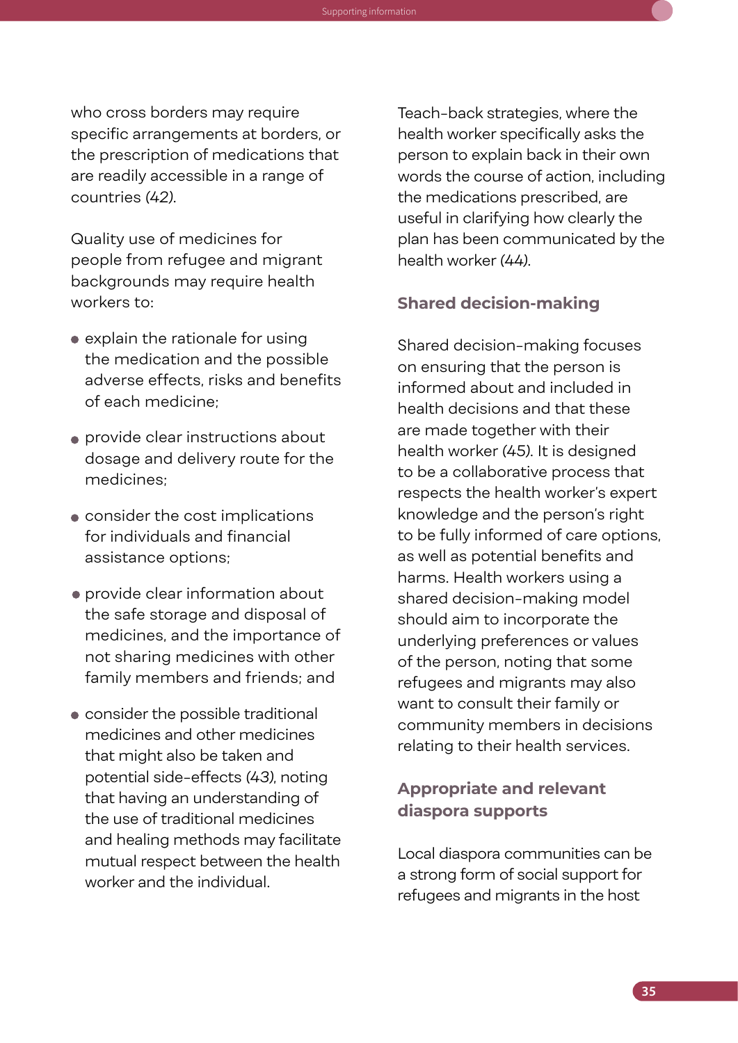who cross borders may require specific arrangements at borders, or the prescription of medications that are readily accessible in a range of countries *(42)*.

Quality use of medicines for people from refugee and migrant backgrounds may require health workers to:

- explain the rationale for using the medication and the possible adverse effects, risks and benefits of each medicine;
- provide clear instructions about dosage and delivery route for the medicines;
- consider the cost implications for individuals and financial assistance options;
- provide clear information about the safe storage and disposal of medicines, and the importance of not sharing medicines with other family members and friends; and
- consider the possible traditional medicines and other medicines that might also be taken and potential side-effects *(43)*, noting that having an understanding of the use of traditional medicines and healing methods may facilitate mutual respect between the health worker and the individual.

Teach-back strategies, where the health worker specifically asks the person to explain back in their own words the course of action, including the medications prescribed, are useful in clarifying how clearly the plan has been communicated by the health worker *(44)*.

## Shared decision-making

Shared decision-making focuses on ensuring that the person is informed about and included in health decisions and that these are made together with their health worker *(45)*. It is designed to be a collaborative process that respects the health worker's expert knowledge and the person's right to be fully informed of care options, as well as potential benefits and harms. Health workers using a shared decision-making model should aim to incorporate the underlying preferences or values of the person, noting that some refugees and migrants may also want to consult their family or community members in decisions relating to their health services.

## Appropriate and relevant diaspora supports

Local diaspora communities can be a strong form of social support for refugees and migrants in the host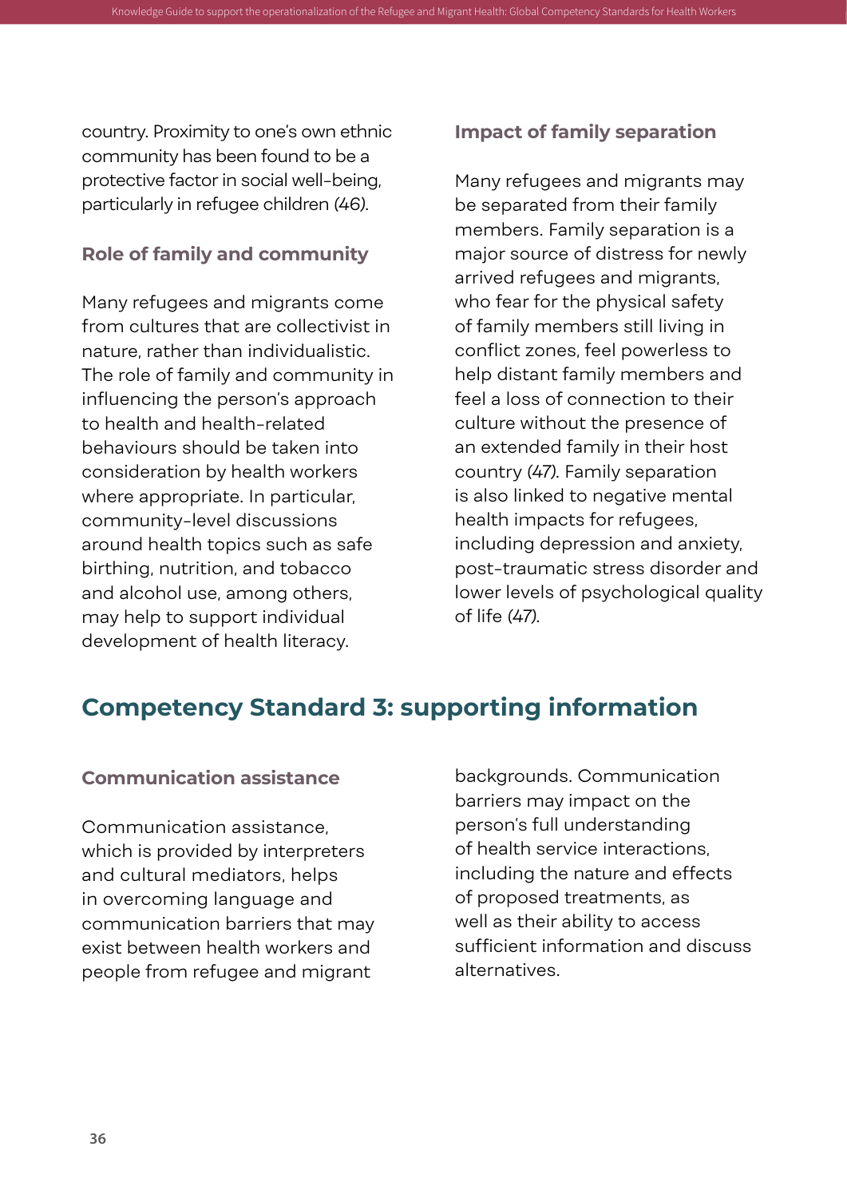country. Proximity to one's own ethnic community has been found to be a protective factor in social well-being, particularly in refugee children *(46)*.

### Role of family and community

Many refugees and migrants come from cultures that are collectivist in nature, rather than individualistic. The role of family and community in influencing the person's approach to health and health-related behaviours should be taken into consideration by health workers where appropriate. In particular, community-level discussions around health topics such as safe birthing, nutrition, and tobacco and alcohol use, among others, may help to support individual development of health literacy.

### Impact of family separation

Many refugees and migrants may be separated from their family members. Family separation is a major source of distress for newly arrived refugees and migrants, who fear for the physical safety of family members still living in conflict zones, feel powerless to help distant family members and feel a loss of connection to their culture without the presence of an extended family in their host country *(47)*. Family separation is also linked to negative mental health impacts for refugees, including depression and anxiety, post-traumatic stress disorder and lower levels of psychological quality of life *(47)*.

## Competency Standard 3: supporting information

### Communication assistance

Communication assistance, which is provided by interpreters and cultural mediators, helps in overcoming language and communication barriers that may exist between health workers and people from refugee and migrant backgrounds. Communication barriers may impact on the person's full understanding of health service interactions, including the nature and effects of proposed treatments, as well as their ability to access sufficient information and discuss alternatives.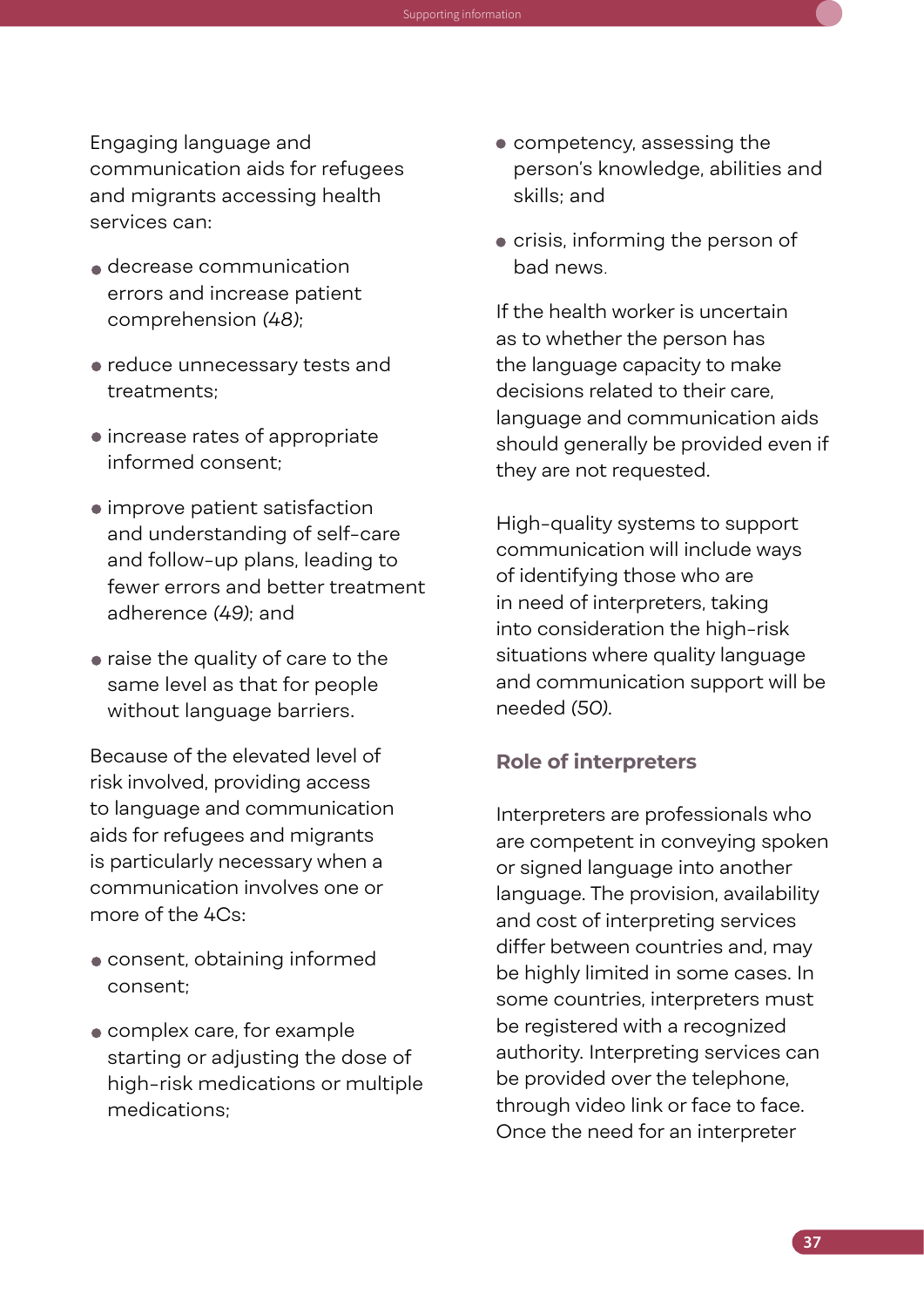Engaging language and communication aids for refugees and migrants accessing health services can:

- decrease communication errors and increase patient comprehension (48);
- reduce unnecessary tests and treatments;
- increase rates of appropriate informed consent;
- improve patient satisfaction and understanding of self-care and follow-up plans, leading to fewer errors and better treatment adherence (49); and
- raise the quality of care to the same level as that for people without language barriers.

Because of the elevated level of risk involved, providing access to language and communication aids for refugees and migrants is particularly necessary when a communication involves one or more of the 4Cs:

- consent, obtaining informed consent;
- complex care, for example starting or adjusting the dose of high-risk medications or multiple medications;
- competency, assessing the person's knowledge, abilities and skills; and
- crisis, informing the person of bad news.

If the health worker is uncertain as to whether the person has the language capacity to make decisions related to their care, language and communication aids should generally be provided even if they are not requested.

High-quality systems to support communication will include ways of identifying those who are in need of interpreters, taking into consideration the high-risk situations where quality language and communication support will be needed (50).

### Role of interpreters

Interpreters are professionals who are competent in conveying spoken or signed language into another language. The provision, availability and cost of interpreting services differ between countries and, may be highly limited in some cases. In some countries, interpreters must be registered with a recognized authority. Interpreting services can be provided over the telephone, through video link or face to face. Once the need for an interpreter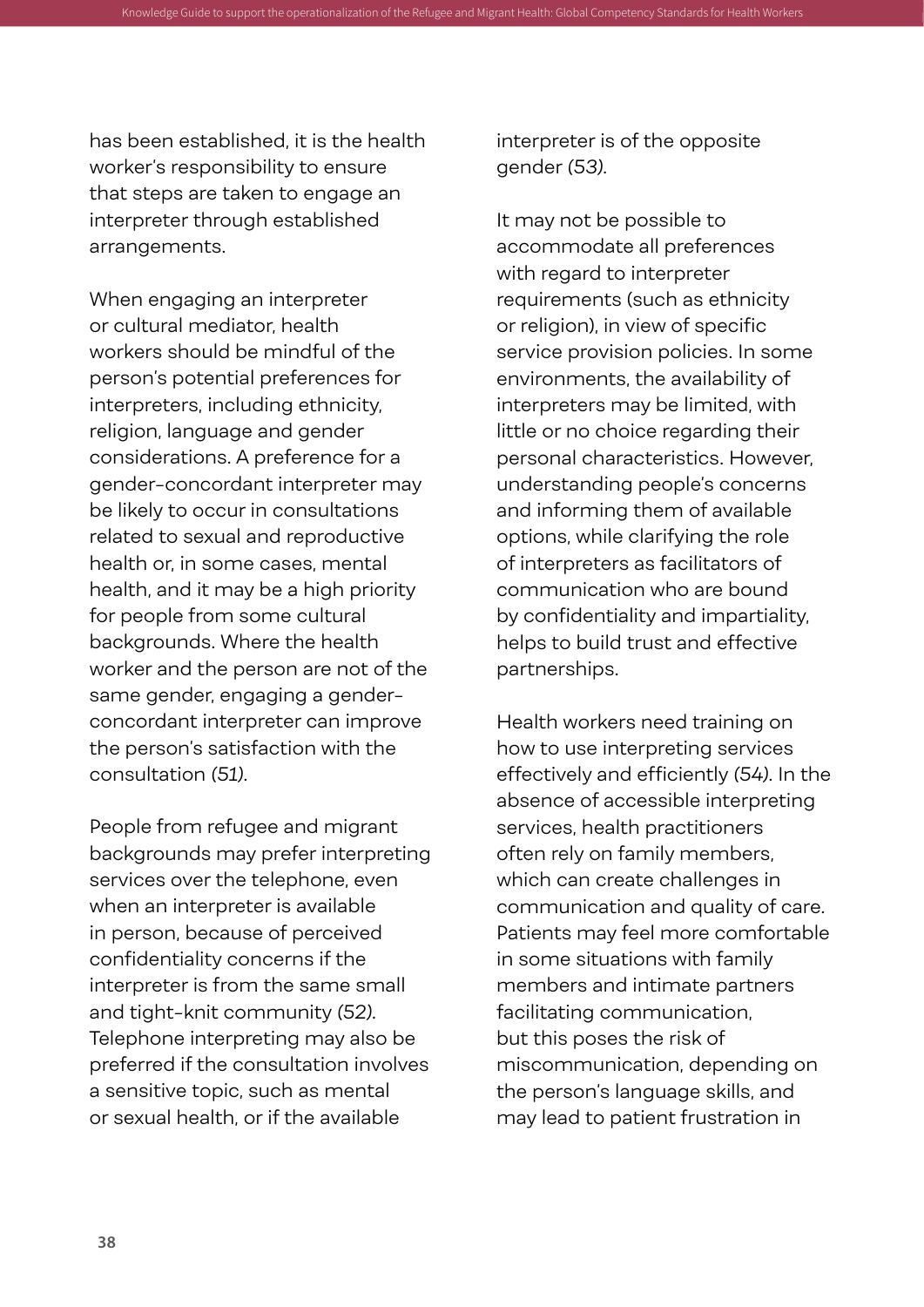has been established, it is the health worker's responsibility to ensure that steps are taken to engage an interpreter through established arrangements.

When engaging an interpreter or cultural mediator, health workers should be mindful of the person's potential preferences for interpreters, including ethnicity, religion, language and gender considerations. A preference for a gender-concordant interpreter may be likely to occur in consultations related to sexual and reproductive health or, in some cases, mental health, and it may be a high priority for people from some cultural backgrounds. Where the health worker and the person are not of the same gender, engaging a gender-concordant interpreter can improve the person's satisfaction with the consultation *(51)*.

People from refugee and migrant backgrounds may prefer interpreting services over the telephone, even when an interpreter is available in person, because of perceived confidentiality concerns if the interpreter is from the same small and tight-knit community *(52)*. Telephone interpreting may also be preferred if the consultation involves a sensitive topic, such as mental or sexual health, or if the available interpreter is of the opposite gender *(53)*.

It may not be possible to accommodate all preferences with regard to interpreter requirements (such as ethnicity or religion), in view of specific service provision policies. In some environments, the availability of interpreters may be limited, with little or no choice regarding their personal characteristics. However, understanding people's concerns and informing them of available options, while clarifying the role of interpreters as facilitators of communication who are bound by confidentiality and impartiality, helps to build trust and effective partnerships.

Health workers need training on how to use interpreting services effectively and efficiently *(54)*. In the absence of accessible interpreting services, health practitioners often rely on family members, which can create challenges in communication and quality of care. Patients may feel more comfortable in some situations with family members and intimate partners facilitating communication, but this poses the risk of miscommunication, depending on the person's language skills, and may lead to patient frustration in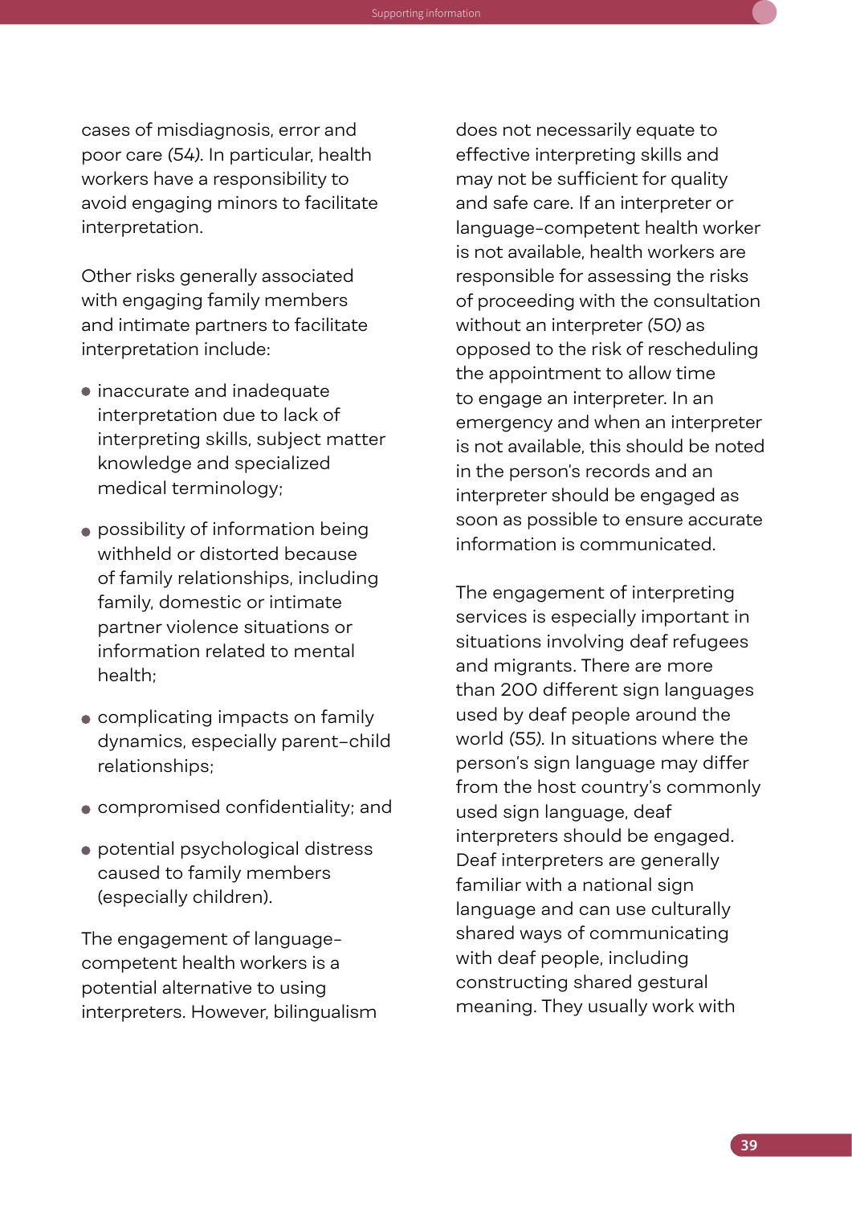cases of misdiagnosis, error and poor care (54). In particular, health workers have a responsibility to avoid engaging minors to facilitate interpretation.

Other risks generally associated with engaging family members and intimate partners to facilitate interpretation include:

- inaccurate and inadequate interpretation due to lack of interpreting skills, subject matter knowledge and specialized medical terminology;
- possibility of information being withheld or distorted because of family relationships, including family, domestic or intimate partner violence situations or information related to mental health;
- complicating impacts on family dynamics, especially parent–child relationships;
- compromised confidentiality; and
- potential psychological distress caused to family members (especially children).

The engagement of language-competent health workers is a potential alternative to using interpreters. However, bilingualism does not necessarily equate to effective interpreting skills and may not be sufficient for quality and safe care. If an interpreter or language-competent health worker is not available, health workers are responsible for assessing the risks of proceeding with the consultation without an interpreter (50) as opposed to the risk of rescheduling the appointment to allow time to engage an interpreter. In an emergency and when an interpreter is not available, this should be noted in the person's records and an interpreter should be engaged as soon as possible to ensure accurate information is communicated.

The engagement of interpreting services is especially important in situations involving deaf refugees and migrants. There are more than 200 different sign languages used by deaf people around the world (55). In situations where the person's sign language may differ from the host country's commonly used sign language, deaf interpreters should be engaged. Deaf interpreters are generally familiar with a national sign language and can use culturally shared ways of communicating with deaf people, including constructing shared gestural meaning. They usually work with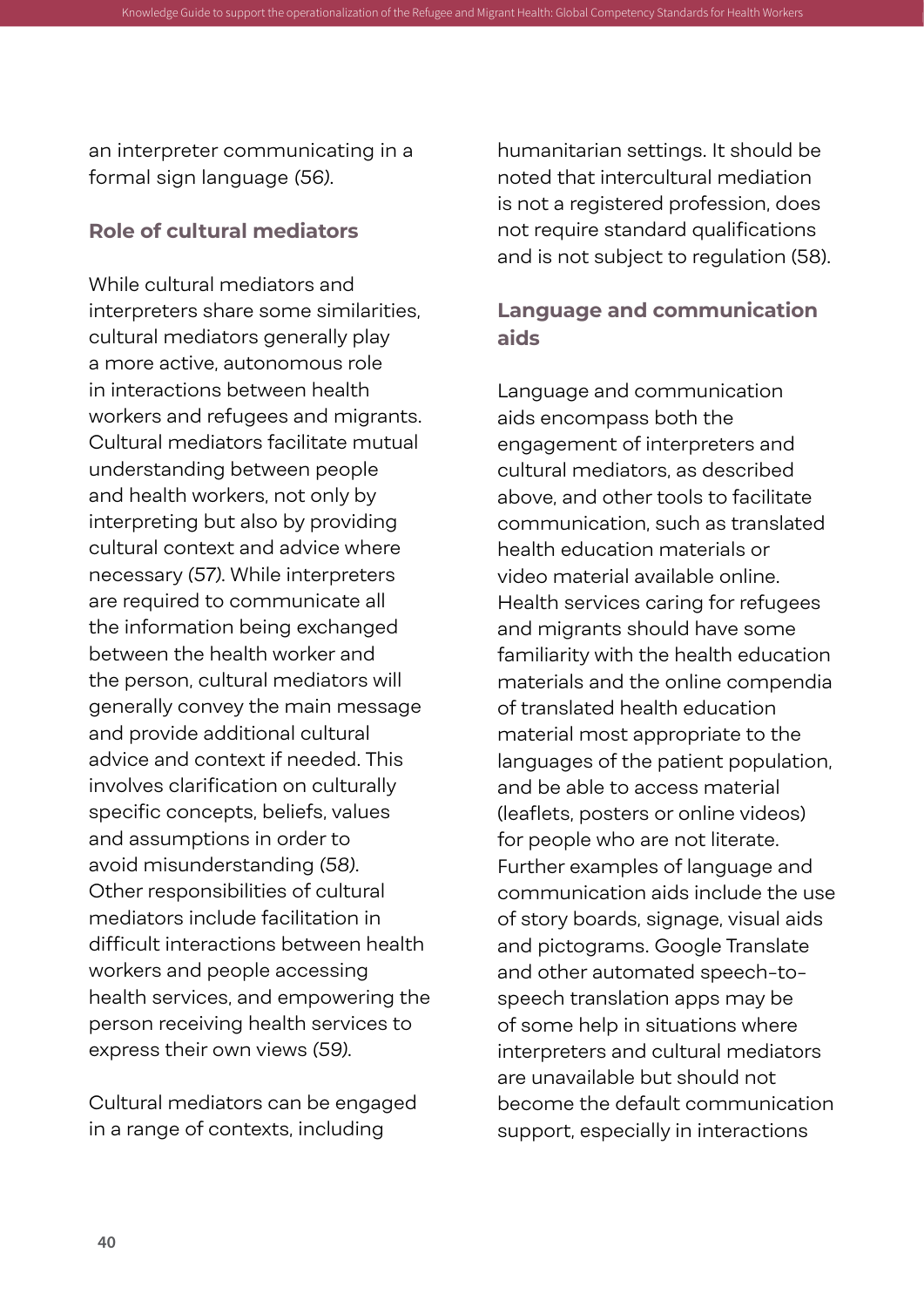an interpreter communicating in a formal sign language (56).

## Role of cultural mediators

While cultural mediators and interpreters share some similarities, cultural mediators generally play a more active, autonomous role in interactions between health workers and refugees and migrants. Cultural mediators facilitate mutual understanding between people and health workers, not only by interpreting but also by providing cultural context and advice where necessary (57). While interpreters are required to communicate all the information being exchanged between the health worker and the person, cultural mediators will generally convey the main message and provide additional cultural advice and context if needed. This involves clarification on culturally specific concepts, beliefs, values and assumptions in order to avoid misunderstanding (58). Other responsibilities of cultural mediators include facilitation in difficult interactions between health workers and people accessing health services, and empowering the person receiving health services to express their own views (59).

Cultural mediators can be engaged in a range of contexts, including humanitarian settings. It should be noted that intercultural mediation is not a registered profession, does not require standard qualifications and is not subject to regulation (58).

## Language and communication aids

Language and communication aids encompass both the engagement of interpreters and cultural mediators, as described above, and other tools to facilitate communication, such as translated health education materials or video material available online. Health services caring for refugees and migrants should have some familiarity with the health education materials and the online compendia of translated health education material most appropriate to the languages of the patient population, and be able to access material (leaflets, posters or online videos) for people who are not literate. Further examples of language and communication aids include the use of story boards, signage, visual aids and pictograms. Google Translate and other automated speech-to-speech translation apps may be of some help in situations where interpreters and cultural mediators are unavailable but should not become the default communication support, especially in interactions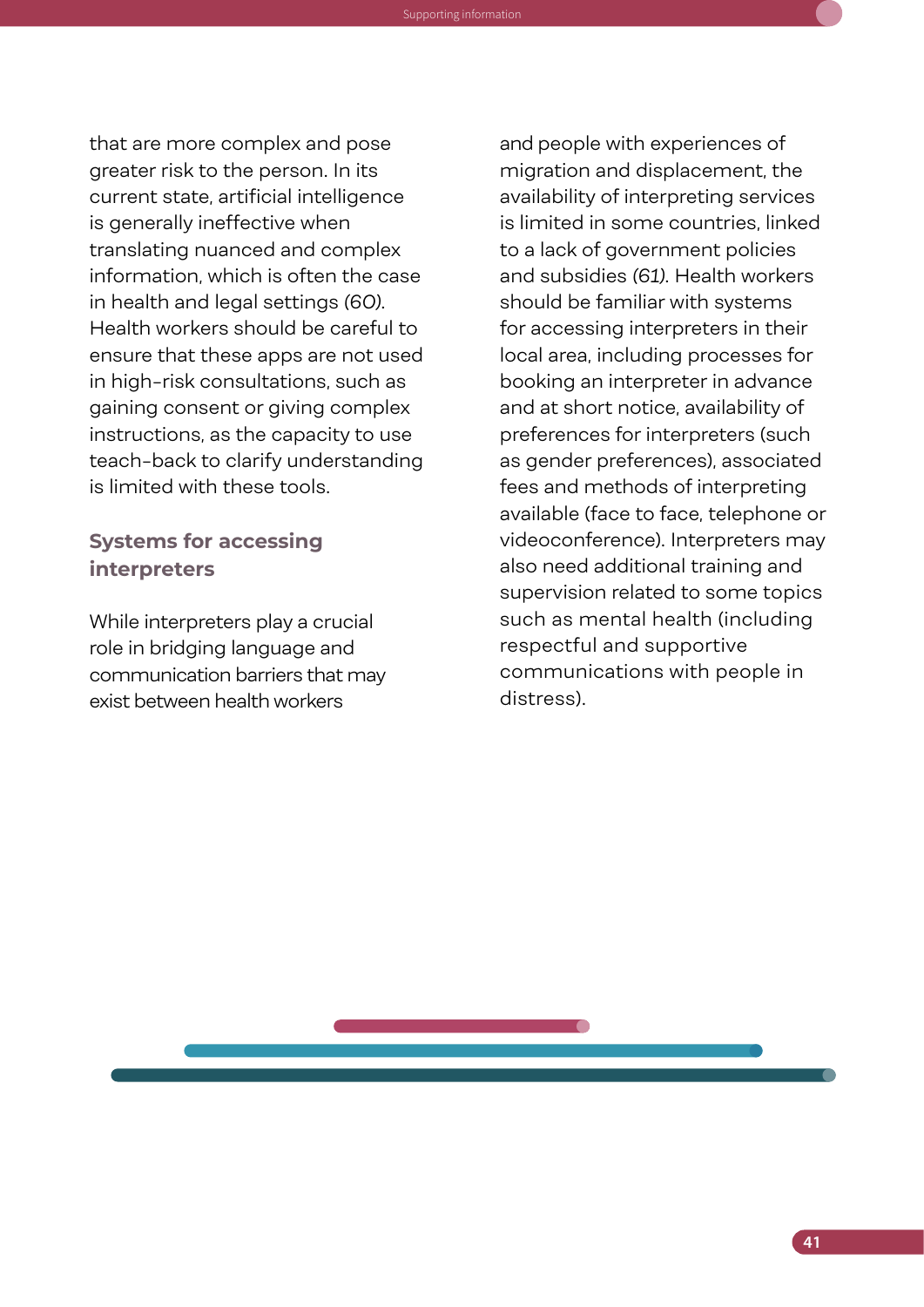that are more complex and pose greater risk to the person. In its current state, artificial intelligence is generally ineffective when translating nuanced and complex information, which is often the case in health and legal settings *(60)*. Health workers should be careful to ensure that these apps are not used in high-risk consultations, such as gaining consent or giving complex instructions, as the capacity to use teach-back to clarify understanding is limited with these tools.

### Systems for accessing interpreters

While interpreters play a crucial role in bridging language and communication barriers that may exist between health workers and people with experiences of migration and displacement, the availability of interpreting services is limited in some countries, linked to a lack of government policies and subsidies *(61)*. Health workers should be familiar with systems for accessing interpreters in their local area, including processes for booking an interpreter in advance and at short notice, availability of preferences for interpreters (such as gender preferences), associated fees and methods of interpreting available (face to face, telephone or videoconference). Interpreters may also need additional training and supervision related to some topics such as mental health (including respectful and supportive communications with people in distress).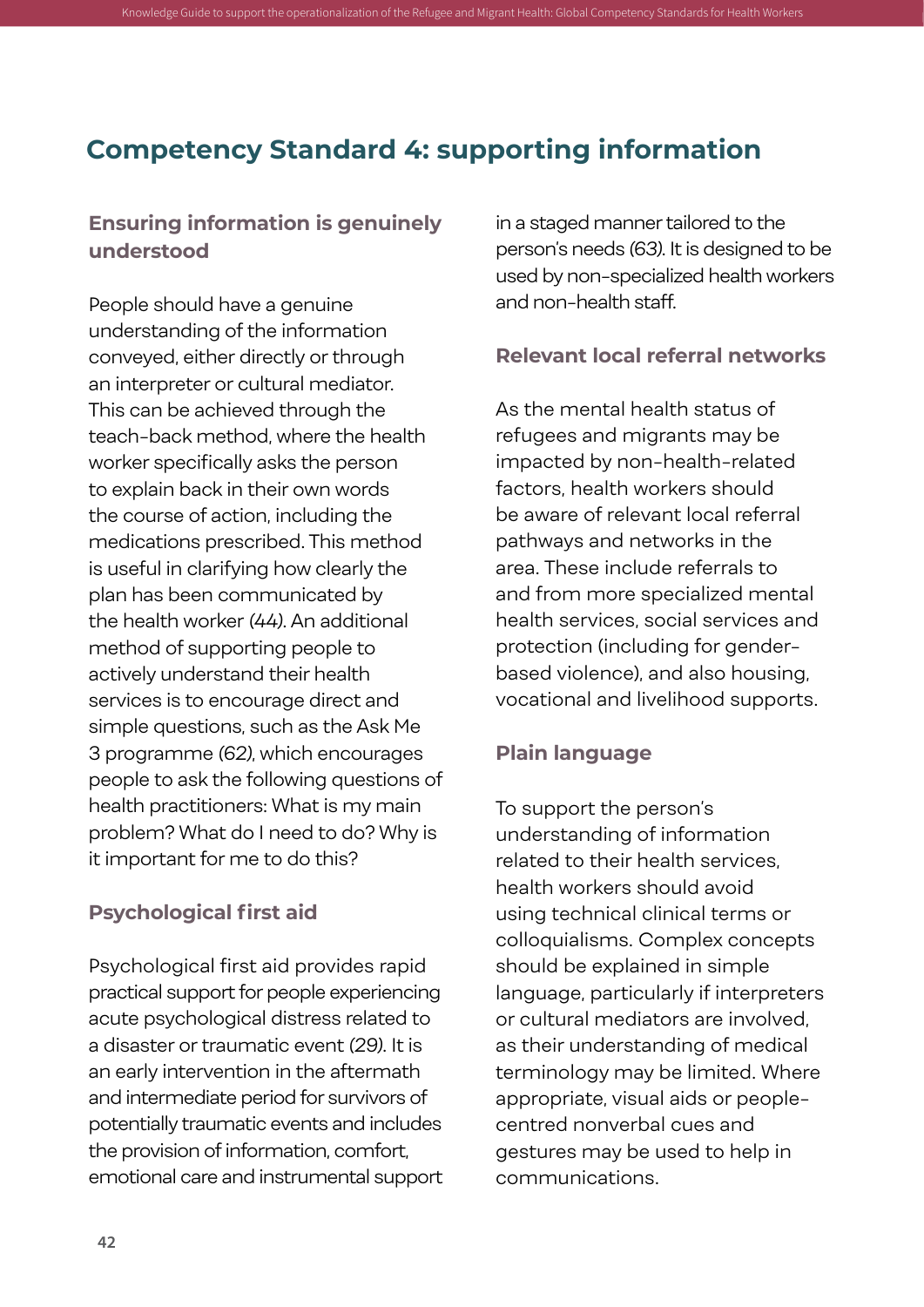## Competency Standard 4: supporting information

### Ensuring information is genuinely understood

People should have a genuine understanding of the information conveyed, either directly or through an interpreter or cultural mediator. This can be achieved through the teach-back method, where the health worker specifically asks the person to explain back in their own words the course of action, including the medications prescribed. This method is useful in clarifying how clearly the plan has been communicated by the health worker *(44)*. An additional method of supporting people to actively understand their health services is to encourage direct and simple questions, such as the Ask Me 3 programme *(62)*, which encourages people to ask the following questions of health practitioners: What is my main problem? What do I need to do? Why is it important for me to do this?

### Psychological first aid

Psychological first aid provides rapid practical support for people experiencing acute psychological distress related to a disaster or traumatic event *(29)*. It is an early intervention in the aftermath and intermediate period for survivors of potentially traumatic events and includes the provision of information, comfort, emotional care and instrumental support in a staged manner tailored to the person's needs *(63)*. It is designed to be used by non-specialized health workers and non-health staff.

### Relevant local referral networks

As the mental health status of refugees and migrants may be impacted by non-health-related factors, health workers should be aware of relevant local referral pathways and networks in the area. These include referrals to and from more specialized mental health services, social services and protection (including for gender-based violence), and also housing, vocational and livelihood supports.

### Plain language

To support the person's understanding of information related to their health services, health workers should avoid using technical clinical terms or colloquialisms. Complex concepts should be explained in simple language, particularly if interpreters or cultural mediators are involved, as their understanding of medical terminology may be limited. Where appropriate, visual aids or people-centred nonverbal cues and gestures may be used to help in communications.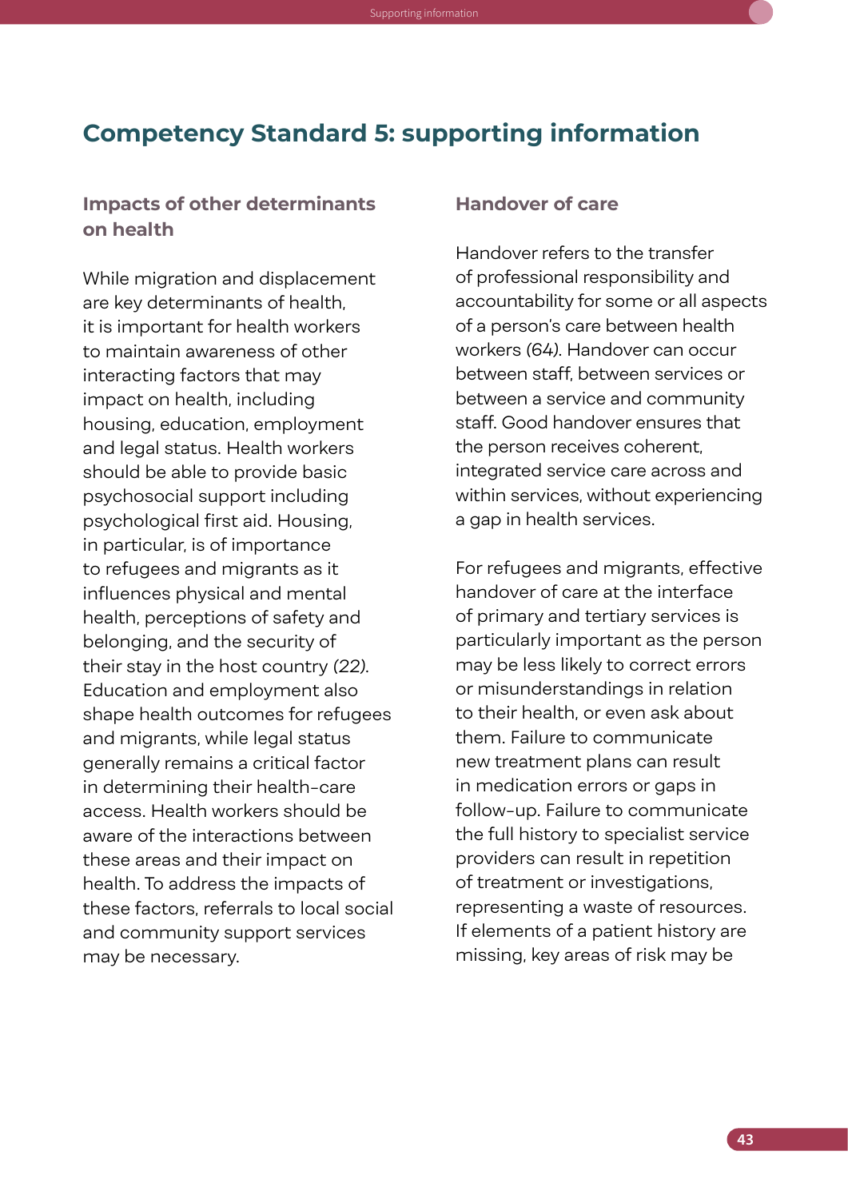# Competency Standard 5: supporting information

## Impacts of other determinants on health

While migration and displacement are key determinants of health, it is important for health workers to maintain awareness of other interacting factors that may impact on health, including housing, education, employment and legal status. Health workers should be able to provide basic psychosocial support including psychological first aid. Housing, in particular, is of importance to refugees and migrants as it influences physical and mental health, perceptions of safety and belonging, and the security of their stay in the host country *(22)*. Education and employment also shape health outcomes for refugees and migrants, while legal status generally remains a critical factor in determining their health-care access. Health workers should be aware of the interactions between these areas and their impact on health. To address the impacts of these factors, referrals to local social and community support services may be necessary.

## Handover of care

Handover refers to the transfer of professional responsibility and accountability for some or all aspects of a person's care between health workers *(64)*. Handover can occur between staff, between services or between a service and community staff. Good handover ensures that the person receives coherent, integrated service care across and within services, without experiencing a gap in health services.

For refugees and migrants, effective handover of care at the interface of primary and tertiary services is particularly important as the person may be less likely to correct errors or misunderstandings in relation to their health, or even ask about them. Failure to communicate new treatment plans can result in medication errors or gaps in follow-up. Failure to communicate the full history to specialist service providers can result in repetition of treatment or investigations, representing a waste of resources. If elements of a patient history are missing, key areas of risk may be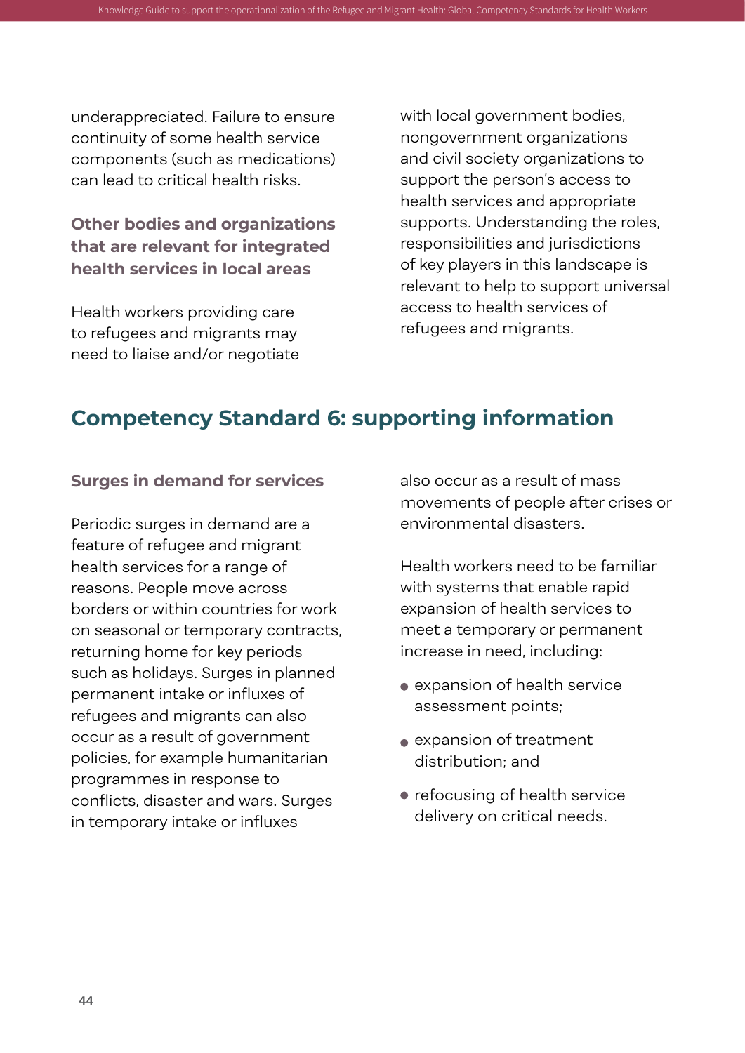underappreciated. Failure to ensure continuity of some health service components (such as medications) can lead to critical health risks.

### Other bodies and organizations that are relevant for integrated health services in local areas

Health workers providing care to refugees and migrants may need to liaise and/or negotiate with local government bodies, nongovernment organizations and civil society organizations to support the person's access to health services and appropriate supports. Understanding the roles, responsibilities and jurisdictions of key players in this landscape is relevant to help to support universal access to health services of refugees and migrants.

## Competency Standard 6: supporting information

### Surges in demand for services

Periodic surges in demand are a feature of refugee and migrant health services for a range of reasons. People move across borders or within countries for work on seasonal or temporary contracts, returning home for key periods such as holidays. Surges in planned permanent intake or influxes of refugees and migrants can also occur as a result of government policies, for example humanitarian programmes in response to conflicts, disaster and wars. Surges in temporary intake or influxes also occur as a result of mass movements of people after crises or environmental disasters.

Health workers need to be familiar with systems that enable rapid expansion of health services to meet a temporary or permanent increase in need, including:

- expansion of health service assessment points;
- expansion of treatment distribution; and
- refocusing of health service delivery on critical needs.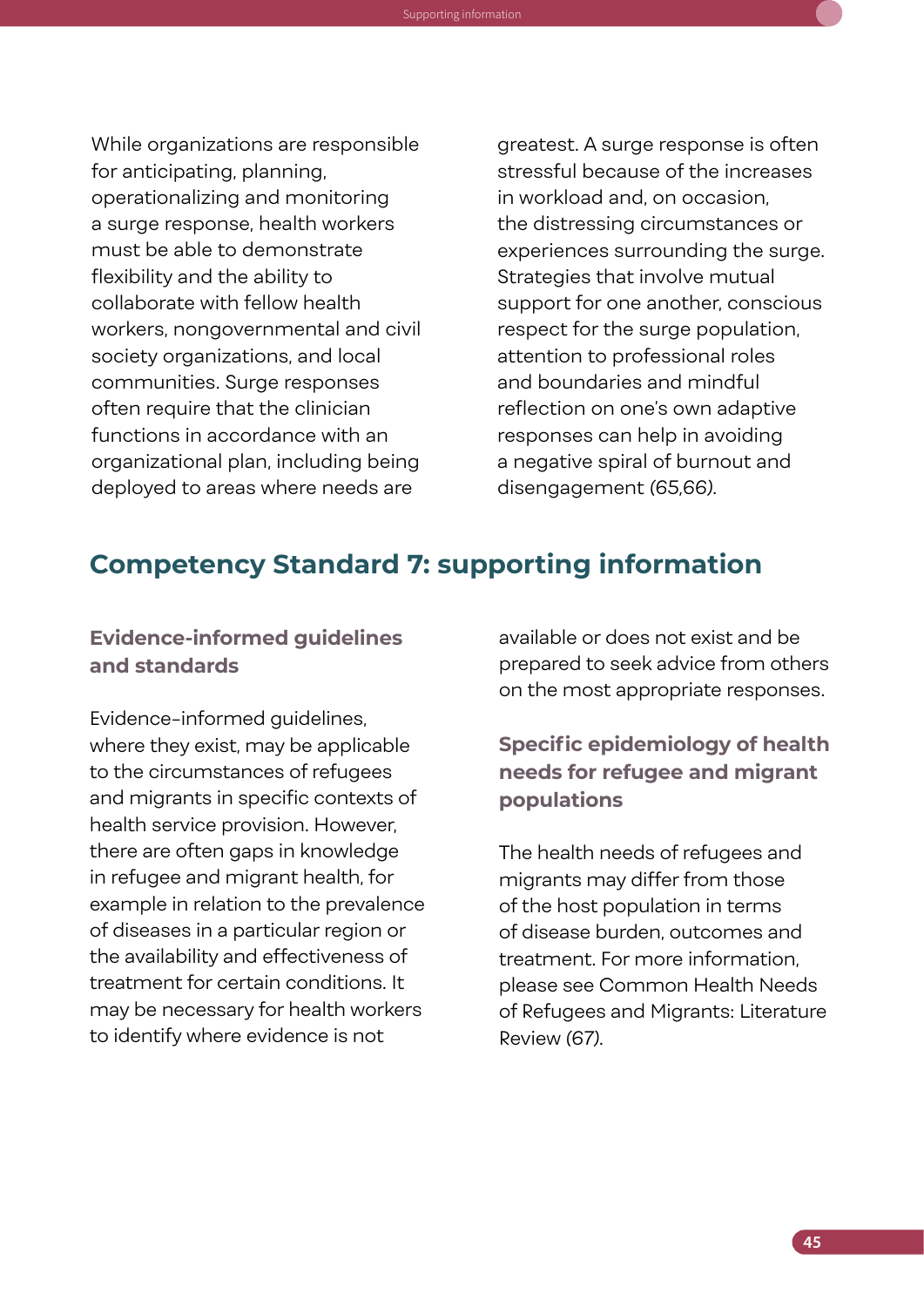While organizations are responsible for anticipating, planning, operationalizing and monitoring a surge response, health workers must be able to demonstrate flexibility and the ability to collaborate with fellow health workers, nongovernmental and civil society organizations, and local communities. Surge responses often require that the clinician functions in accordance with an organizational plan, including being deployed to areas where needs are greatest. A surge response is often stressful because of the increases in workload and, on occasion, the distressing circumstances or experiences surrounding the surge. Strategies that involve mutual support for one another, conscious respect for the surge population, attention to professional roles and boundaries and mindful reflection on one's own adaptive responses can help in avoiding a negative spiral of burnout and disengagement (65,66).

## Competency Standard 7: supporting information

### Evidence-informed guidelines and standards

Evidence-informed guidelines, where they exist, may be applicable to the circumstances of refugees and migrants in specific contexts of health service provision. However, there are often gaps in knowledge in refugee and migrant health, for example in relation to the prevalence of diseases in a particular region or the availability and effectiveness of treatment for certain conditions. It may be necessary for health workers to identify where evidence is not available or does not exist and be prepared to seek advice from others on the most appropriate responses.

### Specific epidemiology of health needs for refugee and migrant populations

The health needs of refugees and migrants may differ from those of the host population in terms of disease burden, outcomes and treatment. For more information, please see Common Health Needs of Refugees and Migrants: Literature Review (67).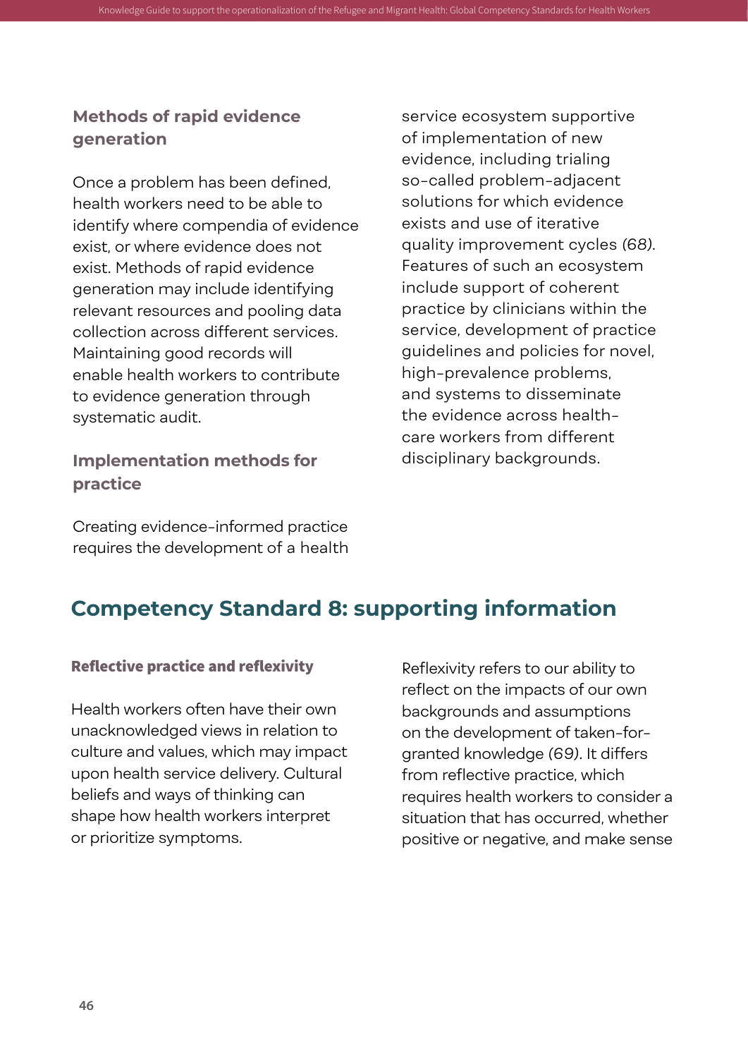### Methods of rapid evidence generation

Once a problem has been defined, health workers need to be able to identify where compendia of evidence exist, or where evidence does not exist. Methods of rapid evidence generation may include identifying relevant resources and pooling data collection across different services. Maintaining good records will enable health workers to contribute to evidence generation through systematic audit.

### Implementation methods for practice

Creating evidence-informed practice requires the development of a health service ecosystem supportive of implementation of new evidence, including trialing so-called problem-adjacent solutions for which evidence exists and use of iterative quality improvement cycles *(68)*. Features of such an ecosystem include support of coherent practice by clinicians within the service, development of practice guidelines and policies for novel, high-prevalence problems, and systems to disseminate the evidence across health-care workers from different disciplinary backgrounds.

## Competency Standard 8: supporting information

### Reflective practice and reflexivity

Health workers often have their own unacknowledged views in relation to culture and values, which may impact upon health service delivery. Cultural beliefs and ways of thinking can shape how health workers interpret or prioritize symptoms.

Reflexivity refers to our ability to reflect on the impacts of our own backgrounds and assumptions on the development of taken-for-granted knowledge *(69)*. It differs from reflective practice, which requires health workers to consider a situation that has occurred, whether positive or negative, and make sense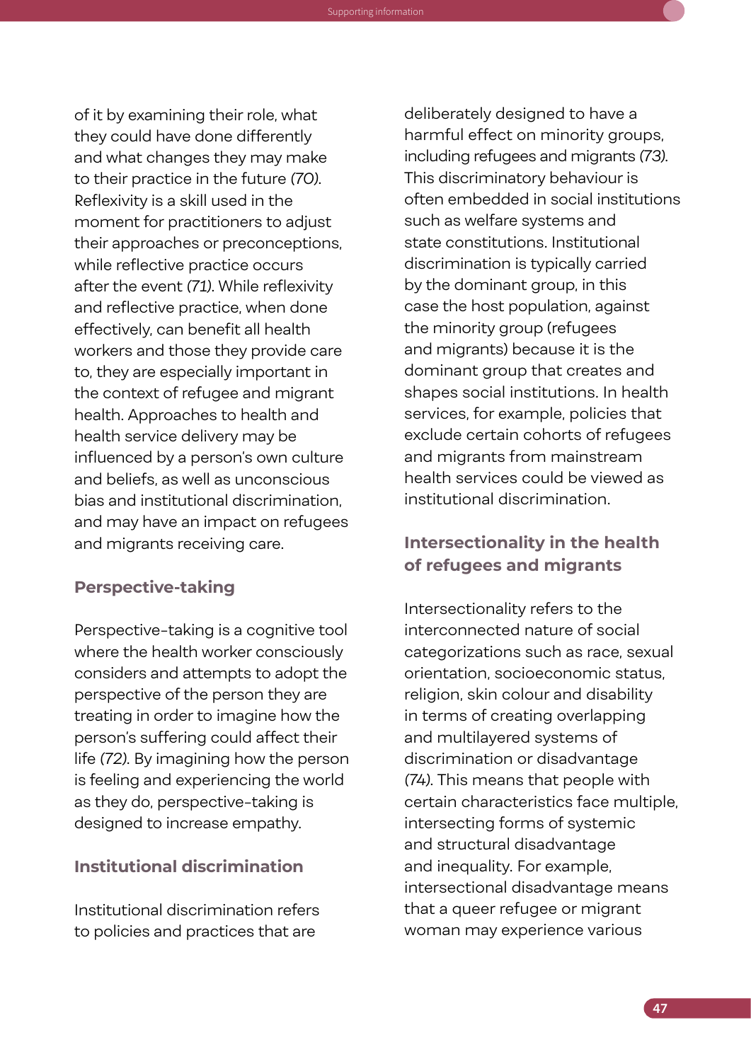of it by examining their role, what they could have done differently and what changes they may make to their practice in the future *(70)*. Reflexivity is a skill used in the moment for practitioners to adjust their approaches or preconceptions, while reflective practice occurs after the event *(71)*. While reflexivity and reflective practice, when done effectively, can benefit all health workers and those they provide care to, they are especially important in the context of refugee and migrant health. Approaches to health and health service delivery may be influenced by a person's own culture and beliefs, as well as unconscious bias and institutional discrimination, and may have an impact on refugees and migrants receiving care.

### Perspective-taking

Perspective-taking is a cognitive tool where the health worker consciously considers and attempts to adopt the perspective of the person they are treating in order to imagine how the person's suffering could affect their life *(72)*. By imagining how the person is feeling and experiencing the world as they do, perspective-taking is designed to increase empathy.

### Institutional discrimination

Institutional discrimination refers to policies and practices that are deliberately designed to have a harmful effect on minority groups, including refugees and migrants *(73)*. This discriminatory behaviour is often embedded in social institutions such as welfare systems and state constitutions. Institutional discrimination is typically carried by the dominant group, in this case the host population, against the minority group (refugees and migrants) because it is the dominant group that creates and shapes social institutions. In health services, for example, policies that exclude certain cohorts of refugees and migrants from mainstream health services could be viewed as institutional discrimination.

### Intersectionality in the health of refugees and migrants

Intersectionality refers to the interconnected nature of social categorizations such as race, sexual orientation, socioeconomic status, religion, skin colour and disability in terms of creating overlapping and multilayered systems of discrimination or disadvantage *(74)*. This means that people with certain characteristics face multiple, intersecting forms of systemic and structural disadvantage and inequality. For example, intersectional disadvantage means that a queer refugee or migrant woman may experience various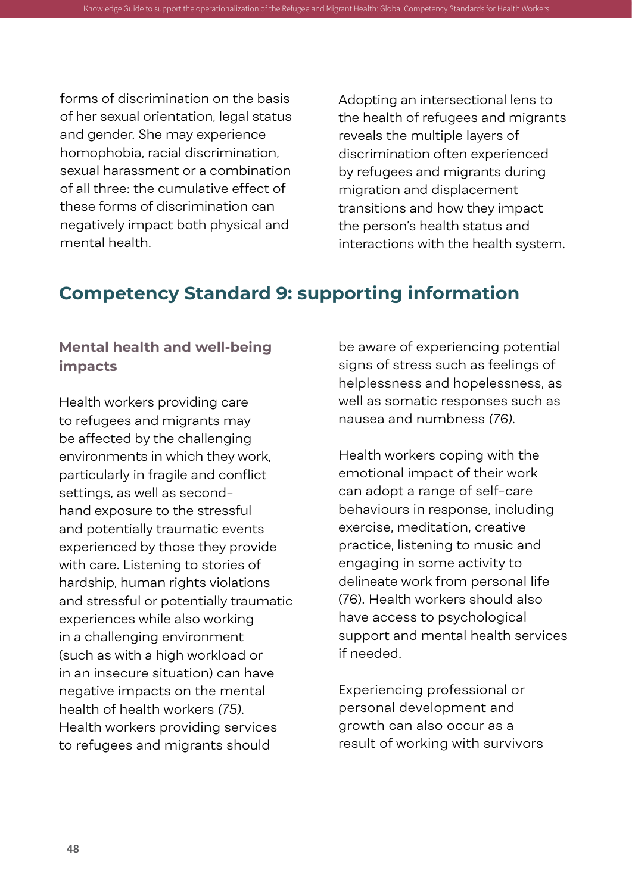forms of discrimination on the basis of her sexual orientation, legal status and gender. She may experience homophobia, racial discrimination, sexual harassment or a combination of all three: the cumulative effect of these forms of discrimination can negatively impact both physical and mental health.

Adopting an intersectional lens to the health of refugees and migrants reveals the multiple layers of discrimination often experienced by refugees and migrants during migration and displacement transitions and how they impact the person's health status and interactions with the health system.

## Competency Standard 9: supporting information

### Mental health and well-being impacts

Health workers providing care to refugees and migrants may be affected by the challenging environments in which they work, particularly in fragile and conflict settings, as well as second-hand exposure to the stressful and potentially traumatic events experienced by those they provide with care. Listening to stories of hardship, human rights violations and stressful or potentially traumatic experiences while also working in a challenging environment (such as with a high workload or in an insecure situation) can have negative impacts on the mental health of health workers *(75)*. Health workers providing services to refugees and migrants should be aware of experiencing potential signs of stress such as feelings of helplessness and hopelessness, as well as somatic responses such as nausea and numbness *(76)*.

Health workers coping with the emotional impact of their work can adopt a range of self-care behaviours in response, including exercise, meditation, creative practice, listening to music and engaging in some activity to delineate work from personal life (76). Health workers should also have access to psychological support and mental health services if needed.

Experiencing professional or personal development and growth can also occur as a result of working with survivors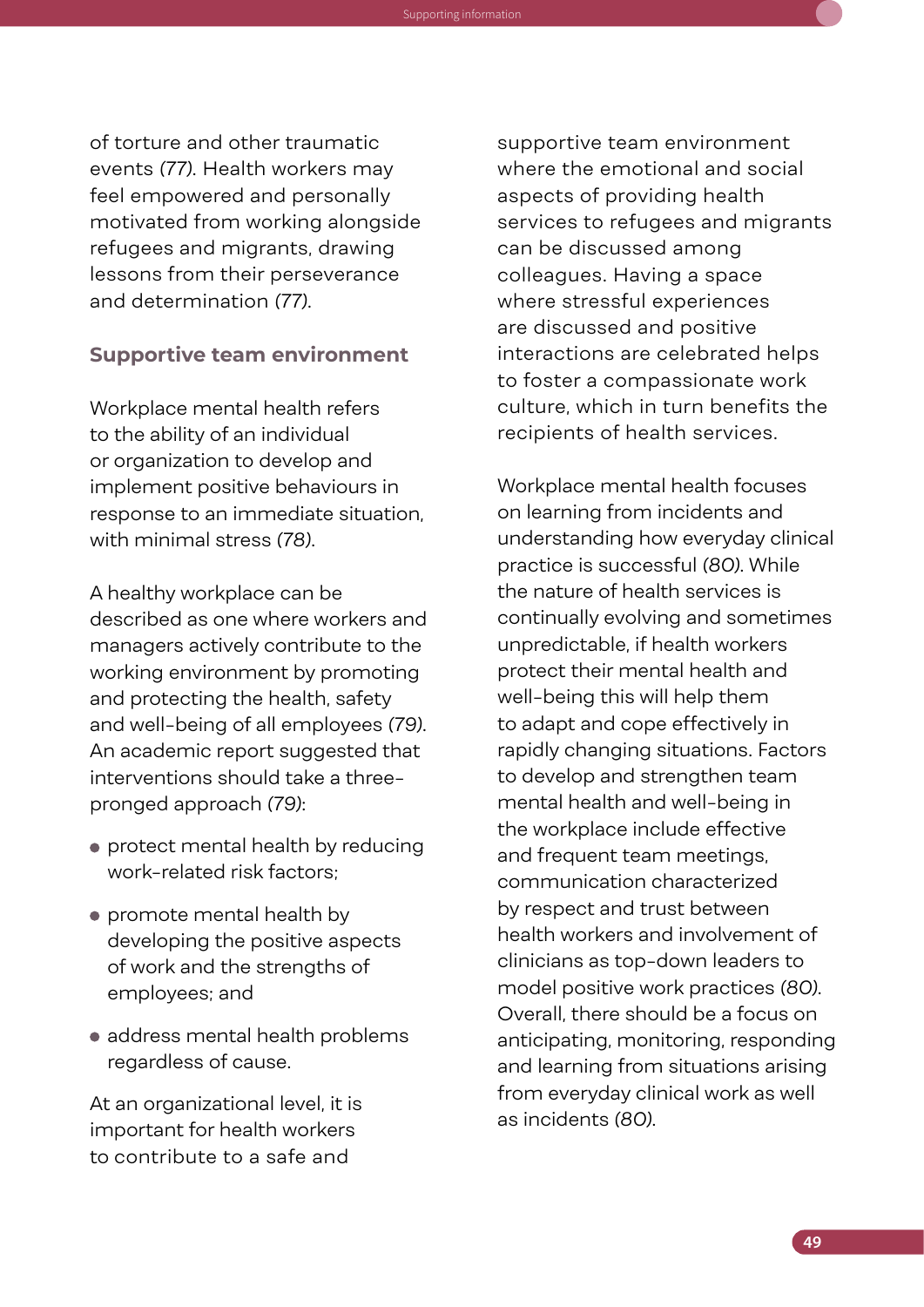of torture and other traumatic events *(77)*. Health workers may feel empowered and personally motivated from working alongside refugees and migrants, drawing lessons from their perseverance and determination *(77)*.

### Supportive team environment

Workplace mental health refers to the ability of an individual or organization to develop and implement positive behaviours in response to an immediate situation, with minimal stress *(78)*.

A healthy workplace can be described as one where workers and managers actively contribute to the working environment by promoting and protecting the health, safety and well-being of all employees *(79)*. An academic report suggested that interventions should take a three-pronged approach *(79)*:

- protect mental health by reducing work-related risk factors;
- promote mental health by developing the positive aspects of work and the strengths of employees; and
- address mental health problems regardless of cause.

At an organizational level, it is important for health workers to contribute to a safe and supportive team environment where the emotional and social aspects of providing health services to refugees and migrants can be discussed among colleagues. Having a space where stressful experiences are discussed and positive interactions are celebrated helps to foster a compassionate work culture, which in turn benefits the recipients of health services.

Workplace mental health focuses on learning from incidents and understanding how everyday clinical practice is successful *(80)*. While the nature of health services is continually evolving and sometimes unpredictable, if health workers protect their mental health and well-being this will help them to adapt and cope effectively in rapidly changing situations. Factors to develop and strengthen team mental health and well-being in the workplace include effective and frequent team meetings, communication characterized by respect and trust between health workers and involvement of clinicians as top-down leaders to model positive work practices *(80)*. Overall, there should be a focus on anticipating, monitoring, responding and learning from situations arising from everyday clinical work as well as incidents *(80)*.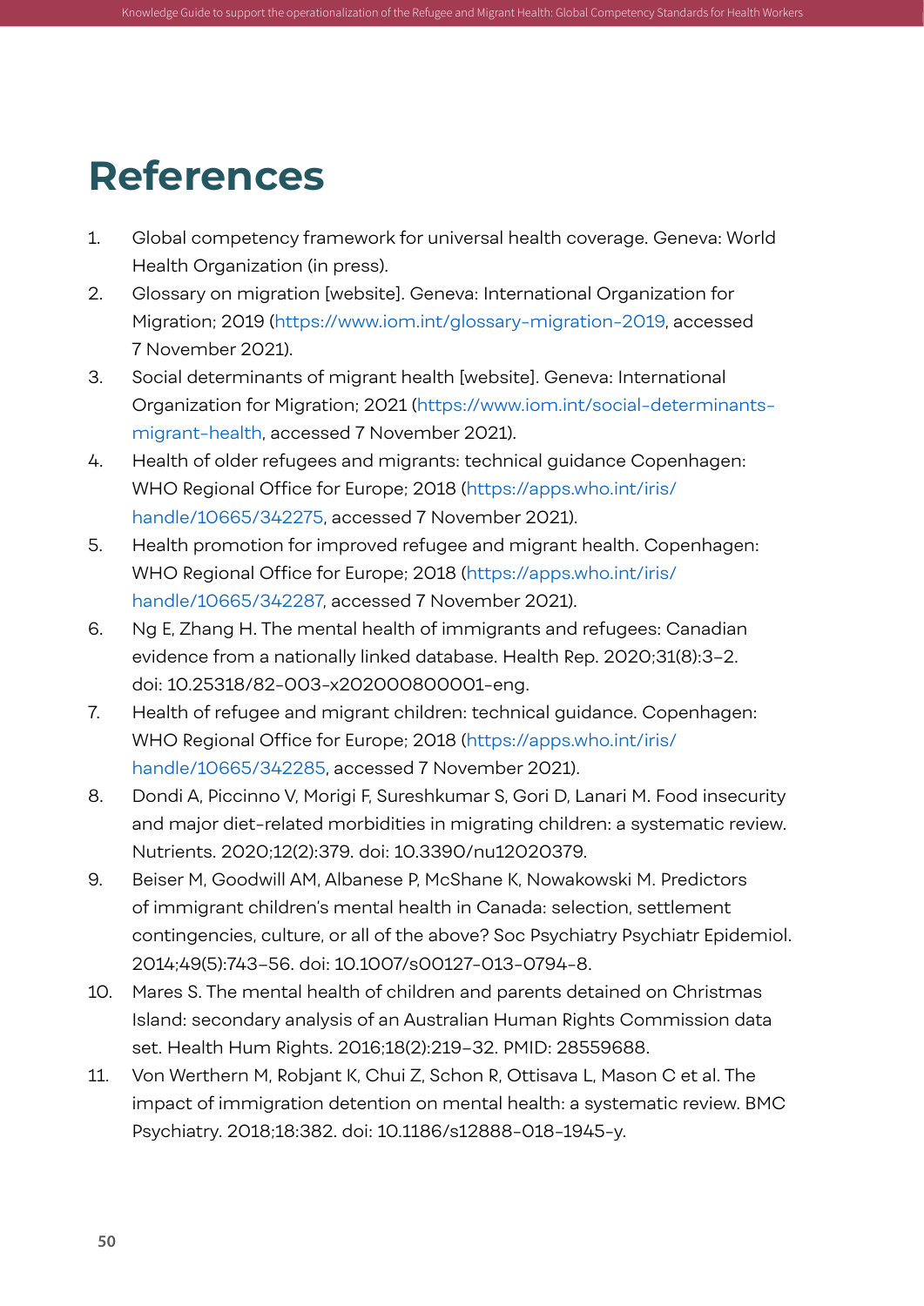# References

1. Global competency framework for universal health coverage. Geneva: World Health Organization (in press).
2. Glossary on migration [website]. Geneva: International Organization for Migration; 2019 (https://www.iom.int/glossary-migration-2019, accessed 7 November 2021).
3. Social determinants of migrant health [website]. Geneva: International Organization for Migration; 2021 (https://www.iom.int/social-determinants-migrant-health, accessed 7 November 2021).
4. Health of older refugees and migrants: technical guidance Copenhagen: WHO Regional Office for Europe; 2018 (https://apps.who.int/iris/handle/10665/342275, accessed 7 November 2021).
5. Health promotion for improved refugee and migrant health. Copenhagen: WHO Regional Office for Europe; 2018 (https://apps.who.int/iris/handle/10665/342287, accessed 7 November 2021).
6. Ng E, Zhang H. The mental health of immigrants and refugees: Canadian evidence from a nationally linked database. Health Rep. 2020;31(8):3–2. doi: 10.25318/82-003-x202000800001-eng.
7. Health of refugee and migrant children: technical guidance. Copenhagen: WHO Regional Office for Europe; 2018 (https://apps.who.int/iris/handle/10665/342285, accessed 7 November 2021).
8. Dondi A, Piccinno V, Morigi F, Sureshkumar S, Gori D, Lanari M. Food insecurity and major diet-related morbidities in migrating children: a systematic review. Nutrients. 2020;12(2):379. doi: 10.3390/nu12020379.
9. Beiser M, Goodwill AM, Albanese P, McShane K, Nowakowski M. Predictors of immigrant children's mental health in Canada: selection, settlement contingencies, culture, or all of the above? Soc Psychiatry Psychiatr Epidemiol. 2014;49(5):743–56. doi: 10.1007/s00127-013-0794-8.
10. Mares S. The mental health of children and parents detained on Christmas Island: secondary analysis of an Australian Human Rights Commission data set. Health Hum Rights. 2016;18(2):219–32. PMID: 28559688.
11. Von Werthern M, Robjant K, Chui Z, Schon R, Ottisava L, Mason C et al. The impact of immigration detention on mental health: a systematic review. BMC Psychiatry. 2018;18:382. doi: 10.1186/s12888-018-1945-y.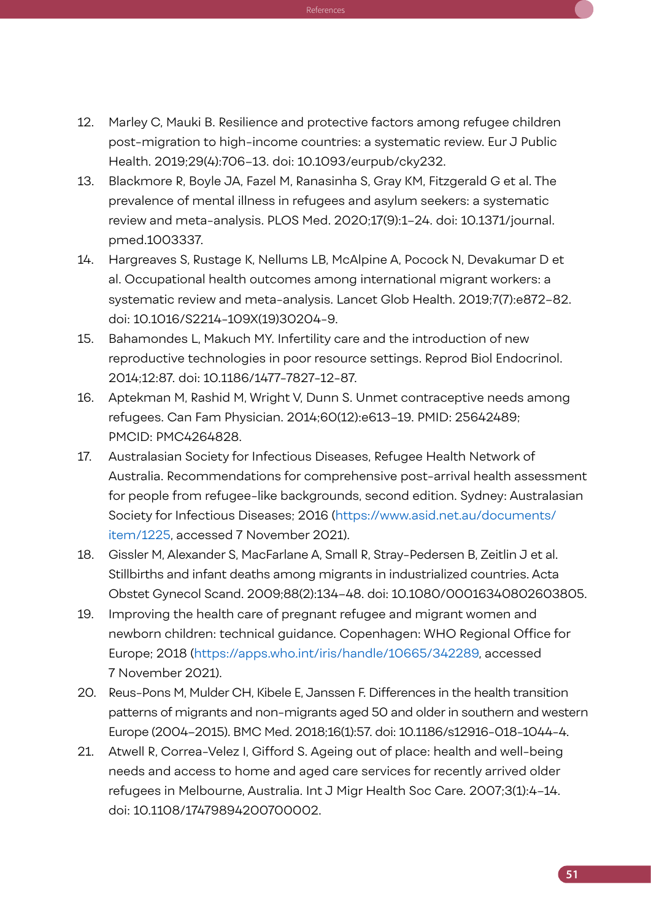12. Marley C, Mauki B. Resilience and protective factors among refugee children post-migration to high-income countries: a systematic review. Eur J Public Health. 2019;29(4):706–13. doi: 10.1093/eurpub/cky232.
13. Blackmore R, Boyle JA, Fazel M, Ranasinha S, Gray KM, Fitzgerald G et al. The prevalence of mental illness in refugees and asylum seekers: a systematic review and meta-analysis. PLOS Med. 2020;17(9):1–24. doi: 10.1371/journal.pmed.1003337.
14. Hargreaves S, Rustage K, Nellums LB, McAlpine A, Pocock N, Devakumar D et al. Occupational health outcomes among international migrant workers: a systematic review and meta-analysis. Lancet Glob Health. 2019;7(7):e872–82. doi: 10.1016/S2214-109X(19)30204-9.
15. Bahamondes L, Makuch MY. Infertility care and the introduction of new reproductive technologies in poor resource settings. Reprod Biol Endocrinol. 2014;12:87. doi: 10.1186/1477-7827-12-87.
16. Aptekman M, Rashid M, Wright V, Dunn S. Unmet contraceptive needs among refugees. Can Fam Physician. 2014;60(12):e613–19. PMID: 25642489; PMCID: PMC4264828.
17. Australasian Society for Infectious Diseases, Refugee Health Network of Australia. Recommendations for comprehensive post-arrival health assessment for people from refugee-like backgrounds, second edition. Sydney: Australasian Society for Infectious Diseases; 2016 (https://www.asid.net.au/documents/item/1225, accessed 7 November 2021).
18. Gissler M, Alexander S, MacFarlane A, Small R, Stray-Pedersen B, Zeitlin J et al. Stillbirths and infant deaths among migrants in industrialized countries. Acta Obstet Gynecol Scand. 2009;88(2):134–48. doi: 10.1080/00016340802603805.
19. Improving the health care of pregnant refugee and migrant women and newborn children: technical guidance. Copenhagen: WHO Regional Office for Europe; 2018 (https://apps.who.int/iris/handle/10665/342289, accessed 7 November 2021).
20. Reus-Pons M, Mulder CH, Kibele E, Janssen F. Differences in the health transition patterns of migrants and non-migrants aged 50 and older in southern and western Europe (2004–2015). BMC Med. 2018;16(1):57. doi: 10.1186/s12916-018-1044-4.
21. Atwell R, Correa-Velez I, Gifford S. Ageing out of place: health and well-being needs and access to home and aged care services for recently arrived older refugees in Melbourne, Australia. Int J Migr Health Soc Care. 2007;3(1):4–14. doi: 10.1108/17479894200700002.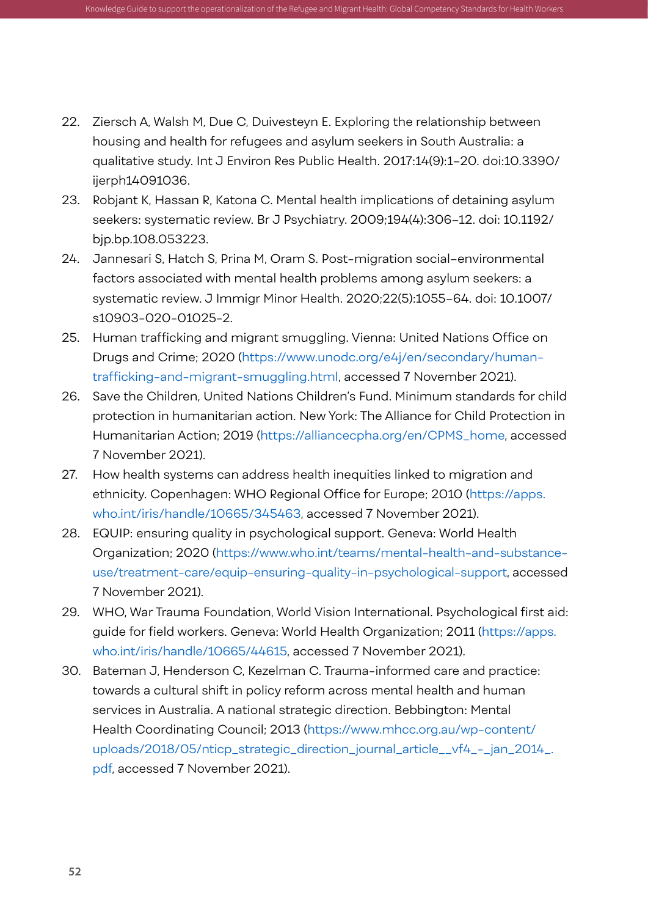22. Ziersch A, Walsh M, Due C, Duivesteyn E. Exploring the relationship between housing and health for refugees and asylum seekers in South Australia: a qualitative study. Int J Environ Res Public Health. 2017:14(9):1–20. doi:10.3390/ijerph14091036.
23. Robjant K, Hassan R, Katona C. Mental health implications of detaining asylum seekers: systematic review. Br J Psychiatry. 2009;194(4):306–12. doi: 10.1192/bjp.bp.108.053223.
24. Jannesari S, Hatch S, Prina M, Oram S. Post-migration social–environmental factors associated with mental health problems among asylum seekers: a systematic review. J Immigr Minor Health. 2020;22(5):1055–64. doi: 10.1007/s10903-020-01025-2.
25. Human trafficking and migrant smuggling. Vienna: United Nations Office on Drugs and Crime; 2020 (https://www.unodc.org/e4j/en/secondary/human-trafficking-and-migrant-smuggling.html, accessed 7 November 2021).
26. Save the Children, United Nations Children's Fund. Minimum standards for child protection in humanitarian action. New York: The Alliance for Child Protection in Humanitarian Action; 2019 (https://alliancecpha.org/en/CPMS_home, accessed 7 November 2021).
27. How health systems can address health inequities linked to migration and ethnicity. Copenhagen: WHO Regional Office for Europe; 2010 (https://apps.who.int/iris/handle/10665/345463, accessed 7 November 2021).
28. EQUIP: ensuring quality in psychological support. Geneva: World Health Organization; 2020 (https://www.who.int/teams/mental-health-and-substance-use/treatment-care/equip-ensuring-quality-in-psychological-support, accessed 7 November 2021).
29. WHO, War Trauma Foundation, World Vision International. Psychological first aid: guide for field workers. Geneva: World Health Organization; 2011 (https://apps.who.int/iris/handle/10665/44615, accessed 7 November 2021).
30. Bateman J, Henderson C, Kezelman C. Trauma-informed care and practice: towards a cultural shift in policy reform across mental health and human services in Australia. A national strategic direction. Bebbington: Mental Health Coordinating Council; 2013 (https://www.mhcc.org.au/wp-content/uploads/2018/05/nticp_strategic_direction_journal_article__vf4_-_jan_2014_.pdf, accessed 7 November 2021).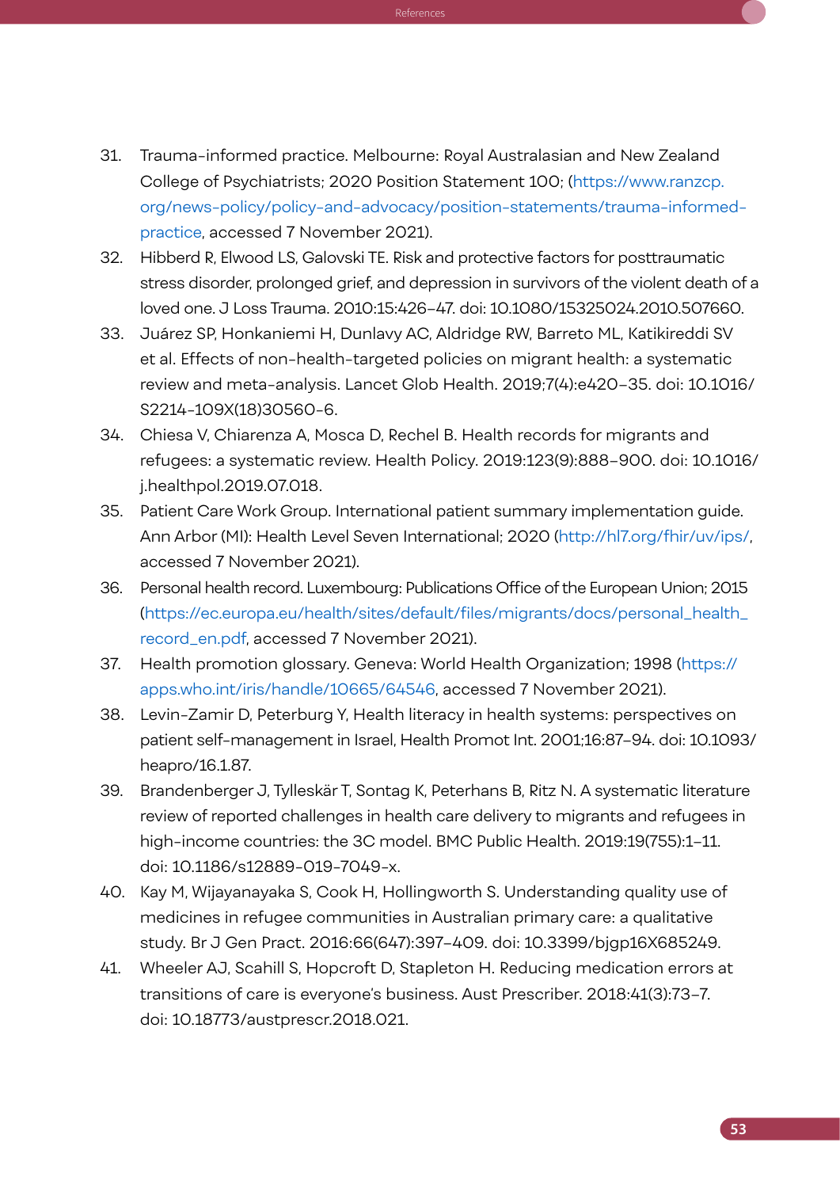31. Trauma-informed practice. Melbourne: Royal Australasian and New Zealand College of Psychiatrists; 2020 Position Statement 100; (https://www.ranzcp.org/news-policy/policy-and-advocacy/position-statements/trauma-informed-practice, accessed 7 November 2021).
32. Hibberd R, Elwood LS, Galovski TE. Risk and protective factors for posttraumatic stress disorder, prolonged grief, and depression in survivors of the violent death of a loved one. J Loss Trauma. 2010:15:426–47. doi: 10.1080/15325024.2010.507660.
33. Juárez SP, Honkaniemi H, Dunlavy AC, Aldridge RW, Barreto ML, Katikireddi SV et al. Effects of non-health-targeted policies on migrant health: a systematic review and meta-analysis. Lancet Glob Health. 2019;7(4):e420–35. doi: 10.1016/S2214-109X(18)30560-6.
34. Chiesa V, Chiarenza A, Mosca D, Rechel B. Health records for migrants and refugees: a systematic review. Health Policy. 2019:123(9):888–900. doi: 10.1016/j.healthpol.2019.07.018.
35. Patient Care Work Group. International patient summary implementation guide. Ann Arbor (MI): Health Level Seven International; 2020 (http://hl7.org/fhir/uv/ips/, accessed 7 November 2021).
36. Personal health record. Luxembourg: Publications Office of the European Union; 2015 (https://ec.europa.eu/health/sites/default/files/migrants/docs/personal_health_record_en.pdf, accessed 7 November 2021).
37. Health promotion glossary. Geneva: World Health Organization; 1998 (https://apps.who.int/iris/handle/10665/64546, accessed 7 November 2021).
38. Levin-Zamir D, Peterburg Y, Health literacy in health systems: perspectives on patient self-management in Israel, Health Promot Int. 2001;16:87–94. doi: 10.1093/heapro/16.1.87.
39. Brandenberger J, Tylleskär T, Sontag K, Peterhans B, Ritz N. A systematic literature review of reported challenges in health care delivery to migrants and refugees in high-income countries: the 3C model. BMC Public Health. 2019:19(755):1–11. doi: 10.1186/s12889-019-7049-x.
40. Kay M, Wijayanayaka S, Cook H, Hollingworth S. Understanding quality use of medicines in refugee communities in Australian primary care: a qualitative study. Br J Gen Pract. 2016:66(647):397–409. doi: 10.3399/bjgp16X685249.
41. Wheeler AJ, Scahill S, Hopcroft D, Stapleton H. Reducing medication errors at transitions of care is everyone's business. Aust Prescriber. 2018:41(3):73–7. doi: 10.18773/austprescr.2018.021.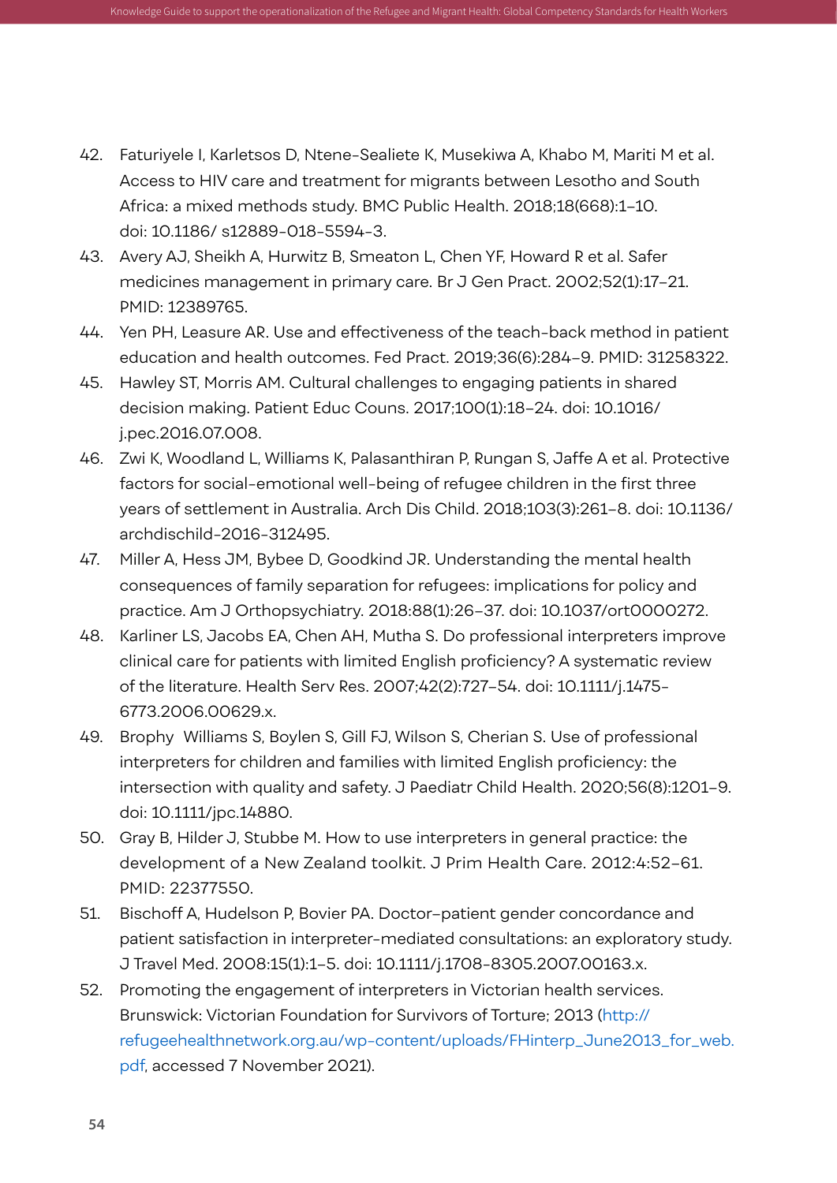42. Faturiyele I, Karletsos D, Ntene-Sealiete K, Musekiwa A, Khabo M, Mariti M et al. Access to HIV care and treatment for migrants between Lesotho and South Africa: a mixed methods study. BMC Public Health. 2018;18(668):1–10. doi: 10.1186/ s12889-018-5594-3.
43. Avery AJ, Sheikh A, Hurwitz B, Smeaton L, Chen YF, Howard R et al. Safer medicines management in primary care. Br J Gen Pract. 2002;52(1):17–21. PMID: 12389765.
44. Yen PH, Leasure AR. Use and effectiveness of the teach-back method in patient education and health outcomes. Fed Pract. 2019;36(6):284–9. PMID: 31258322.
45. Hawley ST, Morris AM. Cultural challenges to engaging patients in shared decision making. Patient Educ Couns. 2017;100(1):18–24. doi: 10.1016/ j.pec.2016.07.008.
46. Zwi K, Woodland L, Williams K, Palasanthiran P, Rungan S, Jaffe A et al. Protective factors for social-emotional well-being of refugee children in the first three years of settlement in Australia. Arch Dis Child. 2018;103(3):261–8. doi: 10.1136/ archdischild-2016-312495.
47. Miller A, Hess JM, Bybee D, Goodkind JR. Understanding the mental health consequences of family separation for refugees: implications for policy and practice. Am J Orthopsychiatry. 2018:88(1):26–37. doi: 10.1037/ort0000272.
48. Karliner LS, Jacobs EA, Chen AH, Mutha S. Do professional interpreters improve clinical care for patients with limited English proficiency? A systematic review of the literature. Health Serv Res. 2007;42(2):727–54. doi: 10.1111/j.1475-6773.2006.00629.x.
49. Brophy Williams S, Boylen S, Gill FJ, Wilson S, Cherian S. Use of professional interpreters for children and families with limited English proficiency: the intersection with quality and safety. J Paediatr Child Health. 2020;56(8):1201–9. doi: 10.1111/jpc.14880.
50. Gray B, Hilder J, Stubbe M. How to use interpreters in general practice: the development of a New Zealand toolkit. J Prim Health Care. 2012:4:52–61. PMID: 22377550.
51. Bischoff A, Hudelson P, Bovier PA. Doctor-patient gender concordance and patient satisfaction in interpreter-mediated consultations: an exploratory study. J Travel Med. 2008:15(1):1–5. doi: 10.1111/j.1708-8305.2007.00163.x.
52. Promoting the engagement of interpreters in Victorian health services. Brunswick: Victorian Foundation for Survivors of Torture; 2013 (http://refugeehealthnetwork.org.au/wp-content/uploads/FHinterp_June2013_for_web.pdf, accessed 7 November 2021).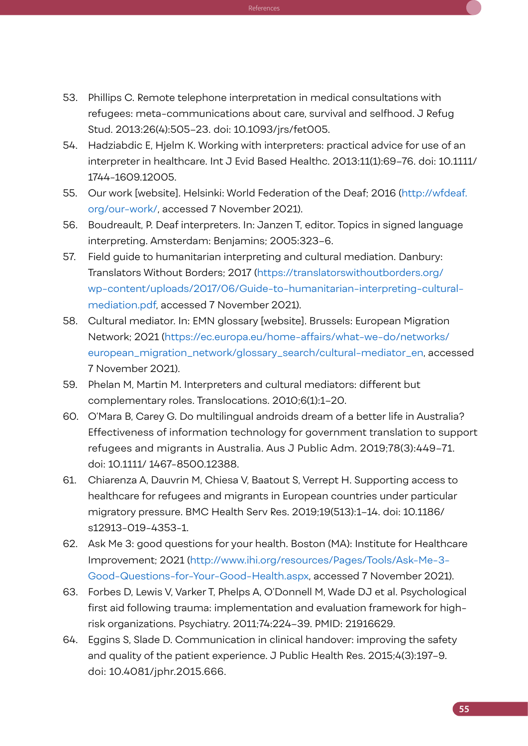53. Phillips C. Remote telephone interpretation in medical consultations with refugees: meta-communications about care, survival and selfhood. J Refug Stud. 2013:26(4):505–23. doi: 10.1093/jrs/fet005.
54. Hadziabdic E, Hjelm K. Working with interpreters: practical advice for use of an interpreter in healthcare. Int J Evid Based Healthc. 2013:11(1):69–76. doi: 10.1111/1744-1609.12005.
55. Our work [website]. Helsinki: World Federation of the Deaf; 2016 (http://wfdeaf.org/our-work/, accessed 7 November 2021).
56. Boudreault, P. Deaf interpreters. In: Janzen T, editor. Topics in signed language interpreting. Amsterdam: Benjamins; 2005:323–6.
57. Field guide to humanitarian interpreting and cultural mediation. Danbury: Translators Without Borders; 2017 (https://translatorswithoutborders.org/wp-content/uploads/2017/06/Guide-to-humanitarian-interpreting-cultural-mediation.pdf, accessed 7 November 2021).
58. Cultural mediator. In: EMN glossary [website]. Brussels: European Migration Network; 2021 (https://ec.europa.eu/home-affairs/what-we-do/networks/european_migration_network/glossary_search/cultural-mediator_en, accessed 7 November 2021).
59. Phelan M, Martin M. Interpreters and cultural mediators: different but complementary roles. Translocations. 2010;6(1):1–20.
60. O'Mara B, Carey G. Do multilingual androids dream of a better life in Australia? Effectiveness of information technology for government translation to support refugees and migrants in Australia. Aus J Public Adm. 2019;78(3):449–71. doi: 10.1111/ 1467-8500.12388.
61. Chiarenza A, Dauvrin M, Chiesa V, Baatout S, Verrept H. Supporting access to healthcare for refugees and migrants in European countries under particular migratory pressure. BMC Health Serv Res. 2019;19(513):1–14. doi: 10.1186/s12913-019-4353-1.
62. Ask Me 3: good questions for your health. Boston (MA): Institute for Healthcare Improvement; 2021 (http://www.ihi.org/resources/Pages/Tools/Ask-Me-3-Good-Questions-for-Your-Good-Health.aspx, accessed 7 November 2021).
63. Forbes D, Lewis V, Varker T, Phelps A, O'Donnell M, Wade DJ et al. Psychological first aid following trauma: implementation and evaluation framework for high-risk organizations. Psychiatry. 2011;74:224–39. PMID: 21916629.
64. Eggins S, Slade D. Communication in clinical handover: improving the safety and quality of the patient experience. J Public Health Res. 2015;4(3):197–9. doi: 10.4081/jphr.2015.666.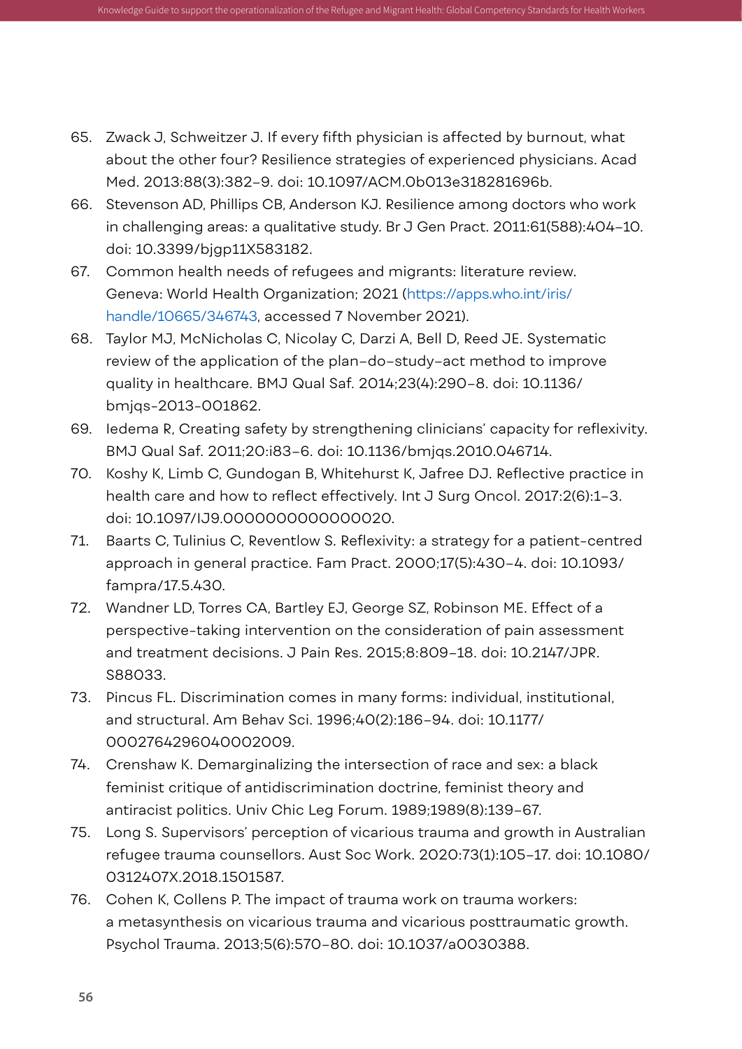65. Zwack J, Schweitzer J. If every fifth physician is affected by burnout, what about the other four? Resilience strategies of experienced physicians. Acad Med. 2013:88(3):382–9. doi: 10.1097/ACM.0b013e318281696b.
66. Stevenson AD, Phillips CB, Anderson KJ. Resilience among doctors who work in challenging areas: a qualitative study. Br J Gen Pract. 2011:61(588):404–10. doi: 10.3399/bjgp11X583182.
67. Common health needs of refugees and migrants: literature review. Geneva: World Health Organization; 2021 (https://apps.who.int/iris/handle/10665/346743, accessed 7 November 2021).
68. Taylor MJ, McNicholas C, Nicolay C, Darzi A, Bell D, Reed JE. Systematic review of the application of the plan–do–study–act method to improve quality in healthcare. BMJ Qual Saf. 2014;23(4):290–8. doi: 10.1136/bmjqs-2013-001862.
69. Iedema R, Creating safety by strengthening clinicians' capacity for reflexivity. BMJ Qual Saf. 2011;20:i83–6. doi: 10.1136/bmjqs.2010.046714.
70. Koshy K, Limb C, Gundogan B, Whitehurst K, Jafree DJ. Reflective practice in health care and how to reflect effectively. Int J Surg Oncol. 2017:2(6):1–3. doi: 10.1097/IJ9.0000000000000020.
71. Baarts C, Tulinius C, Reventlow S. Reflexivity: a strategy for a patient-centred approach in general practice. Fam Pract. 2000;17(5):430–4. doi: 10.1093/fampra/17.5.430.
72. Wandner LD, Torres CA, Bartley EJ, George SZ, Robinson ME. Effect of a perspective-taking intervention on the consideration of pain assessment and treatment decisions. J Pain Res. 2015;8:809–18. doi: 10.2147/JPR.S88033.
73. Pincus FL. Discrimination comes in many forms: individual, institutional, and structural. Am Behav Sci. 1996;40(2):186–94. doi: 10.1177/0002764296040002009.
74. Crenshaw K. Demarginalizing the intersection of race and sex: a black feminist critique of antidiscrimination doctrine, feminist theory and antiracist politics. Univ Chic Leg Forum. 1989;1989(8):139–67.
75. Long S. Supervisors' perception of vicarious trauma and growth in Australian refugee trauma counsellors. Aust Soc Work. 2020:73(1):105–17. doi: 10.1080/0312407X.2018.1501587.
76. Cohen K, Collens P. The impact of trauma work on trauma workers: a metasynthesis on vicarious trauma and vicarious posttraumatic growth. Psychol Trauma. 2013;5(6):570–80. doi: 10.1037/a0030388.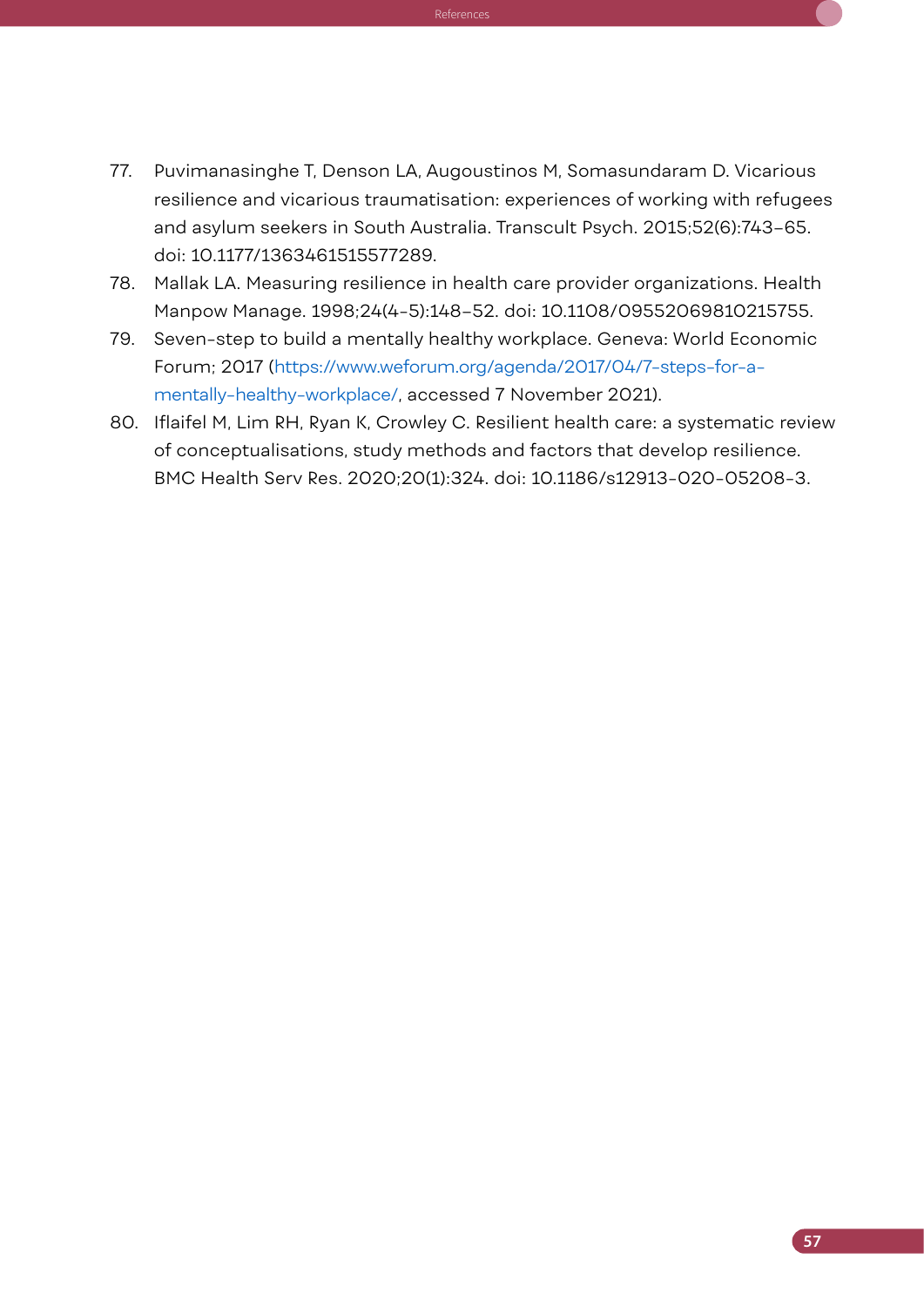77. Puvimanasinghe T, Denson LA, Augoustinos M, Somasundaram D. Vicarious resilience and vicarious traumatisation: experiences of working with refugees and asylum seekers in South Australia. Transcult Psych. 2015;52(6):743–65. doi: 10.1177/1363461515577289.
78. Mallak LA. Measuring resilience in health care provider organizations. Health Manpow Manage. 1998;24(4-5):148–52. doi: 10.1108/09552069810215755.
79. Seven-step to build a mentally healthy workplace. Geneva: World Economic Forum; 2017 (https://www.weforum.org/agenda/2017/04/7-steps-for-a-mentally-healthy-workplace/, accessed 7 November 2021).
80. Iflaifel M, Lim RH, Ryan K, Crowley C. Resilient health care: a systematic review of conceptualisations, study methods and factors that develop resilience. BMC Health Serv Res. 2020;20(1):324. doi: 10.1186/s12913-020-05208-3.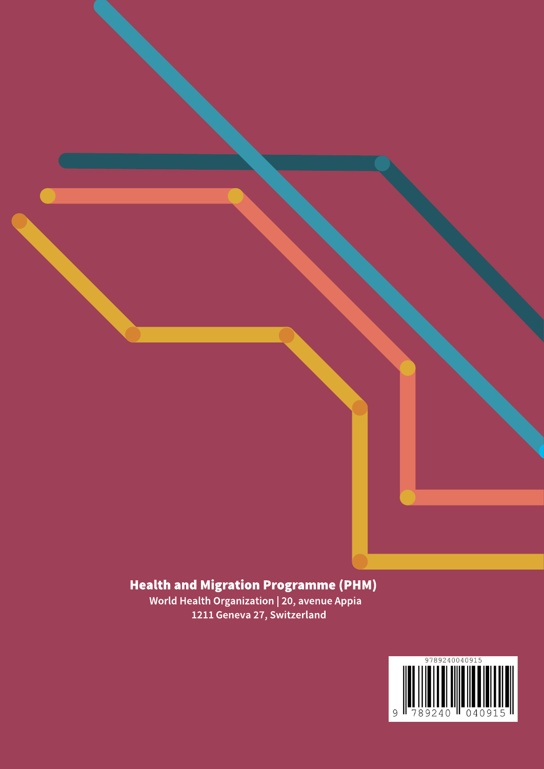**Health and Migration Programme (PHM)**

World Health Organization | 20, avenue Appia
1211 Geneva 27, Switzerland

9789240040915